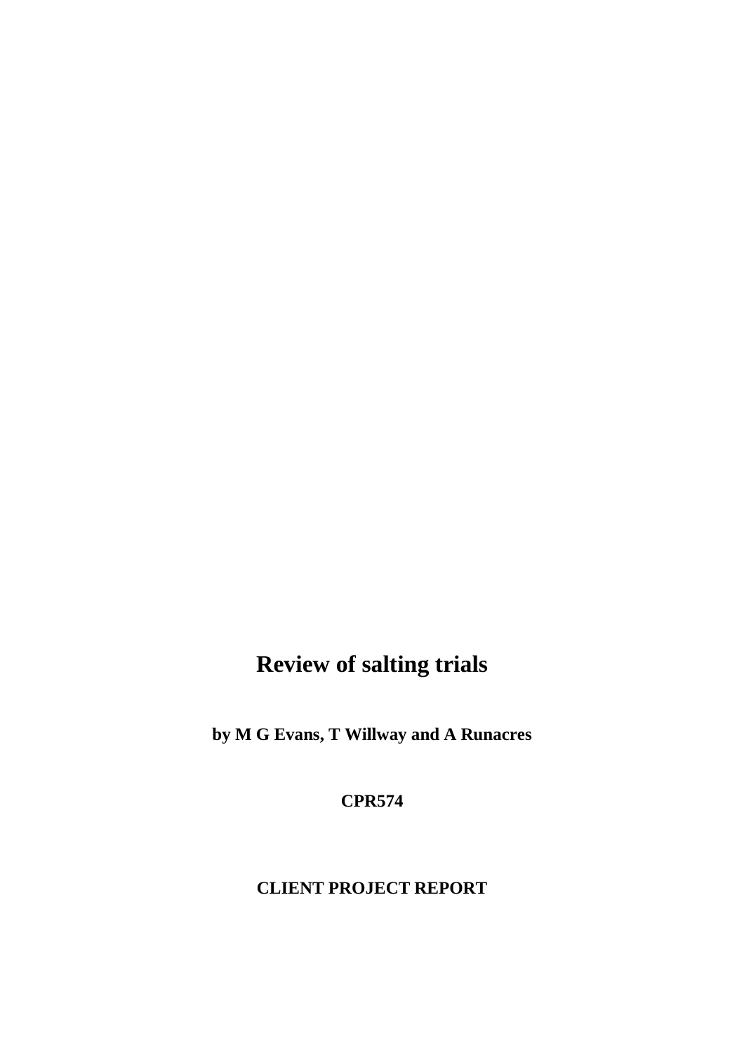# Review of salting trials

**by M G Evans, T Willway and A Runacres**

**CPR574**

**CLIENT PROJECT REPORT**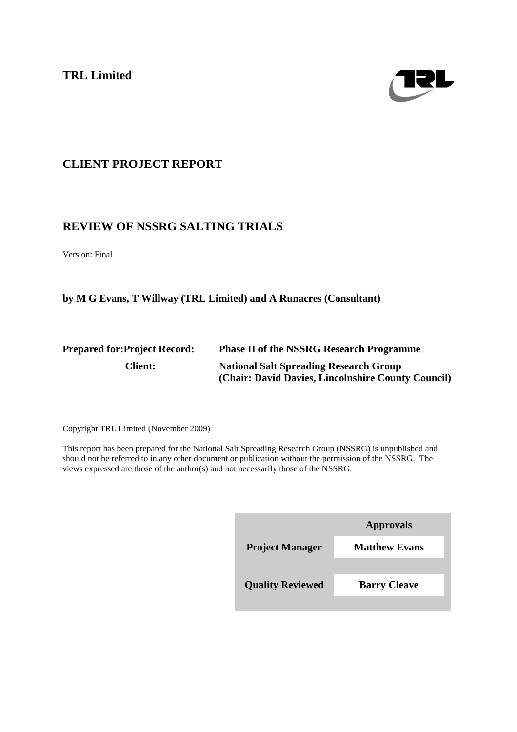**TRL Limited**

## CLIENT PROJECT REPORT

## REVIEW OF NSSRG SALTING TRIALS

Version: Final

**by M G Evans, T Willway (TRL Limited) and A Runacres (Consultant)**

| | |
|---|---|
| **Prepared for:Project Record:** | **Phase II of the NSSRG Research Programme** |
| **Client:** | **National Salt Spreading Research Group (Chair: David Davies, Lincolnshire County Council)** |

Copyright TRL Limited (November 2009)

This report has been prepared for the National Salt Spreading Research Group (NSSRG) is unpublished and should not be referred to in any other document or publication without the permission of the NSSRG. The views expressed are those of the author(s) and not necessarily those of the NSSRG.

| | **Approvals** |
|---|---|
| **Project Manager** | **Matthew Evans** |
| **Quality Reviewed** | **Barry Cleave** |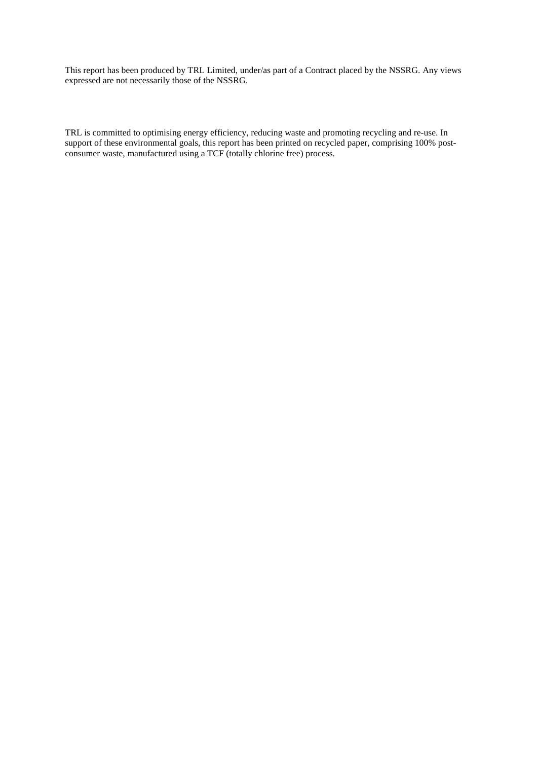This report has been produced by TRL Limited, under/as part of a Contract placed by the NSSRG. Any views expressed are not necessarily those of the NSSRG.

TRL is committed to optimising energy efficiency, reducing waste and promoting recycling and re-use. In support of these environmental goals, this report has been printed on recycled paper, comprising 100% post-consumer waste, manufactured using a TCF (totally chlorine free) process.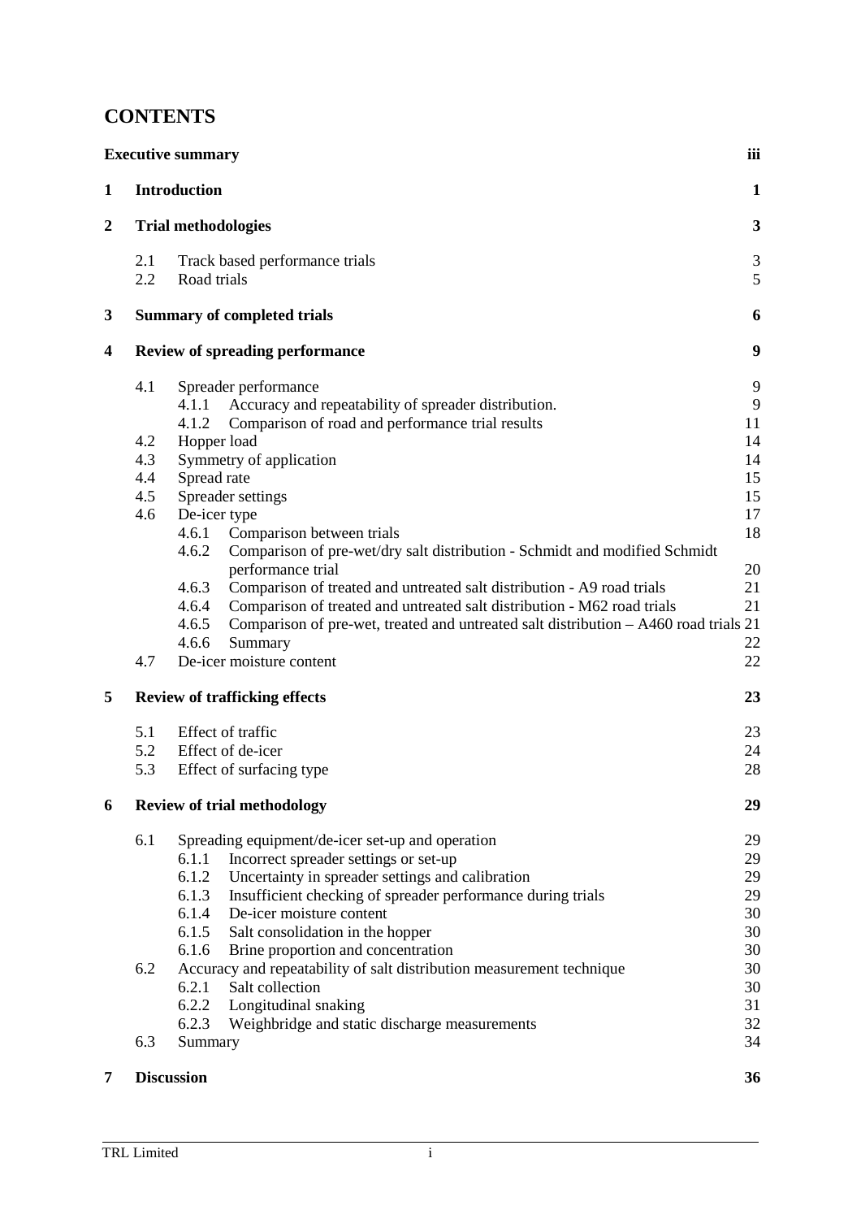# CONTENTS

| | | | Page |
|---|---|---|---|
| **Executive summary** | | | **iii** |
| **1** | **Introduction** | | **1** |
| **2** | **Trial methodologies** | | **3** |
| | 2.1 | Track based performance trials | 3 |
| | 2.2 | Road trials | 5 |
| **3** | **Summary of completed trials** | | **6** |
| **4** | **Review of spreading performance** | | **9** |
| | 4.1 | Spreader performance | 9 |
| | | 4.1.1 Accuracy and repeatability of spreader distribution. | 9 |
| | | 4.1.2 Comparison of road and performance trial results | 11 |
| | 4.2 | Hopper load | 14 |
| | 4.3 | Symmetry of application | 14 |
| | 4.4 | Spread rate | 15 |
| | 4.5 | Spreader settings | 15 |
| | 4.6 | De-icer type | 17 |
| | | 4.6.1 Comparison between trials | 18 |
| | | 4.6.2 Comparison of pre-wet/dry salt distribution - Schmidt and modified Schmidt performance trial | 20 |
| | | 4.6.3 Comparison of treated and untreated salt distribution - A9 road trials | 21 |
| | | 4.6.4 Comparison of treated and untreated salt distribution - M62 road trials | 21 |
| | | 4.6.5 Comparison of pre-wet, treated and untreated salt distribution – A460 road trials | 21 |
| | | 4.6.6 Summary | 22 |
| | 4.7 | De-icer moisture content | 22 |
| **5** | **Review of trafficking effects** | | **23** |
| | 5.1 | Effect of traffic | 23 |
| | 5.2 | Effect of de-icer | 24 |
| | 5.3 | Effect of surfacing type | 28 |
| **6** | **Review of trial methodology** | | **29** |
| | 6.1 | Spreading equipment/de-icer set-up and operation | 29 |
| | | 6.1.1 Incorrect spreader settings or set-up | 29 |
| | | 6.1.2 Uncertainty in spreader settings and calibration | 29 |
| | | 6.1.3 Insufficient checking of spreader performance during trials | 29 |
| | | 6.1.4 De-icer moisture content | 30 |
| | | 6.1.5 Salt consolidation in the hopper | 30 |
| | | 6.1.6 Brine proportion and concentration | 30 |
| | 6.2 | Accuracy and repeatability of salt distribution measurement technique | 30 |
| | | 6.2.1 Salt collection | 30 |
| | | 6.2.2 Longitudinal snaking | 31 |
| | | 6.2.3 Weighbridge and static discharge measurements | 32 |
| | 6.3 | Summary | 34 |
| **7** | **Discussion** | | **36** |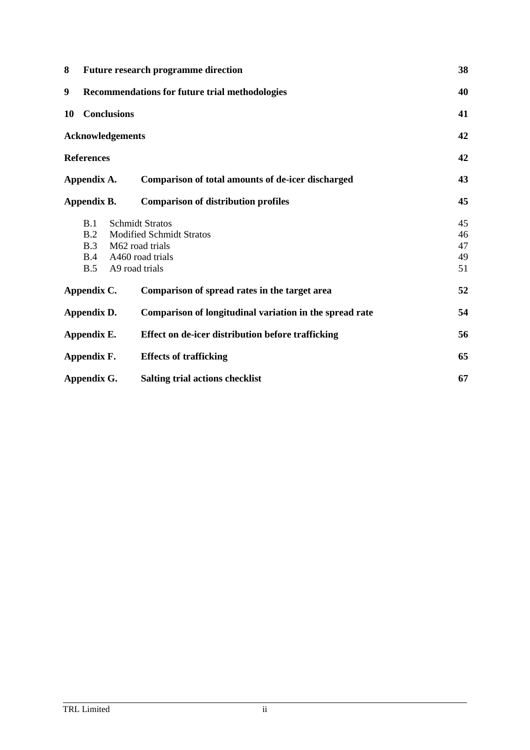| | | |
|---|---|---|
| **8** | **Future research programme direction** | **38** |
| **9** | **Recommendations for future trial methodologies** | **40** |
| **10** | **Conclusions** | **41** |
| | **Acknowledgements** | **42** |
| | **References** | **42** |
| | **Appendix A. Comparison of total amounts of de-icer discharged** | **43** |
| | **Appendix B. Comparison of distribution profiles** | **45** |
| | B.1 Schmidt Stratos | 45 |
| | B.2 Modified Schmidt Stratos | 46 |
| | B.3 M62 road trials | 47 |
| | B.4 A460 road trials | 49 |
| | B.5 A9 road trials | 51 |
| | **Appendix C. Comparison of spread rates in the target area** | **52** |
| | **Appendix D. Comparison of longitudinal variation in the spread rate** | **54** |
| | **Appendix E. Effect on de-icer distribution before trafficking** | **56** |
| | **Appendix F. Effects of trafficking** | **65** |
| | **Appendix G. Salting trial actions checklist** | **67** |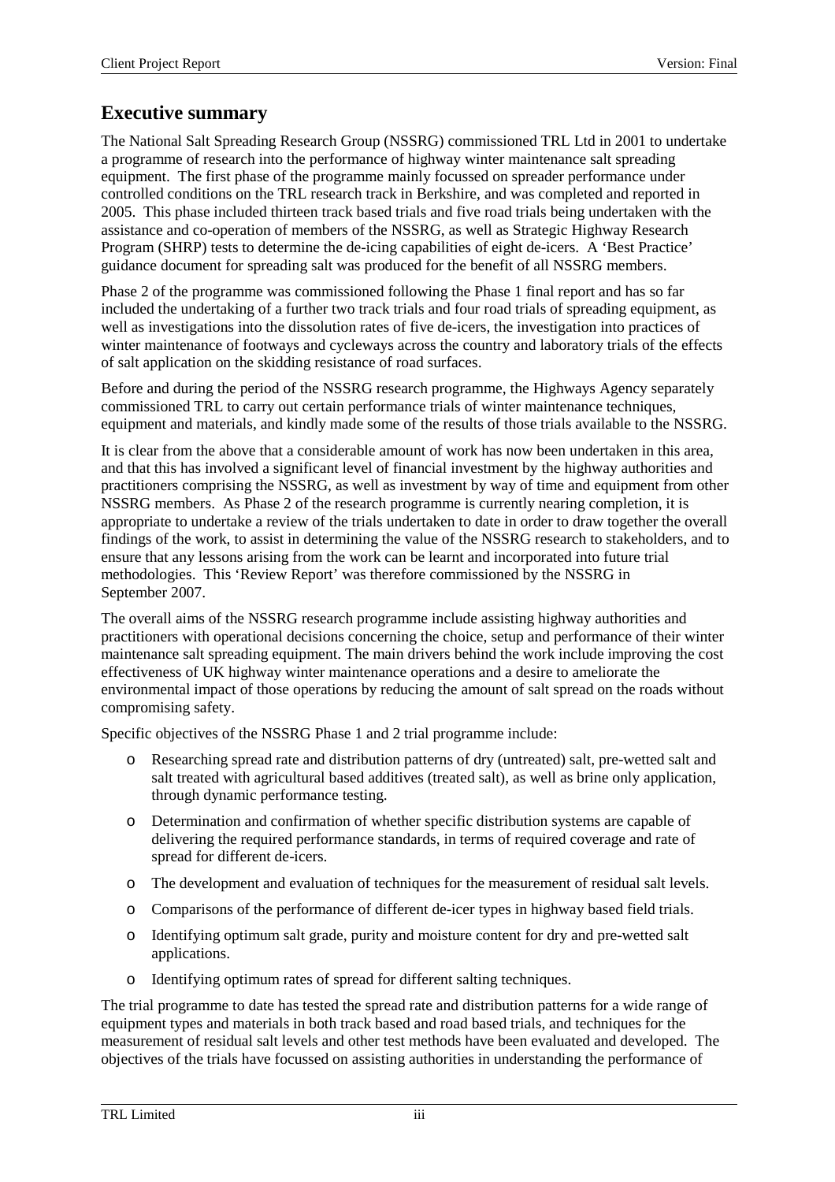## Executive summary

The National Salt Spreading Research Group (NSSRG) commissioned TRL Ltd in 2001 to undertake a programme of research into the performance of highway winter maintenance salt spreading equipment. The first phase of the programme mainly focussed on spreader performance under controlled conditions on the TRL research track in Berkshire, and was completed and reported in 2005. This phase included thirteen track based trials and five road trials being undertaken with the assistance and co-operation of members of the NSSRG, as well as Strategic Highway Research Program (SHRP) tests to determine the de-icing capabilities of eight de-icers. A 'Best Practice' guidance document for spreading salt was produced for the benefit of all NSSRG members.

Phase 2 of the programme was commissioned following the Phase 1 final report and has so far included the undertaking of a further two track trials and four road trials of spreading equipment, as well as investigations into the dissolution rates of five de-icers, the investigation into practices of winter maintenance of footways and cycleways across the country and laboratory trials of the effects of salt application on the skidding resistance of road surfaces.

Before and during the period of the NSSRG research programme, the Highways Agency separately commissioned TRL to carry out certain performance trials of winter maintenance techniques, equipment and materials, and kindly made some of the results of those trials available to the NSSRG.

It is clear from the above that a considerable amount of work has now been undertaken in this area, and that this has involved a significant level of financial investment by the highway authorities and practitioners comprising the NSSRG, as well as investment by way of time and equipment from other NSSRG members. As Phase 2 of the research programme is currently nearing completion, it is appropriate to undertake a review of the trials undertaken to date in order to draw together the overall findings of the work, to assist in determining the value of the NSSRG research to stakeholders, and to ensure that any lessons arising from the work can be learnt and incorporated into future trial methodologies. This 'Review Report' was therefore commissioned by the NSSRG in September 2007.

The overall aims of the NSSRG research programme include assisting highway authorities and practitioners with operational decisions concerning the choice, setup and performance of their winter maintenance salt spreading equipment. The main drivers behind the work include improving the cost effectiveness of UK highway winter maintenance operations and a desire to ameliorate the environmental impact of those operations by reducing the amount of salt spread on the roads without compromising safety.

Specific objectives of the NSSRG Phase 1 and 2 trial programme include:

- Researching spread rate and distribution patterns of dry (untreated) salt, pre-wetted salt and salt treated with agricultural based additives (treated salt), as well as brine only application, through dynamic performance testing.
- Determination and confirmation of whether specific distribution systems are capable of delivering the required performance standards, in terms of required coverage and rate of spread for different de-icers.
- The development and evaluation of techniques for the measurement of residual salt levels.
- Comparisons of the performance of different de-icer types in highway based field trials.
- Identifying optimum salt grade, purity and moisture content for dry and pre-wetted salt applications.
- Identifying optimum rates of spread for different salting techniques.

The trial programme to date has tested the spread rate and distribution patterns for a wide range of equipment types and materials in both track based and road based trials, and techniques for the measurement of residual salt levels and other test methods have been evaluated and developed. The objectives of the trials have focussed on assisting authorities in understanding the performance of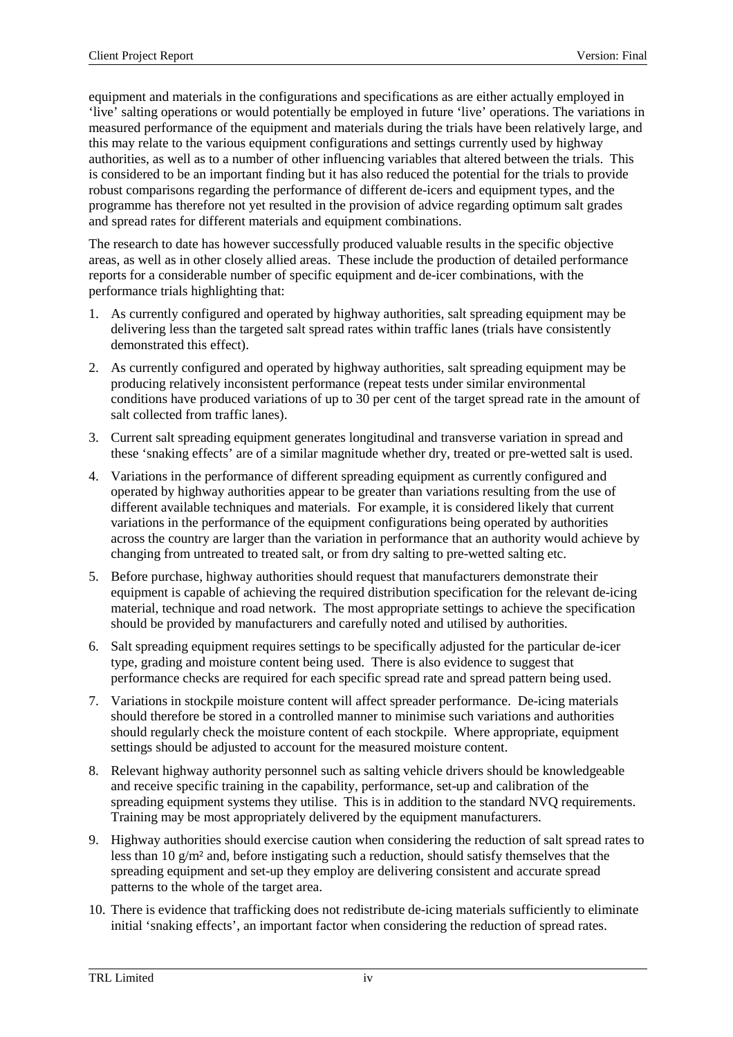equipment and materials in the configurations and specifications as are either actually employed in 'live' salting operations or would potentially be employed in future 'live' operations. The variations in measured performance of the equipment and materials during the trials have been relatively large, and this may relate to the various equipment configurations and settings currently used by highway authorities, as well as to a number of other influencing variables that altered between the trials. This is considered to be an important finding but it has also reduced the potential for the trials to provide robust comparisons regarding the performance of different de-icers and equipment types, and the programme has therefore not yet resulted in the provision of advice regarding optimum salt grades and spread rates for different materials and equipment combinations.

The research to date has however successfully produced valuable results in the specific objective areas, as well as in other closely allied areas. These include the production of detailed performance reports for a considerable number of specific equipment and de-icer combinations, with the performance trials highlighting that:

1. As currently configured and operated by highway authorities, salt spreading equipment may be delivering less than the targeted salt spread rates within traffic lanes (trials have consistently demonstrated this effect).
2. As currently configured and operated by highway authorities, salt spreading equipment may be producing relatively inconsistent performance (repeat tests under similar environmental conditions have produced variations of up to 30 per cent of the target spread rate in the amount of salt collected from traffic lanes).
3. Current salt spreading equipment generates longitudinal and transverse variation in spread and these 'snaking effects' are of a similar magnitude whether dry, treated or pre-wetted salt is used.
4. Variations in the performance of different spreading equipment as currently configured and operated by highway authorities appear to be greater than variations resulting from the use of different available techniques and materials. For example, it is considered likely that current variations in the performance of the equipment configurations being operated by authorities across the country are larger than the variation in performance that an authority would achieve by changing from untreated to treated salt, or from dry salting to pre-wetted salting etc.
5. Before purchase, highway authorities should request that manufacturers demonstrate their equipment is capable of achieving the required distribution specification for the relevant de-icing material, technique and road network. The most appropriate settings to achieve the specification should be provided by manufacturers and carefully noted and utilised by authorities.
6. Salt spreading equipment requires settings to be specifically adjusted for the particular de-icer type, grading and moisture content being used. There is also evidence to suggest that performance checks are required for each specific spread rate and spread pattern being used.
7. Variations in stockpile moisture content will affect spreader performance. De-icing materials should therefore be stored in a controlled manner to minimise such variations and authorities should regularly check the moisture content of each stockpile. Where appropriate, equipment settings should be adjusted to account for the measured moisture content.
8. Relevant highway authority personnel such as salting vehicle drivers should be knowledgeable and receive specific training in the capability, performance, set-up and calibration of the spreading equipment systems they utilise. This is in addition to the standard NVQ requirements. Training may be most appropriately delivered by the equipment manufacturers.
9. Highway authorities should exercise caution when considering the reduction of salt spread rates to less than 10 g/m² and, before instigating such a reduction, should satisfy themselves that the spreading equipment and set-up they employ are delivering consistent and accurate spread patterns to the whole of the target area.
10. There is evidence that trafficking does not redistribute de-icing materials sufficiently to eliminate initial 'snaking effects', an important factor when considering the reduction of spread rates.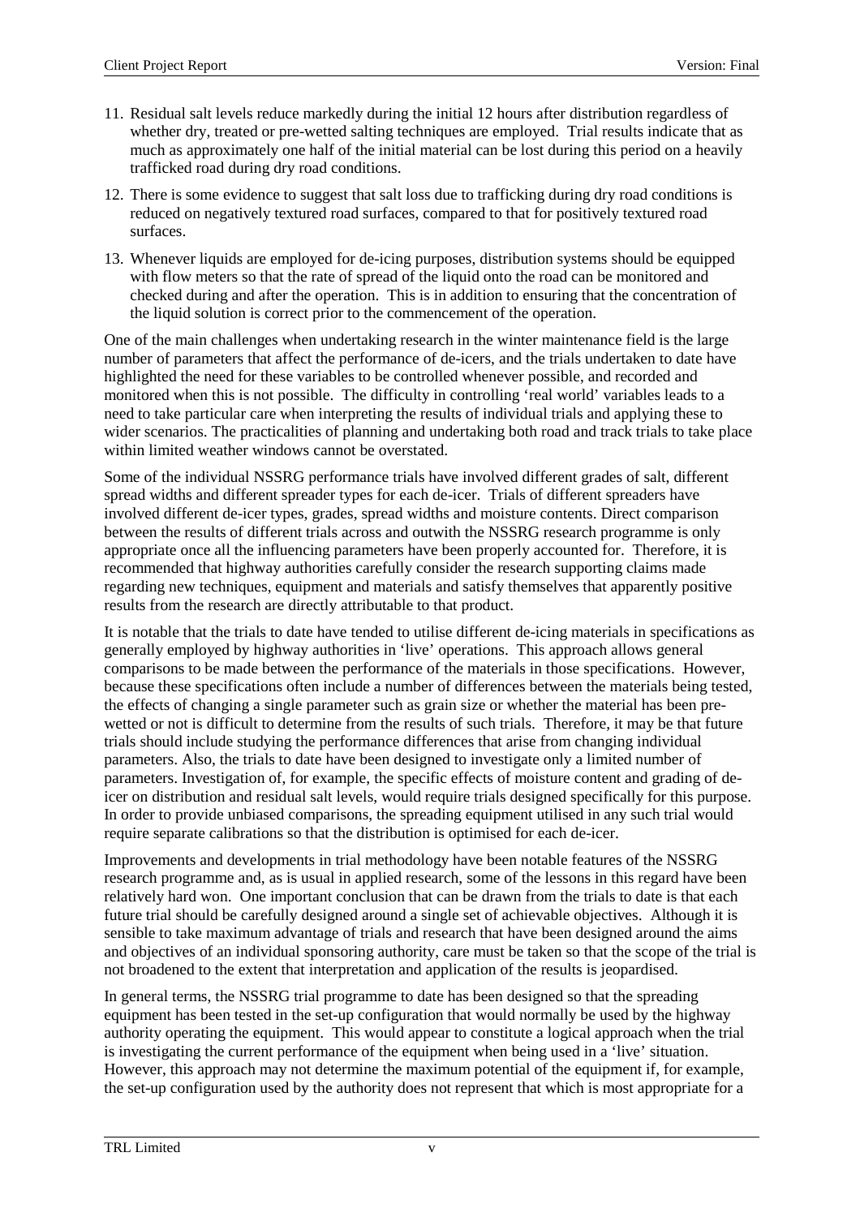11. Residual salt levels reduce markedly during the initial 12 hours after distribution regardless of whether dry, treated or pre-wetted salting techniques are employed. Trial results indicate that as much as approximately one half of the initial material can be lost during this period on a heavily trafficked road during dry road conditions.
12. There is some evidence to suggest that salt loss due to trafficking during dry road conditions is reduced on negatively textured road surfaces, compared to that for positively textured road surfaces.
13. Whenever liquids are employed for de-icing purposes, distribution systems should be equipped with flow meters so that the rate of spread of the liquid onto the road can be monitored and checked during and after the operation. This is in addition to ensuring that the concentration of the liquid solution is correct prior to the commencement of the operation.

One of the main challenges when undertaking research in the winter maintenance field is the large number of parameters that affect the performance of de-icers, and the trials undertaken to date have highlighted the need for these variables to be controlled whenever possible, and recorded and monitored when this is not possible. The difficulty in controlling 'real world' variables leads to a need to take particular care when interpreting the results of individual trials and applying these to wider scenarios. The practicalities of planning and undertaking both road and track trials to take place within limited weather windows cannot be overstated.

Some of the individual NSSRG performance trials have involved different grades of salt, different spread widths and different spreader types for each de-icer. Trials of different spreaders have involved different de-icer types, grades, spread widths and moisture contents. Direct comparison between the results of different trials across and outwith the NSSRG research programme is only appropriate once all the influencing parameters have been properly accounted for. Therefore, it is recommended that highway authorities carefully consider the research supporting claims made regarding new techniques, equipment and materials and satisfy themselves that apparently positive results from the research are directly attributable to that product.

It is notable that the trials to date have tended to utilise different de-icing materials in specifications as generally employed by highway authorities in 'live' operations. This approach allows general comparisons to be made between the performance of the materials in those specifications. However, because these specifications often include a number of differences between the materials being tested, the effects of changing a single parameter such as grain size or whether the material has been pre-wetted or not is difficult to determine from the results of such trials. Therefore, it may be that future trials should include studying the performance differences that arise from changing individual parameters. Also, the trials to date have been designed to investigate only a limited number of parameters. Investigation of, for example, the specific effects of moisture content and grading of de-icer on distribution and residual salt levels, would require trials designed specifically for this purpose. In order to provide unbiased comparisons, the spreading equipment utilised in any such trial would require separate calibrations so that the distribution is optimised for each de-icer.

Improvements and developments in trial methodology have been notable features of the NSSRG research programme and, as is usual in applied research, some of the lessons in this regard have been relatively hard won. One important conclusion that can be drawn from the trials to date is that each future trial should be carefully designed around a single set of achievable objectives. Although it is sensible to take maximum advantage of trials and research that have been designed around the aims and objectives of an individual sponsoring authority, care must be taken so that the scope of the trial is not broadened to the extent that interpretation and application of the results is jeopardised.

In general terms, the NSSRG trial programme to date has been designed so that the spreading equipment has been tested in the set-up configuration that would normally be used by the highway authority operating the equipment. This would appear to constitute a logical approach when the trial is investigating the current performance of the equipment when being used in a 'live' situation. However, this approach may not determine the maximum potential of the equipment if, for example, the set-up configuration used by the authority does not represent that which is most appropriate for a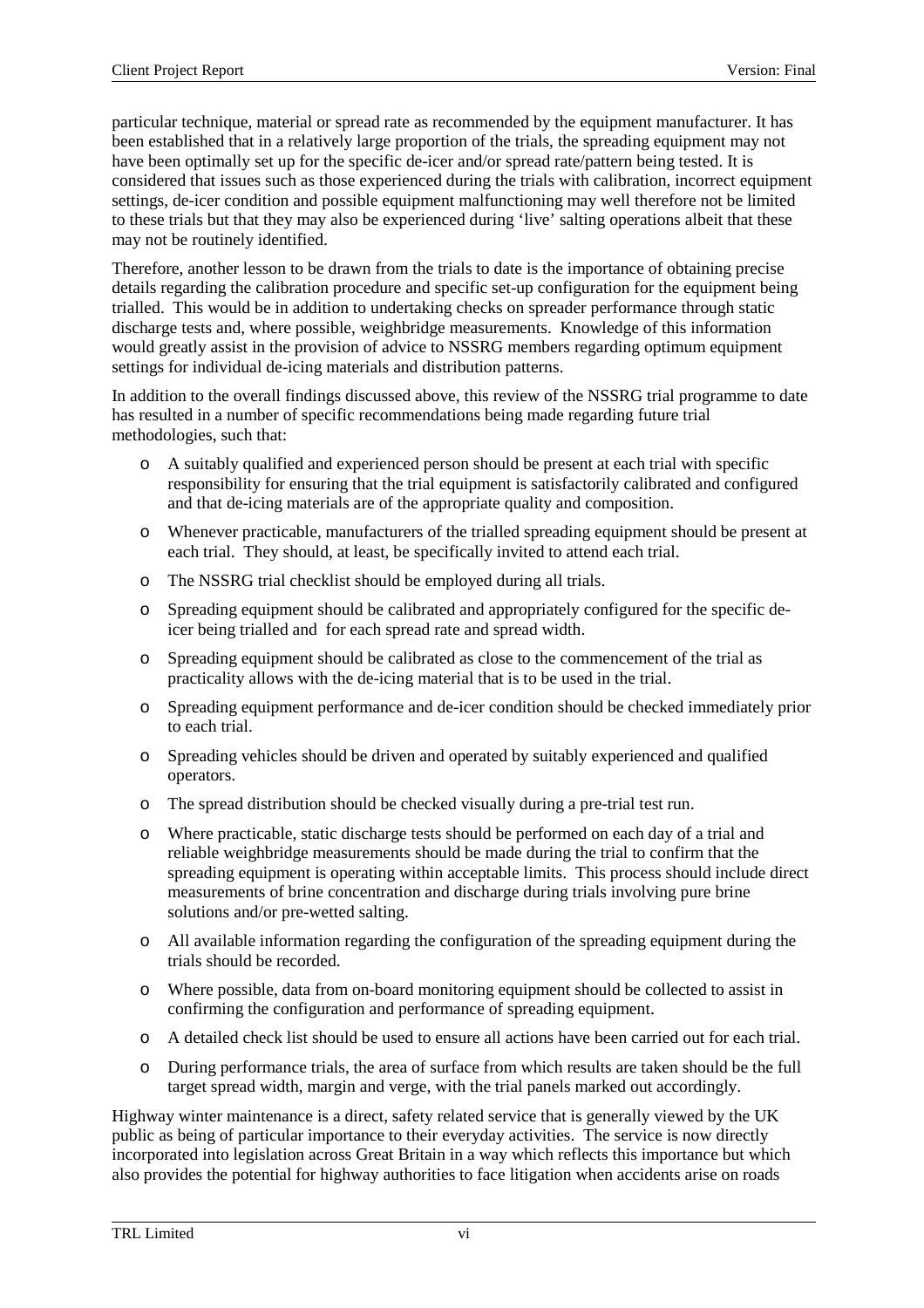particular technique, material or spread rate as recommended by the equipment manufacturer. It has been established that in a relatively large proportion of the trials, the spreading equipment may not have been optimally set up for the specific de-icer and/or spread rate/pattern being tested. It is considered that issues such as those experienced during the trials with calibration, incorrect equipment settings, de-icer condition and possible equipment malfunctioning may well therefore not be limited to these trials but that they may also be experienced during 'live' salting operations albeit that these may not be routinely identified.

Therefore, another lesson to be drawn from the trials to date is the importance of obtaining precise details regarding the calibration procedure and specific set-up configuration for the equipment being trialled. This would be in addition to undertaking checks on spreader performance through static discharge tests and, where possible, weighbridge measurements. Knowledge of this information would greatly assist in the provision of advice to NSSRG members regarding optimum equipment settings for individual de-icing materials and distribution patterns.

In addition to the overall findings discussed above, this review of the NSSRG trial programme to date has resulted in a number of specific recommendations being made regarding future trial methodologies, such that:

- A suitably qualified and experienced person should be present at each trial with specific responsibility for ensuring that the trial equipment is satisfactorily calibrated and configured and that de-icing materials are of the appropriate quality and composition.
- Whenever practicable, manufacturers of the trialled spreading equipment should be present at each trial. They should, at least, be specifically invited to attend each trial.
- The NSSRG trial checklist should be employed during all trials.
- Spreading equipment should be calibrated and appropriately configured for the specific de-icer being trialled and for each spread rate and spread width.
- Spreading equipment should be calibrated as close to the commencement of the trial as practicality allows with the de-icing material that is to be used in the trial.
- Spreading equipment performance and de-icer condition should be checked immediately prior to each trial.
- Spreading vehicles should be driven and operated by suitably experienced and qualified operators.
- The spread distribution should be checked visually during a pre-trial test run.
- Where practicable, static discharge tests should be performed on each day of a trial and reliable weighbridge measurements should be made during the trial to confirm that the spreading equipment is operating within acceptable limits. This process should include direct measurements of brine concentration and discharge during trials involving pure brine solutions and/or pre-wetted salting.
- All available information regarding the configuration of the spreading equipment during the trials should be recorded.
- Where possible, data from on-board monitoring equipment should be collected to assist in confirming the configuration and performance of spreading equipment.
- A detailed check list should be used to ensure all actions have been carried out for each trial.
- During performance trials, the area of surface from which results are taken should be the full target spread width, margin and verge, with the trial panels marked out accordingly.

Highway winter maintenance is a direct, safety related service that is generally viewed by the UK public as being of particular importance to their everyday activities. The service is now directly incorporated into legislation across Great Britain in a way which reflects this importance but which also provides the potential for highway authorities to face litigation when accidents arise on roads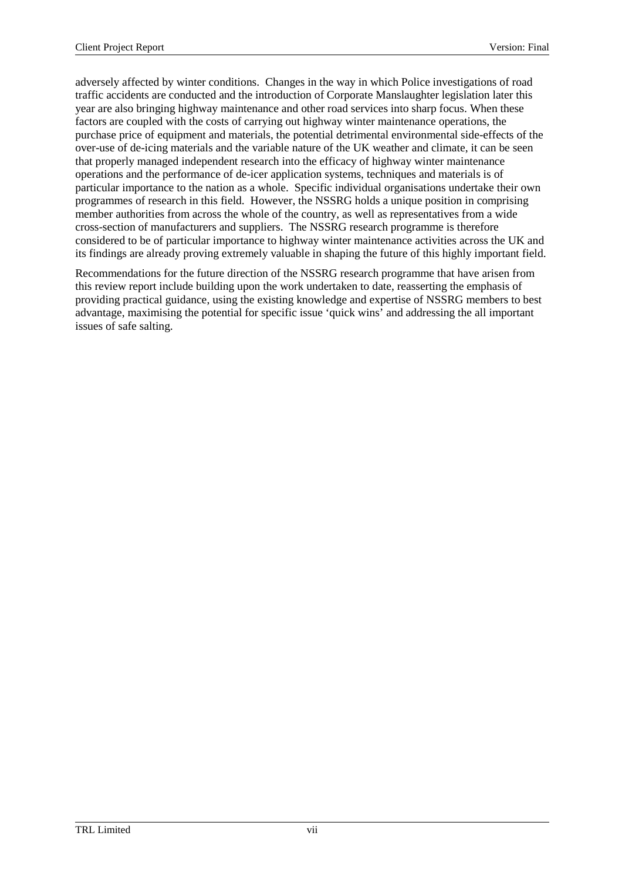adversely affected by winter conditions. Changes in the way in which Police investigations of road traffic accidents are conducted and the introduction of Corporate Manslaughter legislation later this year are also bringing highway maintenance and other road services into sharp focus. When these factors are coupled with the costs of carrying out highway winter maintenance operations, the purchase price of equipment and materials, the potential detrimental environmental side-effects of the over-use of de-icing materials and the variable nature of the UK weather and climate, it can be seen that properly managed independent research into the efficacy of highway winter maintenance operations and the performance of de-icer application systems, techniques and materials is of particular importance to the nation as a whole. Specific individual organisations undertake their own programmes of research in this field. However, the NSSRG holds a unique position in comprising member authorities from across the whole of the country, as well as representatives from a wide cross-section of manufacturers and suppliers. The NSSRG research programme is therefore considered to be of particular importance to highway winter maintenance activities across the UK and its findings are already proving extremely valuable in shaping the future of this highly important field.

Recommendations for the future direction of the NSSRG research programme that have arisen from this review report include building upon the work undertaken to date, reasserting the emphasis of providing practical guidance, using the existing knowledge and expertise of NSSRG members to best advantage, maximising the potential for specific issue 'quick wins' and addressing the all important issues of safe salting.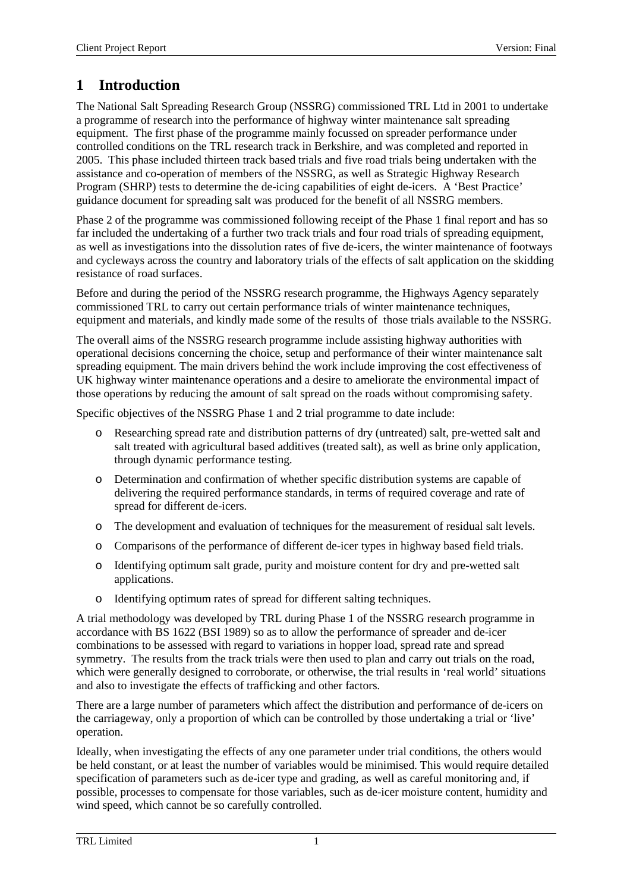# 1 Introduction

The National Salt Spreading Research Group (NSSRG) commissioned TRL Ltd in 2001 to undertake a programme of research into the performance of highway winter maintenance salt spreading equipment. The first phase of the programme mainly focussed on spreader performance under controlled conditions on the TRL research track in Berkshire, and was completed and reported in 2005. This phase included thirteen track based trials and five road trials being undertaken with the assistance and co-operation of members of the NSSRG, as well as Strategic Highway Research Program (SHRP) tests to determine the de-icing capabilities of eight de-icers. A 'Best Practice' guidance document for spreading salt was produced for the benefit of all NSSRG members.

Phase 2 of the programme was commissioned following receipt of the Phase 1 final report and has so far included the undertaking of a further two track trials and four road trials of spreading equipment, as well as investigations into the dissolution rates of five de-icers, the winter maintenance of footways and cycleways across the country and laboratory trials of the effects of salt application on the skidding resistance of road surfaces.

Before and during the period of the NSSRG research programme, the Highways Agency separately commissioned TRL to carry out certain performance trials of winter maintenance techniques, equipment and materials, and kindly made some of the results of those trials available to the NSSRG.

The overall aims of the NSSRG research programme include assisting highway authorities with operational decisions concerning the choice, setup and performance of their winter maintenance salt spreading equipment. The main drivers behind the work include improving the cost effectiveness of UK highway winter maintenance operations and a desire to ameliorate the environmental impact of those operations by reducing the amount of salt spread on the roads without compromising safety.

Specific objectives of the NSSRG Phase 1 and 2 trial programme to date include:

- Researching spread rate and distribution patterns of dry (untreated) salt, pre-wetted salt and salt treated with agricultural based additives (treated salt), as well as brine only application, through dynamic performance testing.
- Determination and confirmation of whether specific distribution systems are capable of delivering the required performance standards, in terms of required coverage and rate of spread for different de-icers.
- The development and evaluation of techniques for the measurement of residual salt levels.
- Comparisons of the performance of different de-icer types in highway based field trials.
- Identifying optimum salt grade, purity and moisture content for dry and pre-wetted salt applications.
- Identifying optimum rates of spread for different salting techniques.

A trial methodology was developed by TRL during Phase 1 of the NSSRG research programme in accordance with BS 1622 (BSI 1989) so as to allow the performance of spreader and de-icer combinations to be assessed with regard to variations in hopper load, spread rate and spread symmetry. The results from the track trials were then used to plan and carry out trials on the road, which were generally designed to corroborate, or otherwise, the trial results in 'real world' situations and also to investigate the effects of trafficking and other factors.

There are a large number of parameters which affect the distribution and performance of de-icers on the carriageway, only a proportion of which can be controlled by those undertaking a trial or 'live' operation.

Ideally, when investigating the effects of any one parameter under trial conditions, the others would be held constant, or at least the number of variables would be minimised. This would require detailed specification of parameters such as de-icer type and grading, as well as careful monitoring and, if possible, processes to compensate for those variables, such as de-icer moisture content, humidity and wind speed, which cannot be so carefully controlled.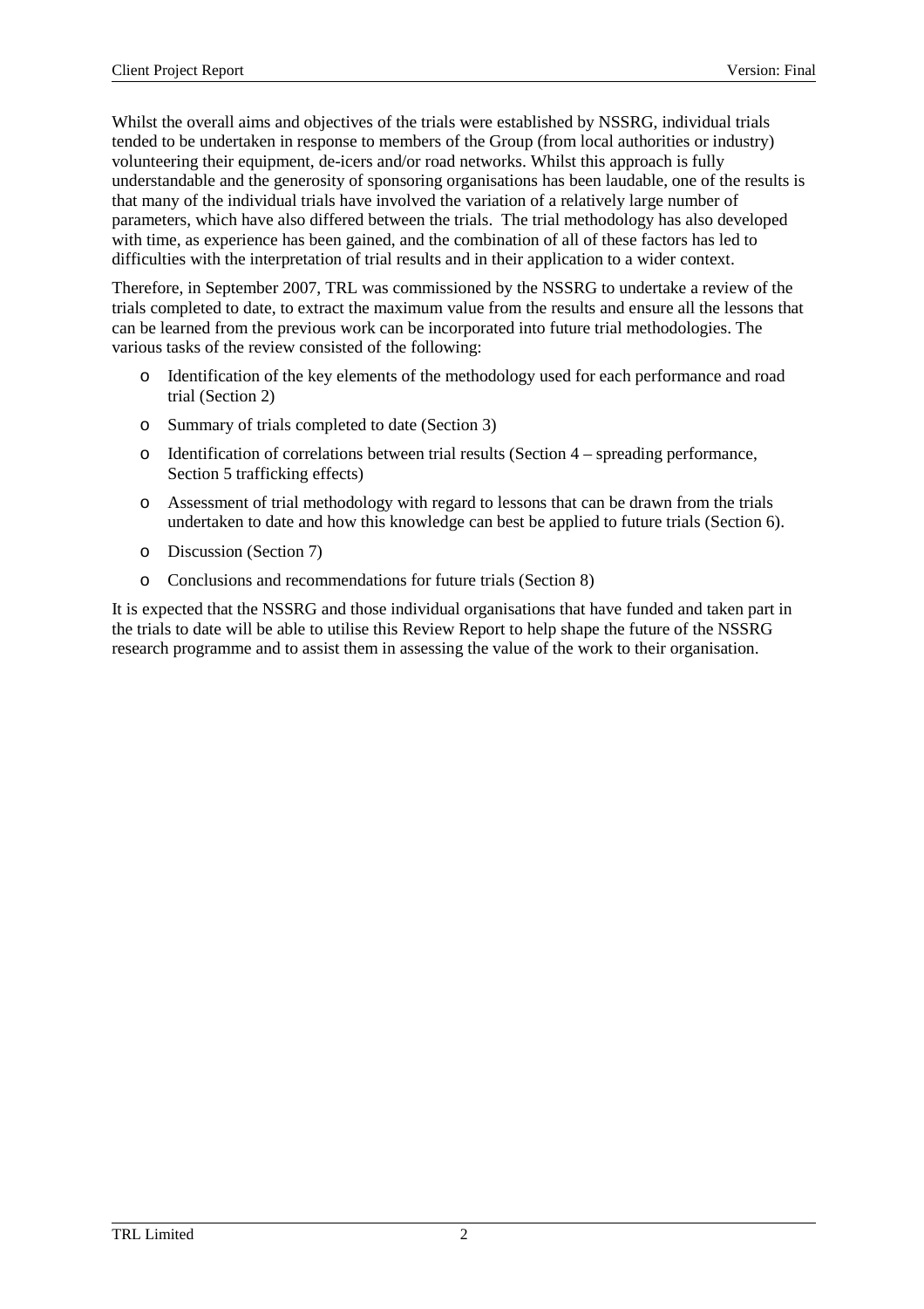Whilst the overall aims and objectives of the trials were established by NSSRG, individual trials tended to be undertaken in response to members of the Group (from local authorities or industry) volunteering their equipment, de-icers and/or road networks. Whilst this approach is fully understandable and the generosity of sponsoring organisations has been laudable, one of the results is that many of the individual trials have involved the variation of a relatively large number of parameters, which have also differed between the trials. The trial methodology has also developed with time, as experience has been gained, and the combination of all of these factors has led to difficulties with the interpretation of trial results and in their application to a wider context.

Therefore, in September 2007, TRL was commissioned by the NSSRG to undertake a review of the trials completed to date, to extract the maximum value from the results and ensure all the lessons that can be learned from the previous work can be incorporated into future trial methodologies. The various tasks of the review consisted of the following:

- Identification of the key elements of the methodology used for each performance and road trial (Section 2)
- Summary of trials completed to date (Section 3)
- Identification of correlations between trial results (Section 4 – spreading performance, Section 5 trafficking effects)
- Assessment of trial methodology with regard to lessons that can be drawn from the trials undertaken to date and how this knowledge can best be applied to future trials (Section 6).
- Discussion (Section 7)
- Conclusions and recommendations for future trials (Section 8)

It is expected that the NSSRG and those individual organisations that have funded and taken part in the trials to date will be able to utilise this Review Report to help shape the future of the NSSRG research programme and to assist them in assessing the value of the work to their organisation.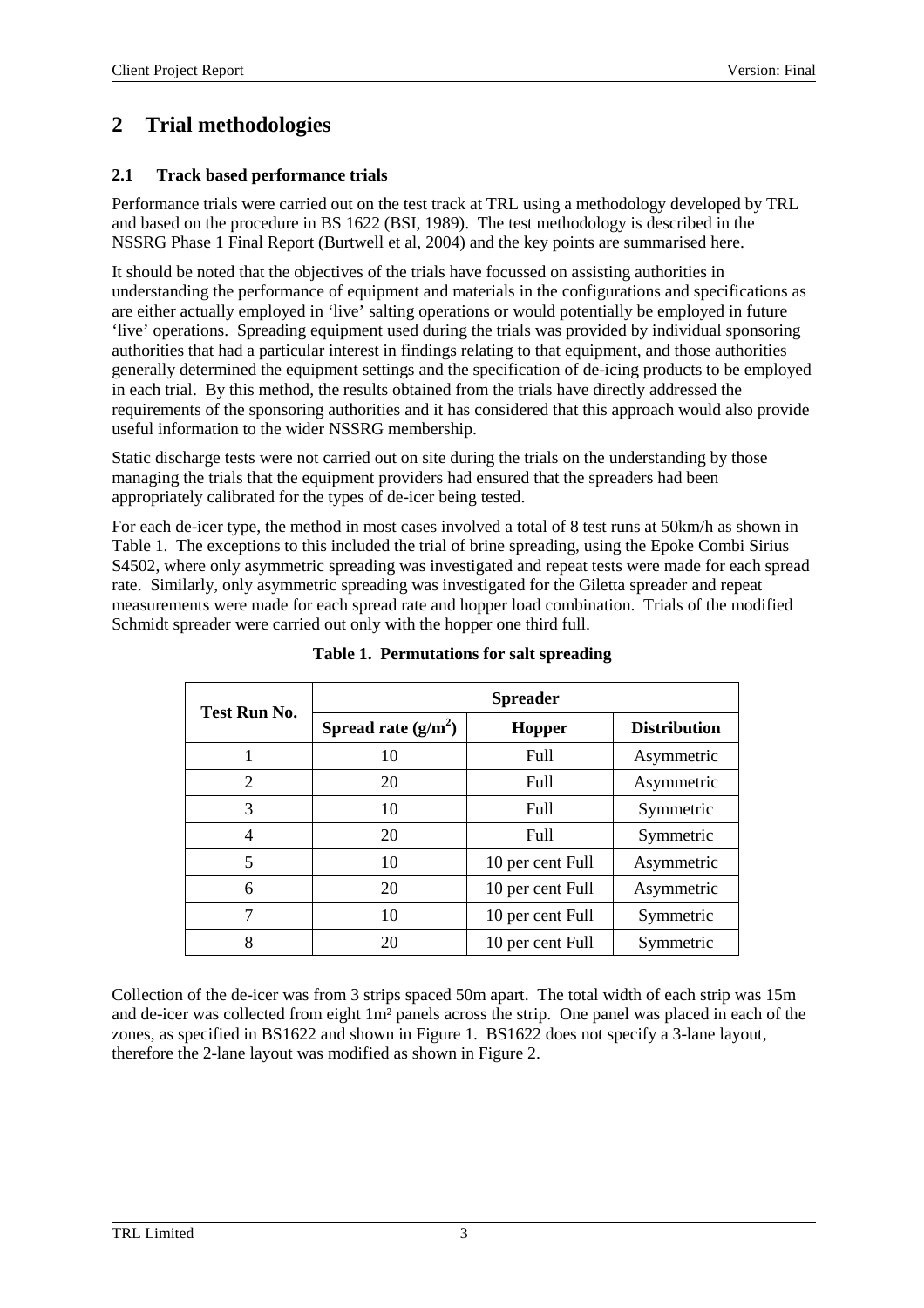# 2 Trial methodologies

## 2.1 Track based performance trials

Performance trials were carried out on the test track at TRL using a methodology developed by TRL and based on the procedure in BS 1622 (BSI, 1989). The test methodology is described in the NSSRG Phase 1 Final Report (Burtwell et al, 2004) and the key points are summarised here.

It should be noted that the objectives of the trials have focussed on assisting authorities in understanding the performance of equipment and materials in the configurations and specifications as are either actually employed in 'live' salting operations or would potentially be employed in future 'live' operations. Spreading equipment used during the trials was provided by individual sponsoring authorities that had a particular interest in findings relating to that equipment, and those authorities generally determined the equipment settings and the specification of de-icing products to be employed in each trial. By this method, the results obtained from the trials have directly addressed the requirements of the sponsoring authorities and it has considered that this approach would also provide useful information to the wider NSSRG membership.

Static discharge tests were not carried out on site during the trials on the understanding by those managing the trials that the equipment providers had ensured that the spreaders had been appropriately calibrated for the types of de-icer being tested.

For each de-icer type, the method in most cases involved a total of 8 test runs at 50km/h as shown in Table 1. The exceptions to this included the trial of brine spreading, using the Epoke Combi Sirius S4502, where only asymmetric spreading was investigated and repeat tests were made for each spread rate. Similarly, only asymmetric spreading was investigated for the Giletta spreader and repeat measurements were made for each spread rate and hopper load combination. Trials of the modified Schmidt spreader were carried out only with the hopper one third full.

**Table 1. Permutations for salt spreading**

| Test Run No. | Spreader | | |
|---|---|---|---|
| | Spread rate ($g/m^2$) | Hopper | Distribution |
| 1 | 10 | Full | Asymmetric |
| 2 | 20 | Full | Asymmetric |
| 3 | 10 | Full | Symmetric |
| 4 | 20 | Full | Symmetric |
| 5 | 10 | 10 per cent Full | Asymmetric |
| 6 | 20 | 10 per cent Full | Asymmetric |
| 7 | 10 | 10 per cent Full | Symmetric |
| 8 | 20 | 10 per cent Full | Symmetric |

Collection of the de-icer was from 3 strips spaced 50m apart. The total width of each strip was 15m and de-icer was collected from eight 1m² panels across the strip. One panel was placed in each of the zones, as specified in BS1622 and shown in Figure 1. BS1622 does not specify a 3-lane layout, therefore the 2-lane layout was modified as shown in Figure 2.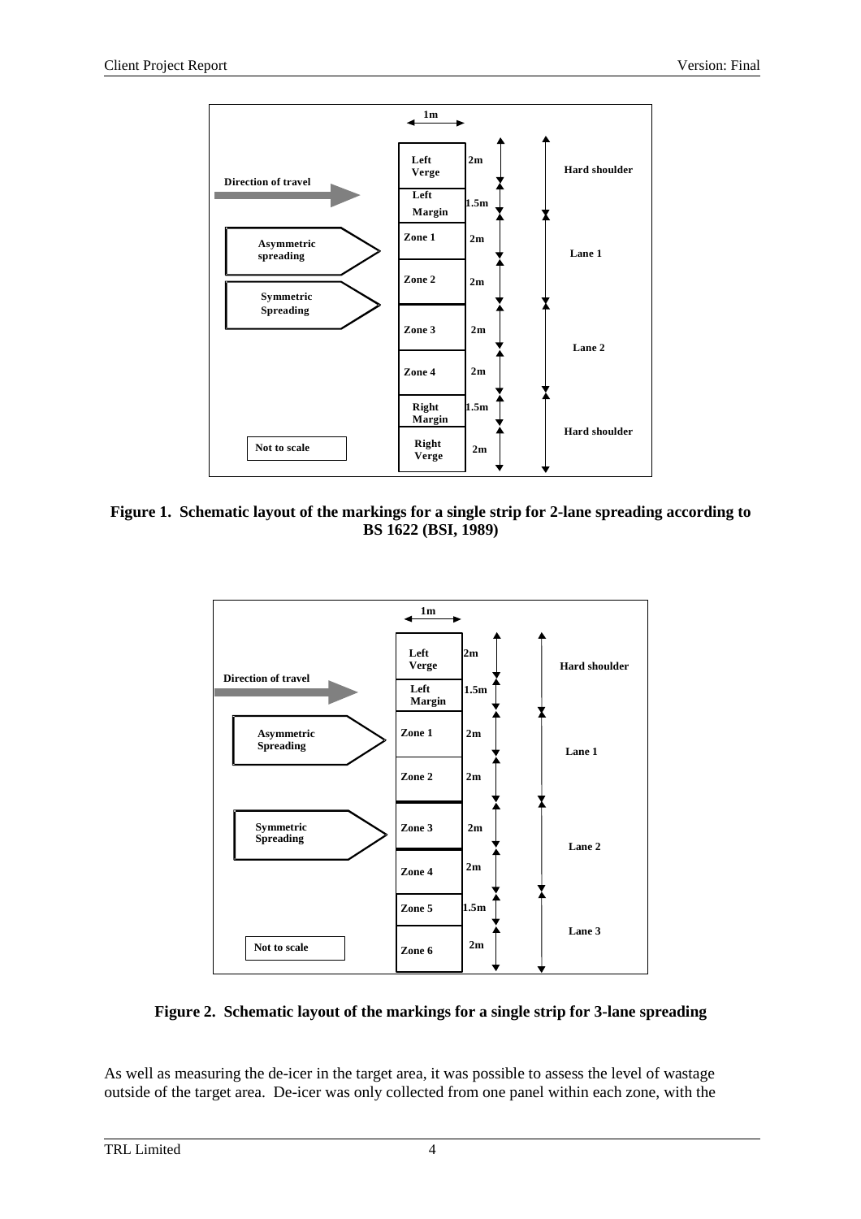Figure 1. Schematic layout of the markings for a single strip for 2-lane spreading according to BS 1622 (BSI, 1989)

Figure 2. Schematic layout of the markings for a single strip for 3-lane spreading

As well as measuring the de-icer in the target area, it was possible to assess the level of wastage outside of the target area. De-icer was only collected from one panel within each zone, with the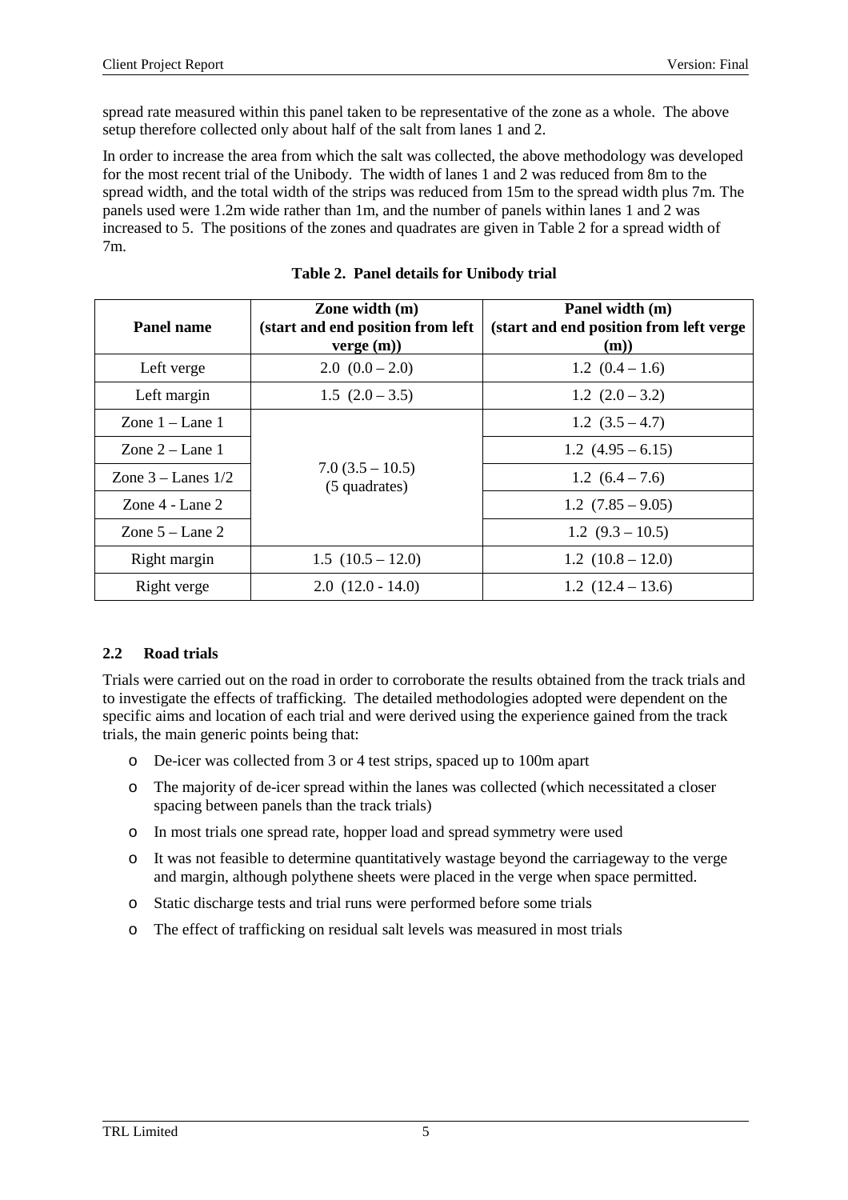spread rate measured within this panel taken to be representative of the zone as a whole. The above setup therefore collected only about half of the salt from lanes 1 and 2.

In order to increase the area from which the salt was collected, the above methodology was developed for the most recent trial of the Unibody. The width of lanes 1 and 2 was reduced from 8m to the spread width, and the total width of the strips was reduced from 15m to the spread width plus 7m. The panels used were 1.2m wide rather than 1m, and the number of panels within lanes 1 and 2 was increased to 5. The positions of the zones and quadrates are given in Table 2 for a spread width of 7m.

**Table 2. Panel details for Unibody trial**

| Panel name | Zone width (m) (start and end position from left verge (m)) | Panel width (m) (start and end position from left verge (m)) |
|---|---|---|
| Left verge | 2.0 (0.0 – 2.0) | 1.2 (0.4 – 1.6) |
| Left margin | 1.5 (2.0 – 3.5) | 1.2 (2.0 – 3.2) |
| Zone 1 – Lane 1 | 7.0 (3.5 – 10.5) (5 quadrates) | 1.2 (3.5 – 4.7) |
| Zone 2 – Lane 1 | | 1.2 (4.95 – 6.15) |
| Zone 3 – Lanes 1/2 | | 1.2 (6.4 – 7.6) |
| Zone 4 - Lane 2 | | 1.2 (7.85 – 9.05) |
| Zone 5 – Lane 2 | | 1.2 (9.3 – 10.5) |
| Right margin | 1.5 (10.5 – 12.0) | 1.2 (10.8 – 12.0) |
| Right verge | 2.0 (12.0 - 14.0) | 1.2 (12.4 – 13.6) |

## 2.2 Road trials

Trials were carried out on the road in order to corroborate the results obtained from the track trials and to investigate the effects of trafficking. The detailed methodologies adopted were dependent on the specific aims and location of each trial and were derived using the experience gained from the track trials, the main generic points being that:

- De-icer was collected from 3 or 4 test strips, spaced up to 100m apart
- The majority of de-icer spread within the lanes was collected (which necessitated a closer spacing between panels than the track trials)
- In most trials one spread rate, hopper load and spread symmetry were used
- It was not feasible to determine quantitatively wastage beyond the carriageway to the verge and margin, although polythene sheets were placed in the verge when space permitted.
- Static discharge tests and trial runs were performed before some trials
- The effect of trafficking on residual salt levels was measured in most trials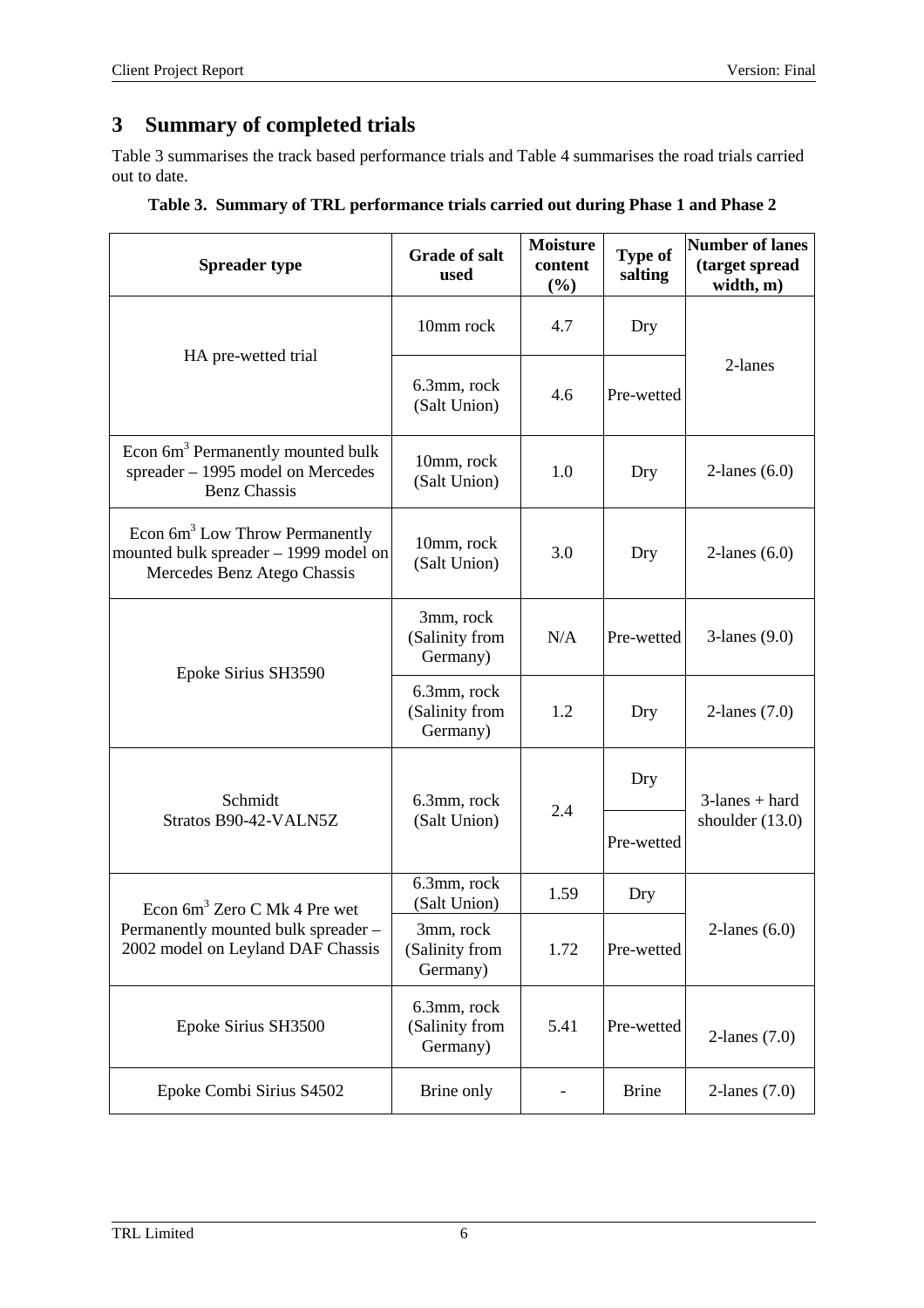# 3 Summary of completed trials

Table 3 summarises the track based performance trials and Table 4 summarises the road trials carried out to date.

**Table 3. Summary of TRL performance trials carried out during Phase 1 and Phase 2**

| Spreader type | Grade of salt used | Moisture content (%) | Type of salting | Number of lanes (target spread width, m) |
|---|---|---|---|---|
| HA pre-wetted trial | 10mm rock | 4.7 | Dry | 2-lanes |
| | 6.3mm, rock (Salt Union) | 4.6 | Pre-wetted | |
| Econ $6m^3$ Permanently mounted bulk spreader – 1995 model on Mercedes Benz Chassis | 10mm, rock (Salt Union) | 1.0 | Dry | 2-lanes (6.0) |
| Econ $6m^3$ Low Throw Permanently mounted bulk spreader – 1999 model on Mercedes Benz Atego Chassis | 10mm, rock (Salt Union) | 3.0 | Dry | 2-lanes (6.0) |
| Epoke Sirius SH3590 | 3mm, rock (Salinity from Germany) | N/A | Pre-wetted | 3-lanes (9.0) |
| | 6.3mm, rock (Salinity from Germany) | 1.2 | Dry | 2-lanes (7.0) |
| Schmidt Stratos B90-42-VALN5Z | 6.3mm, rock (Salt Union) | 2.4 | Dry | 3-lanes + hard shoulder (13.0) |
| | | | Pre-wetted | |
| Econ $6m^3$ Zero C Mk 4 Pre wet Permanently mounted bulk spreader – 2002 model on Leyland DAF Chassis | 6.3mm, rock (Salt Union) | 1.59 | Dry | 2-lanes (6.0) |
| | 3mm, rock (Salinity from Germany) | 1.72 | Pre-wetted | |
| Epoke Sirius SH3500 | 6.3mm, rock (Salinity from Germany) | 5.41 | Pre-wetted | 2-lanes (7.0) |
| Epoke Combi Sirius S4502 | Brine only | - | Brine | 2-lanes (7.0) |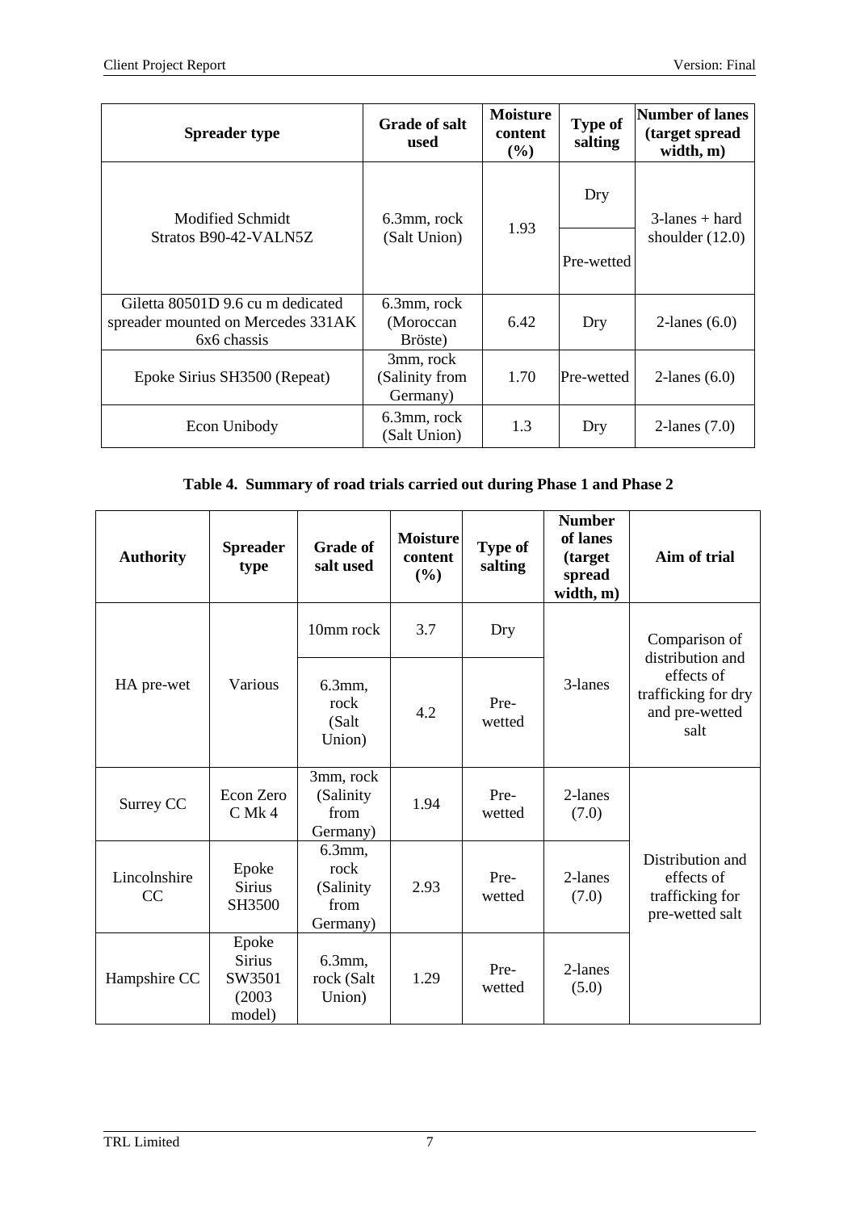| Spreader type | Grade of salt used | Moisture content (%) | Type of salting | Number of lanes (target spread width, m) |
|---|---|---|---|---|
| Modified Schmidt Stratos B90-42-VALN5Z | 6.3mm, rock (Salt Union) | 1.93 | Dry | 3-lanes + hard shoulder (12.0) |
| | | | Pre-wetted | |
| Giletta 80501D 9.6 cu m dedicated spreader mounted on Mercedes 331AK 6x6 chassis | 6.3mm, rock (Moroccan Bröste) | 6.42 | Dry | 2-lanes (6.0) |
| Epoke Sirius SH3500 (Repeat) | 3mm, rock (Salinity from Germany) | 1.70 | Pre-wetted | 2-lanes (6.0) |
| Econ Unibody | 6.3mm, rock (Salt Union) | 1.3 | Dry | 2-lanes (7.0) |

**Table 4. Summary of road trials carried out during Phase 1 and Phase 2**

| Authority | Spreader type | Grade of salt used | Moisture content (%) | Type of salting | Number of lanes (target spread width, m) | Aim of trial |
|---|---|---|---|---|---|---|
| HA pre-wet | Various | 10mm rock | 3.7 | Dry | 3-lanes | Comparison of distribution and effects of trafficking for dry and pre-wetted salt |
| | | 6.3mm, rock (Salt Union) | 4.2 | Pre-wetted | | |
| Surrey CC | Econ Zero C Mk 4 | 3mm, rock (Salinity from Germany) | 1.94 | Pre-wetted | 2-lanes (7.0) | Distribution and effects of trafficking for pre-wetted salt |
| Lincolnshire CC | Epoke Sirius SH3500 | 6.3mm, rock (Salinity from Germany) | 2.93 | Pre-wetted | 2-lanes (7.0) | |
| Hampshire CC | Epoke Sirius SW3501 (2003 model) | 6.3mm, rock (Salt Union) | 1.29 | Pre-wetted | 2-lanes (5.0) | |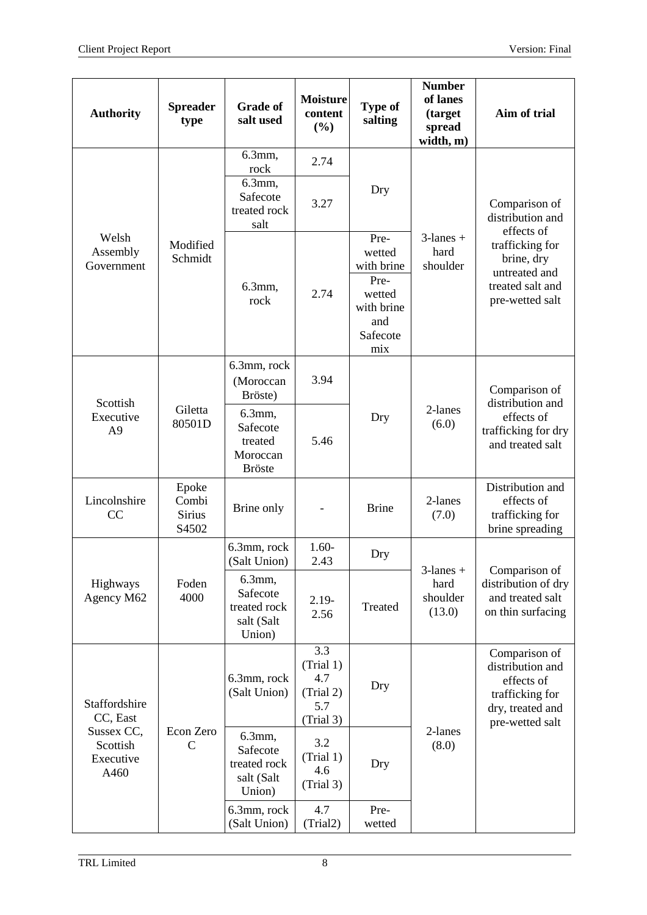| Authority | Spreader type | Grade of salt used | Moisture content (%) | Type of salting | Number of lanes (target spread width, m) | Aim of trial |
|---|---|---|---|---|---|---|
| Welsh Assembly Government | Modified Schmidt | 6.3mm, rock | 2.74 | Dry | 3-lanes + hard shoulder | Comparison of distribution and effects of trafficking for brine, dry untreated and treated salt and pre-wetted salt |
| | | 6.3mm, Safecote treated rock salt | 3.27 | | | |
| | | 6.3mm, rock | 2.74 | Pre-wetted with brine | | |
| | | | | Pre-wetted with brine and Safecote mix | | |
| Scottish Executive A9 | Giletta 80501D | 6.3mm, rock (Moroccan Bröste) | 3.94 | Dry | 2-lanes (6.0) | Comparison of distribution and effects of trafficking for dry and treated salt |
| | | 6.3mm, Safecote treated Moroccan Bröste | 5.46 | | | |
| Lincolnshire CC | Epoke Combi Sirius S4502 | Brine only | - | Brine | 2-lanes (7.0) | Distribution and effects of trafficking for brine spreading |
| Highways Agency M62 | Foden 4000 | 6.3mm, rock (Salt Union) | 1.60-2.43 | Dry | 3-lanes + hard shoulder (13.0) | Comparison of distribution of dry and treated salt on thin surfacing |
| | | 6.3mm, Safecote treated rock salt (Salt Union) | 2.19-2.56 | Treated | | |
| Staffordshire CC, East Sussex CC, Scottish Executive A460 | Econ Zero C | 6.3mm, rock (Salt Union) | 3.3 (Trial 1) 4.7 (Trial 2) 5.7 (Trial 3) | Dry | 2-lanes (8.0) | Comparison of distribution and effects of trafficking for dry, treated and pre-wetted salt |
| | | 6.3mm, Safecote treated rock salt (Salt Union) | 3.2 (Trial 1) 4.6 (Trial 3) | Dry | | |
| | | 6.3mm, rock (Salt Union) | 4.7 (Trial2) | Pre-wetted | | |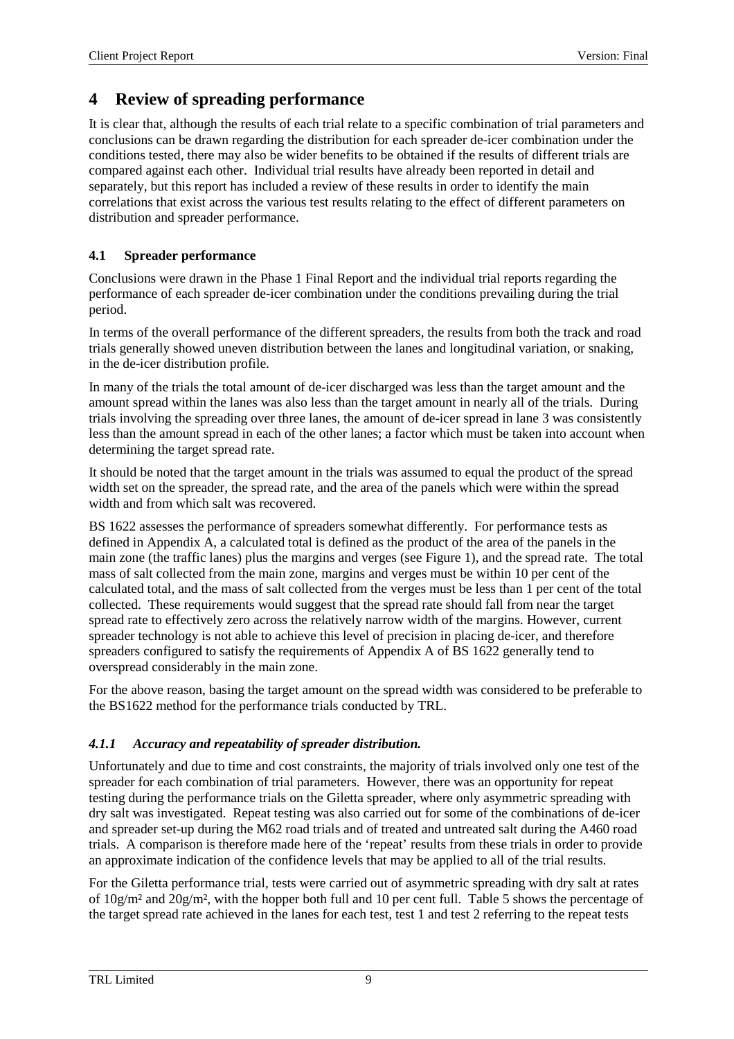# 4 Review of spreading performance

It is clear that, although the results of each trial relate to a specific combination of trial parameters and conclusions can be drawn regarding the distribution for each spreader de-icer combination under the conditions tested, there may also be wider benefits to be obtained if the results of different trials are compared against each other. Individual trial results have already been reported in detail and separately, but this report has included a review of these results in order to identify the main correlations that exist across the various test results relating to the effect of different parameters on distribution and spreader performance.

## 4.1 Spreader performance

Conclusions were drawn in the Phase 1 Final Report and the individual trial reports regarding the performance of each spreader de-icer combination under the conditions prevailing during the trial period.

In terms of the overall performance of the different spreaders, the results from both the track and road trials generally showed uneven distribution between the lanes and longitudinal variation, or snaking, in the de-icer distribution profile.

In many of the trials the total amount of de-icer discharged was less than the target amount and the amount spread within the lanes was also less than the target amount in nearly all of the trials. During trials involving the spreading over three lanes, the amount of de-icer spread in lane 3 was consistently less than the amount spread in each of the other lanes; a factor which must be taken into account when determining the target spread rate.

It should be noted that the target amount in the trials was assumed to equal the product of the spread width set on the spreader, the spread rate, and the area of the panels which were within the spread width and from which salt was recovered.

BS 1622 assesses the performance of spreaders somewhat differently. For performance tests as defined in Appendix A, a calculated total is defined as the product of the area of the panels in the main zone (the traffic lanes) plus the margins and verges (see Figure 1), and the spread rate. The total mass of salt collected from the main zone, margins and verges must be within 10 per cent of the calculated total, and the mass of salt collected from the verges must be less than 1 per cent of the total collected. These requirements would suggest that the spread rate should fall from near the target spread rate to effectively zero across the relatively narrow width of the margins. However, current spreader technology is not able to achieve this level of precision in placing de-icer, and therefore spreaders configured to satisfy the requirements of Appendix A of BS 1622 generally tend to overspread considerably in the main zone.

For the above reason, basing the target amount on the spread width was considered to be preferable to the BS1622 method for the performance trials conducted by TRL.

### *4.1.1 Accuracy and repeatability of spreader distribution.*

Unfortunately and due to time and cost constraints, the majority of trials involved only one test of the spreader for each combination of trial parameters. However, there was an opportunity for repeat testing during the performance trials on the Giletta spreader, where only asymmetric spreading with dry salt was investigated. Repeat testing was also carried out for some of the combinations of de-icer and spreader set-up during the M62 road trials and of treated and untreated salt during the A460 road trials. A comparison is therefore made here of the 'repeat' results from these trials in order to provide an approximate indication of the confidence levels that may be applied to all of the trial results.

For the Giletta performance trial, tests were carried out of asymmetric spreading with dry salt at rates of 10g/m² and 20g/m², with the hopper both full and 10 per cent full. Table 5 shows the percentage of the target spread rate achieved in the lanes for each test, test 1 and test 2 referring to the repeat tests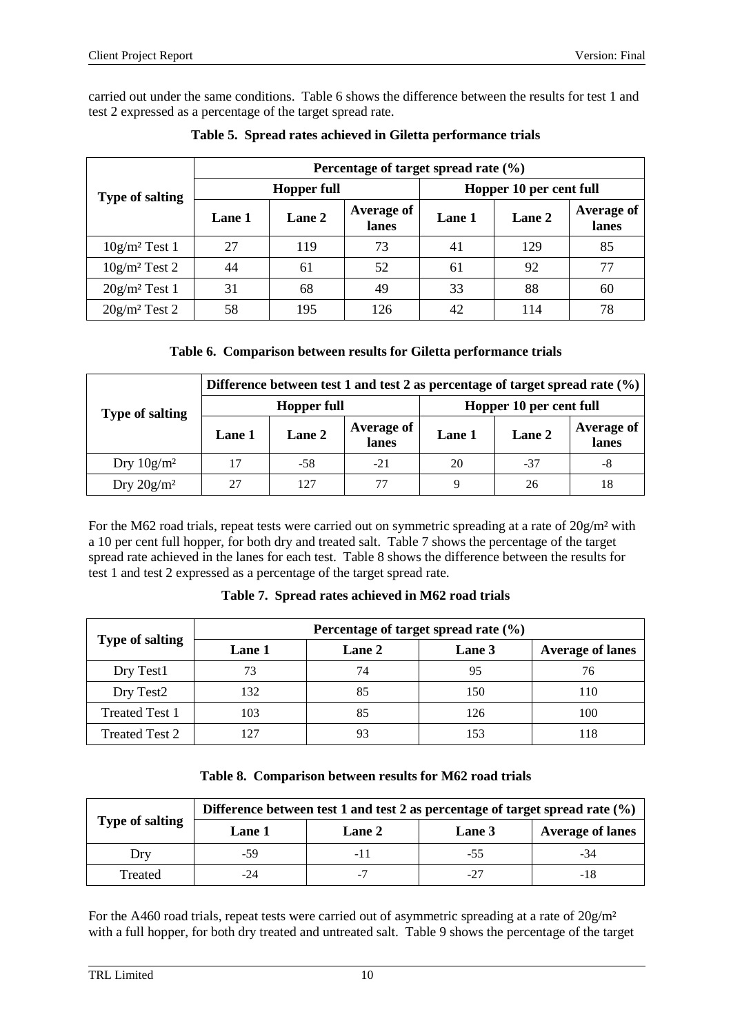carried out under the same conditions. Table 6 shows the difference between the results for test 1 and test 2 expressed as a percentage of the target spread rate.

**Table 5. Spread rates achieved in Giletta performance trials**

| Type of salting | Percentage of target spread rate (%) | | | | | |
|---|---|---|---|---|---|---|
| | Hopper full | | | Hopper 10 per cent full | | |
| | Lane 1 | Lane 2 | Average of lanes | Lane 1 | Lane 2 | Average of lanes |
| 10g/m² Test 1 | 27 | 119 | 73 | 41 | 129 | 85 |
| 10g/m² Test 2 | 44 | 61 | 52 | 61 | 92 | 77 |
| 20g/m² Test 1 | 31 | 68 | 49 | 33 | 88 | 60 |
| 20g/m² Test 2 | 58 | 195 | 126 | 42 | 114 | 78 |

**Table 6. Comparison between results for Giletta performance trials**

| Type of salting | Difference between test 1 and test 2 as percentage of target spread rate (%) | | | | | |
|---|---|---|---|---|---|---|
| | Hopper full | | | Hopper 10 per cent full | | |
| | Lane 1 | Lane 2 | Average of lanes | Lane 1 | Lane 2 | Average of lanes |
| Dry 10g/m² | 17 | -58 | -21 | 20 | -37 | -8 |
| Dry 20g/m² | 27 | 127 | 77 | 9 | 26 | 18 |

For the M62 road trials, repeat tests were carried out on symmetric spreading at a rate of 20g/m² with a 10 per cent full hopper, for both dry and treated salt. Table 7 shows the percentage of the target spread rate achieved in the lanes for each test. Table 8 shows the difference between the results for test 1 and test 2 expressed as a percentage of the target spread rate.

**Table 7. Spread rates achieved in M62 road trials**

| Type of salting | Percentage of target spread rate (%) | | | |
|---|---|---|---|---|
| | Lane 1 | Lane 2 | Lane 3 | Average of lanes |
| Dry Test1 | 73 | 74 | 95 | 76 |
| Dry Test2 | 132 | 85 | 150 | 110 |
| Treated Test 1 | 103 | 85 | 126 | 100 |
| Treated Test 2 | 127 | 93 | 153 | 118 |

**Table 8. Comparison between results for M62 road trials**

| Type of salting | Difference between test 1 and test 2 as percentage of target spread rate (%) | | | |
|---|---|---|---|---|
| | Lane 1 | Lane 2 | Lane 3 | Average of lanes |
| Dry | -59 | -11 | -55 | -34 |
| Treated | -24 | -7 | -27 | -18 |

For the A460 road trials, repeat tests were carried out of asymmetric spreading at a rate of 20g/m² with a full hopper, for both dry treated and untreated salt. Table 9 shows the percentage of the target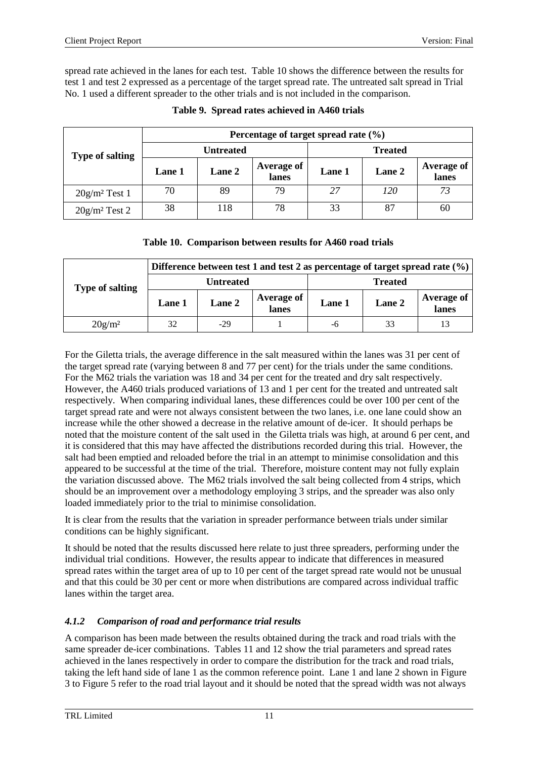spread rate achieved in the lanes for each test. Table 10 shows the difference between the results for test 1 and test 2 expressed as a percentage of the target spread rate. The untreated salt spread in Trial No. 1 used a different spreader to the other trials and is not included in the comparison.

**Table 9. Spread rates achieved in A460 trials**

| Type of salting | Percentage of target spread rate (%) | | | | | |
|---|---|---|---|---|---|---|
| | Untreated | | | Treated | | |
| | Lane 1 | Lane 2 | Average of lanes | Lane 1 | Lane 2 | Average of lanes |
| 20g/m² Test 1 | 70 | 89 | 79 | *27* | *120* | *73* |
| 20g/m² Test 2 | 38 | 118 | 78 | 33 | 87 | 60 |

**Table 10. Comparison between results for A460 road trials**

| Type of salting | Difference between test 1 and test 2 as percentage of target spread rate (%) | | | | | |
|---|---|---|---|---|---|---|
| | Untreated | | | Treated | | |
| | Lane 1 | Lane 2 | Average of lanes | Lane 1 | Lane 2 | Average of lanes |
| 20g/m² | 32 | -29 | 1 | -6 | 33 | 13 |

For the Giletta trials, the average difference in the salt measured within the lanes was 31 per cent of the target spread rate (varying between 8 and 77 per cent) for the trials under the same conditions. For the M62 trials the variation was 18 and 34 per cent for the treated and dry salt respectively. However, the A460 trials produced variations of 13 and 1 per cent for the treated and untreated salt respectively. When comparing individual lanes, these differences could be over 100 per cent of the target spread rate and were not always consistent between the two lanes, i.e. one lane could show an increase while the other showed a decrease in the relative amount of de-icer. It should perhaps be noted that the moisture content of the salt used in the Giletta trials was high, at around 6 per cent, and it is considered that this may have affected the distributions recorded during this trial. However, the salt had been emptied and reloaded before the trial in an attempt to minimise consolidation and this appeared to be successful at the time of the trial. Therefore, moisture content may not fully explain the variation discussed above. The M62 trials involved the salt being collected from 4 strips, which should be an improvement over a methodology employing 3 strips, and the spreader was also only loaded immediately prior to the trial to minimise consolidation.

It is clear from the results that the variation in spreader performance between trials under similar conditions can be highly significant.

It should be noted that the results discussed here relate to just three spreaders, performing under the individual trial conditions. However, the results appear to indicate that differences in measured spread rates within the target area of up to 10 per cent of the target spread rate would not be unusual and that this could be 30 per cent or more when distributions are compared across individual traffic lanes within the target area.

### *4.1.2 Comparison of road and performance trial results*

A comparison has been made between the results obtained during the track and road trials with the same spreader de-icer combinations. Tables 11 and 12 show the trial parameters and spread rates achieved in the lanes respectively in order to compare the distribution for the track and road trials, taking the left hand side of lane 1 as the common reference point. Lane 1 and lane 2 shown in Figure 3 to Figure 5 refer to the road trial layout and it should be noted that the spread width was not always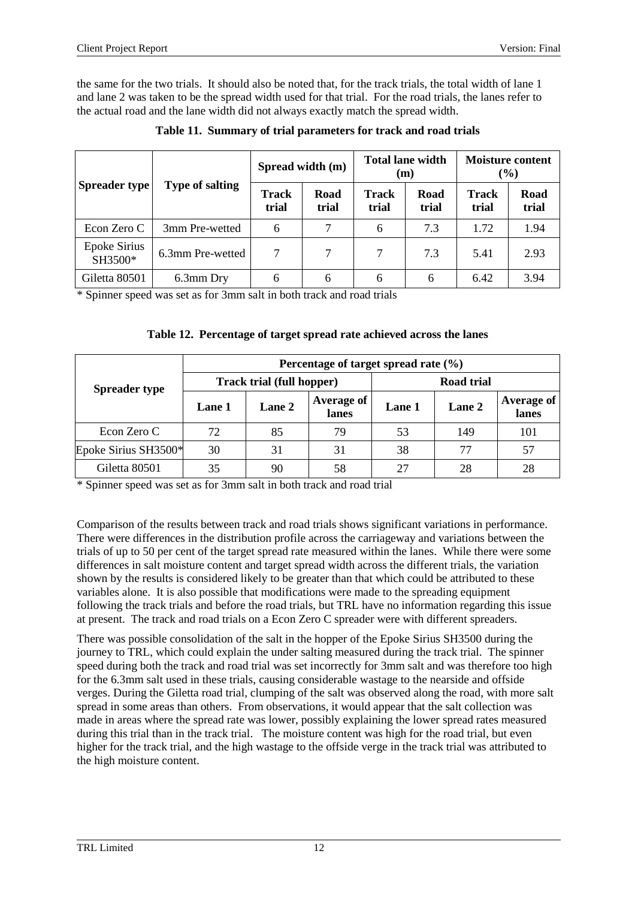the same for the two trials. It should also be noted that, for the track trials, the total width of lane 1 and lane 2 was taken to be the spread width used for that trial. For the road trials, the lanes refer to the actual road and the lane width did not always exactly match the spread width.

**Table 11. Summary of trial parameters for track and road trials**

| Spreader type | Type of salting | Spread width (m) | | Total lane width (m) | | Moisture content (%) | |
|---|---|---|---|---|---|---|---|
| | | Track trial | Road trial | Track trial | Road trial | Track trial | Road trial |
| Econ Zero C | 3mm Pre-wetted | 6 | 7 | 6 | 7.3 | 1.72 | 1.94 |
| Epoke Sirius SH3500* | 6.3mm Pre-wetted | 7 | 7 | 7 | 7.3 | 5.41 | 2.93 |
| Giletta 80501 | 6.3mm Dry | 6 | 6 | 6 | 6 | 6.42 | 3.94 |

* Spinner speed was set as for 3mm salt in both track and road trials

**Table 12. Percentage of target spread rate achieved across the lanes**

| Spreader type | Percentage of target spread rate (%) | | | | | |
|---|---|---|---|---|---|---|
| | Track trial (full hopper) | | | Road trial | | |
| | Lane 1 | Lane 2 | Average of lanes | Lane 1 | Lane 2 | Average of lanes |
| Econ Zero C | 72 | 85 | 79 | 53 | 149 | 101 |
| Epoke Sirius SH3500* | 30 | 31 | 31 | 38 | 77 | 57 |
| Giletta 80501 | 35 | 90 | 58 | 27 | 28 | 28 |

* Spinner speed was set as for 3mm salt in both track and road trial

Comparison of the results between track and road trials shows significant variations in performance. There were differences in the distribution profile across the carriageway and variations between the trials of up to 50 per cent of the target spread rate measured within the lanes. While there were some differences in salt moisture content and target spread width across the different trials, the variation shown by the results is considered likely to be greater than that which could be attributed to these variables alone. It is also possible that modifications were made to the spreading equipment following the track trials and before the road trials, but TRL have no information regarding this issue at present. The track and road trials on a Econ Zero C spreader were with different spreaders.

There was possible consolidation of the salt in the hopper of the Epoke Sirius SH3500 during the journey to TRL, which could explain the under salting measured during the track trial. The spinner speed during both the track and road trial was set incorrectly for 3mm salt and was therefore too high for the 6.3mm salt used in these trials, causing considerable wastage to the nearside and offside verges. During the Giletta road trial, clumping of the salt was observed along the road, with more salt spread in some areas than others. From observations, it would appear that the salt collection was made in areas where the spread rate was lower, possibly explaining the lower spread rates measured during this trial than in the track trial. The moisture content was high for the road trial, but even higher for the track trial, and the high wastage to the offside verge in the track trial was attributed to the high moisture content.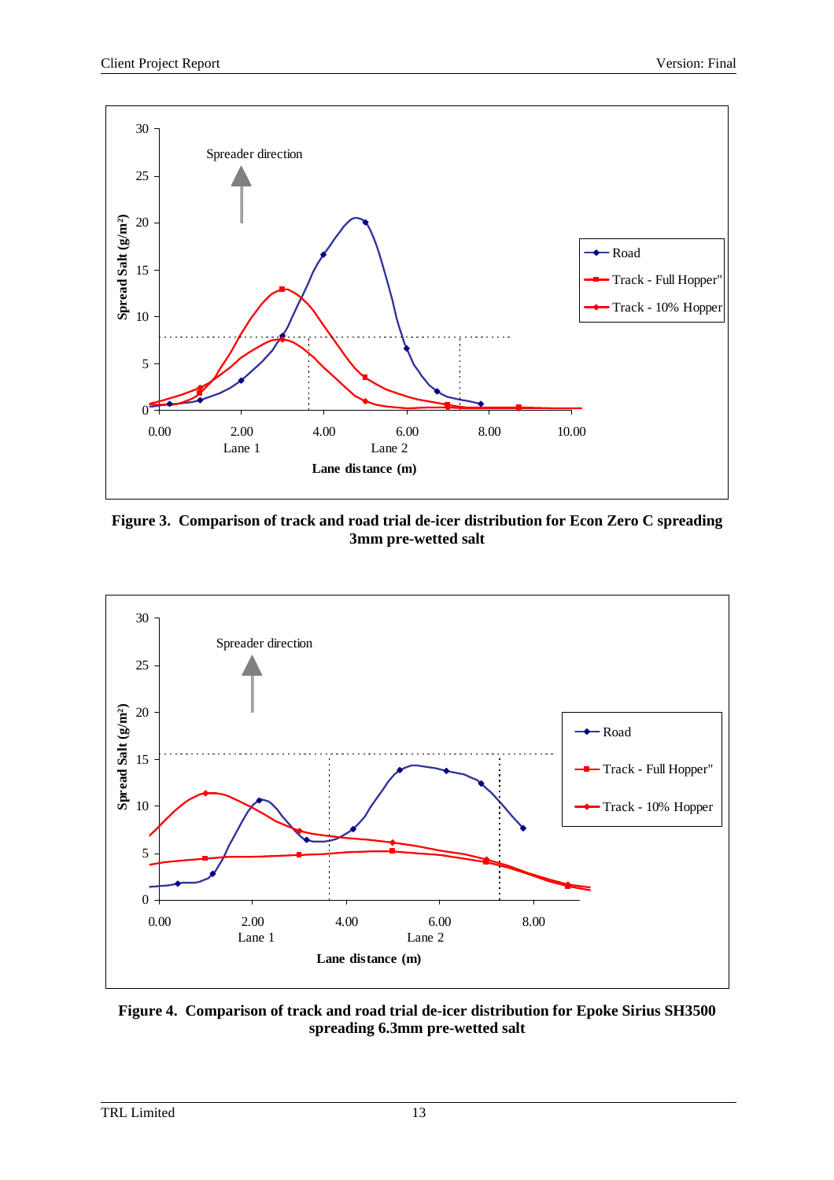**Figure 3. Comparison of track and road trial de-icer distribution for Econ Zero C spreading 3mm pre-wetted salt**

**Figure 4. Comparison of track and road trial de-icer distribution for Epoke Sirius SH3500 spreading 6.3mm pre-wetted salt**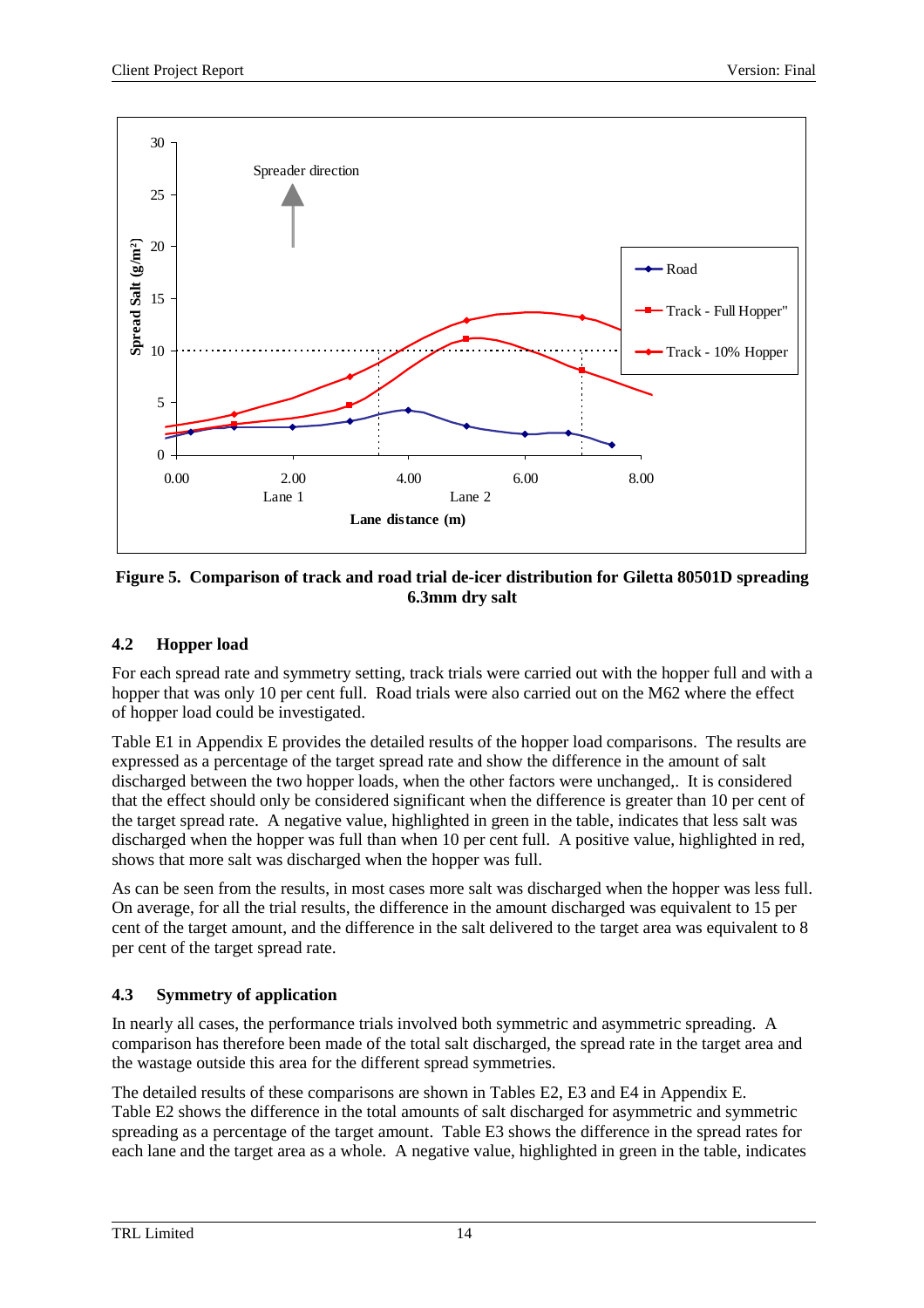Figure 5. Comparison of track and road trial de-icer distribution for Giletta 80501D spreading 6.3mm dry salt

## 4.2 Hopper load

For each spread rate and symmetry setting, track trials were carried out with the hopper full and with a hopper that was only 10 per cent full. Road trials were also carried out on the M62 where the effect of hopper load could be investigated.

Table E1 in Appendix E provides the detailed results of the hopper load comparisons. The results are expressed as a percentage of the target spread rate and show the difference in the amount of salt discharged between the two hopper loads, when the other factors were unchanged,. It is considered that the effect should only be considered significant when the difference is greater than 10 per cent of the target spread rate. A negative value, highlighted in green in the table, indicates that less salt was discharged when the hopper was full than when 10 per cent full. A positive value, highlighted in red, shows that more salt was discharged when the hopper was full.

As can be seen from the results, in most cases more salt was discharged when the hopper was less full. On average, for all the trial results, the difference in the amount discharged was equivalent to 15 per cent of the target amount, and the difference in the salt delivered to the target area was equivalent to 8 per cent of the target spread rate.

## 4.3 Symmetry of application

In nearly all cases, the performance trials involved both symmetric and asymmetric spreading. A comparison has therefore been made of the total salt discharged, the spread rate in the target area and the wastage outside this area for the different spread symmetries.

The detailed results of these comparisons are shown in Tables E2, E3 and E4 in Appendix E. Table E2 shows the difference in the total amounts of salt discharged for asymmetric and symmetric spreading as a percentage of the target amount. Table E3 shows the difference in the spread rates for each lane and the target area as a whole. A negative value, highlighted in green in the table, indicates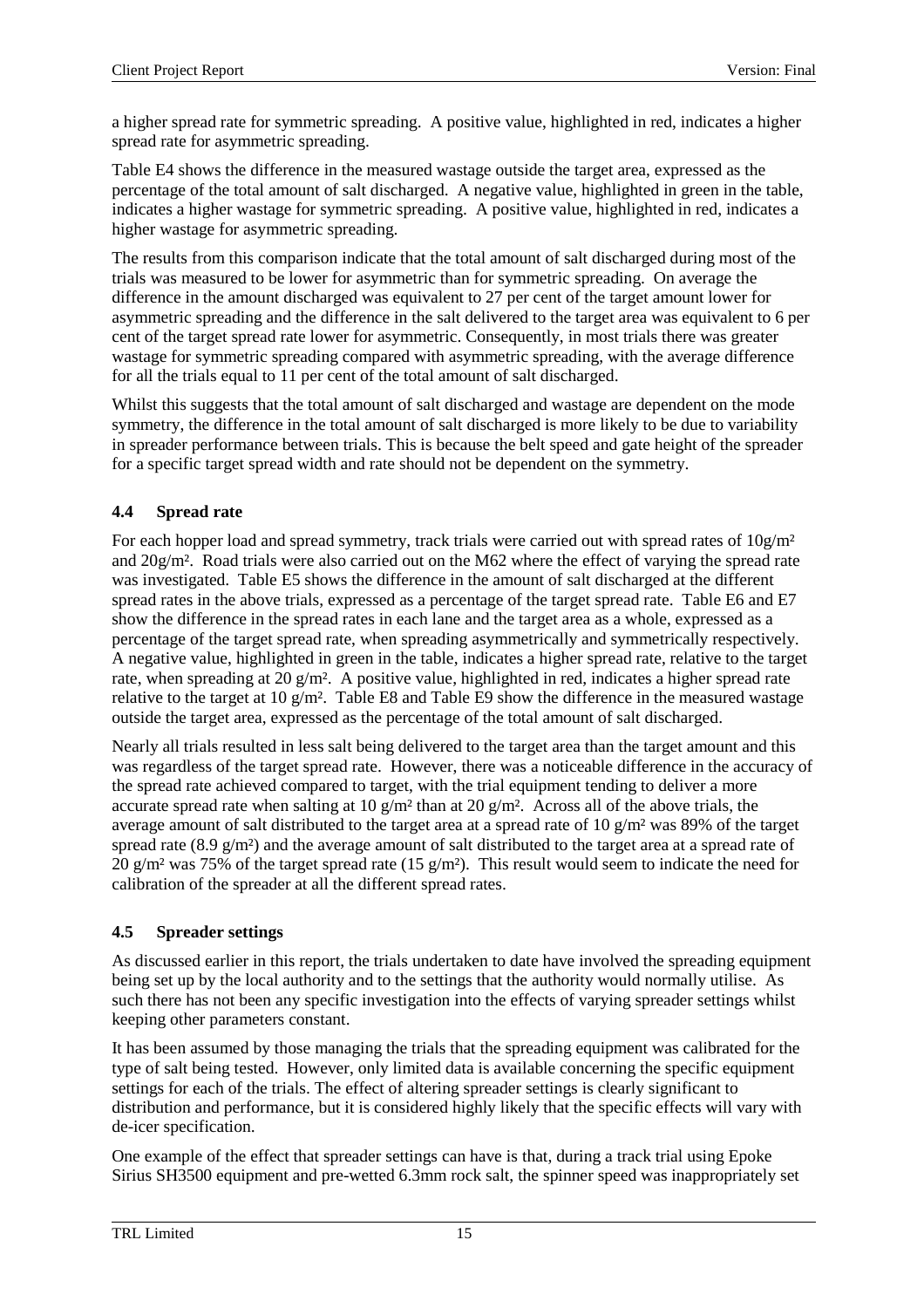a higher spread rate for symmetric spreading. A positive value, highlighted in red, indicates a higher spread rate for asymmetric spreading.

Table E4 shows the difference in the measured wastage outside the target area, expressed as the percentage of the total amount of salt discharged. A negative value, highlighted in green in the table, indicates a higher wastage for symmetric spreading. A positive value, highlighted in red, indicates a higher wastage for asymmetric spreading.

The results from this comparison indicate that the total amount of salt discharged during most of the trials was measured to be lower for asymmetric than for symmetric spreading. On average the difference in the amount discharged was equivalent to 27 per cent of the target amount lower for asymmetric spreading and the difference in the salt delivered to the target area was equivalent to 6 per cent of the target spread rate lower for asymmetric. Consequently, in most trials there was greater wastage for symmetric spreading compared with asymmetric spreading, with the average difference for all the trials equal to 11 per cent of the total amount of salt discharged.

Whilst this suggests that the total amount of salt discharged and wastage are dependent on the mode symmetry, the difference in the total amount of salt discharged is more likely to be due to variability in spreader performance between trials. This is because the belt speed and gate height of the spreader for a specific target spread width and rate should not be dependent on the symmetry.

## 4.4 Spread rate

For each hopper load and spread symmetry, track trials were carried out with spread rates of 10g/m² and 20g/m². Road trials were also carried out on the M62 where the effect of varying the spread rate was investigated. Table E5 shows the difference in the amount of salt discharged at the different spread rates in the above trials, expressed as a percentage of the target spread rate. Table E6 and E7 show the difference in the spread rates in each lane and the target area as a whole, expressed as a percentage of the target spread rate, when spreading asymmetrically and symmetrically respectively. A negative value, highlighted in green in the table, indicates a higher spread rate, relative to the target rate, when spreading at 20 g/m². A positive value, highlighted in red, indicates a higher spread rate relative to the target at 10 g/m². Table E8 and Table E9 show the difference in the measured wastage outside the target area, expressed as the percentage of the total amount of salt discharged.

Nearly all trials resulted in less salt being delivered to the target area than the target amount and this was regardless of the target spread rate. However, there was a noticeable difference in the accuracy of the spread rate achieved compared to target, with the trial equipment tending to deliver a more accurate spread rate when salting at 10 g/m² than at 20 g/m². Across all of the above trials, the average amount of salt distributed to the target area at a spread rate of 10 g/m² was 89% of the target spread rate (8.9 g/m²) and the average amount of salt distributed to the target area at a spread rate of 20 g/m² was 75% of the target spread rate (15 g/m²). This result would seem to indicate the need for calibration of the spreader at all the different spread rates.

## 4.5 Spreader settings

As discussed earlier in this report, the trials undertaken to date have involved the spreading equipment being set up by the local authority and to the settings that the authority would normally utilise. As such there has not been any specific investigation into the effects of varying spreader settings whilst keeping other parameters constant.

It has been assumed by those managing the trials that the spreading equipment was calibrated for the type of salt being tested. However, only limited data is available concerning the specific equipment settings for each of the trials. The effect of altering spreader settings is clearly significant to distribution and performance, but it is considered highly likely that the specific effects will vary with de-icer specification.

One example of the effect that spreader settings can have is that, during a track trial using Epoke Sirius SH3500 equipment and pre-wetted 6.3mm rock salt, the spinner speed was inappropriately set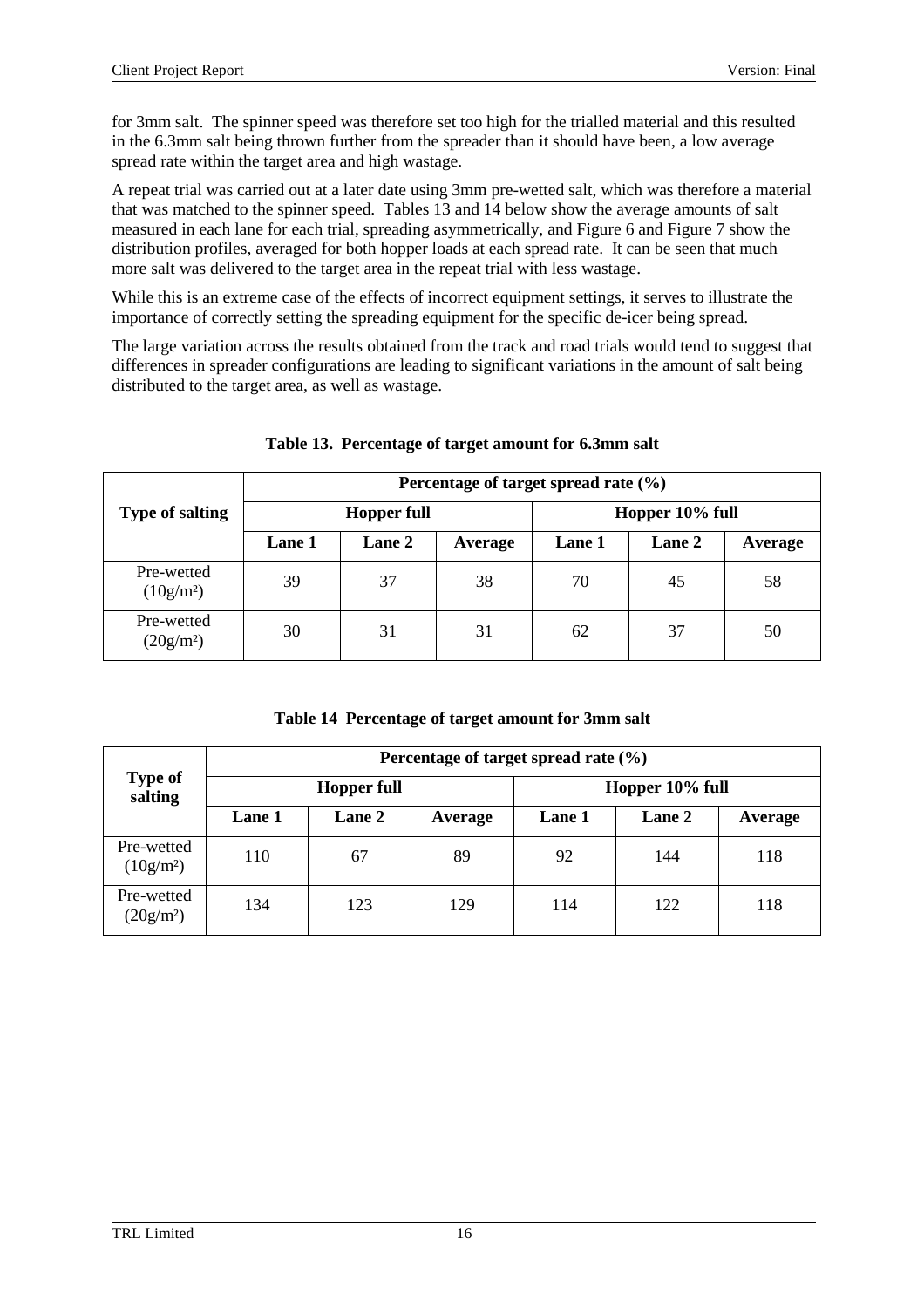for 3mm salt. The spinner speed was therefore set too high for the trialled material and this resulted in the 6.3mm salt being thrown further from the spreader than it should have been, a low average spread rate within the target area and high wastage.

A repeat trial was carried out at a later date using 3mm pre-wetted salt, which was therefore a material that was matched to the spinner speed. Tables 13 and 14 below show the average amounts of salt measured in each lane for each trial, spreading asymmetrically, and Figure 6 and Figure 7 show the distribution profiles, averaged for both hopper loads at each spread rate. It can be seen that much more salt was delivered to the target area in the repeat trial with less wastage.

While this is an extreme case of the effects of incorrect equipment settings, it serves to illustrate the importance of correctly setting the spreading equipment for the specific de-icer being spread.

The large variation across the results obtained from the track and road trials would tend to suggest that differences in spreader configurations are leading to significant variations in the amount of salt being distributed to the target area, as well as wastage.

**Table 13. Percentage of target amount for 6.3mm salt**

| Type of salting | Percentage of target spread rate (%) | | | | | |
|---|---|---|---|---|---|---|
| | Hopper full | | | Hopper 10% full | | |
| | Lane 1 | Lane 2 | Average | Lane 1 | Lane 2 | Average |
| Pre-wetted (10g/m²) | 39 | 37 | 38 | 70 | 45 | 58 |
| Pre-wetted (20g/m²) | 30 | 31 | 31 | 62 | 37 | 50 |

**Table 14 Percentage of target amount for 3mm salt**

| Type of salting | Percentage of target spread rate (%) | | | | | |
|---|---|---|---|---|---|---|
| | Hopper full | | | Hopper 10% full | | |
| | Lane 1 | Lane 2 | Average | Lane 1 | Lane 2 | Average |
| Pre-wetted (10g/m²) | 110 | 67 | 89 | 92 | 144 | 118 |
| Pre-wetted (20g/m²) | 134 | 123 | 129 | 114 | 122 | 118 |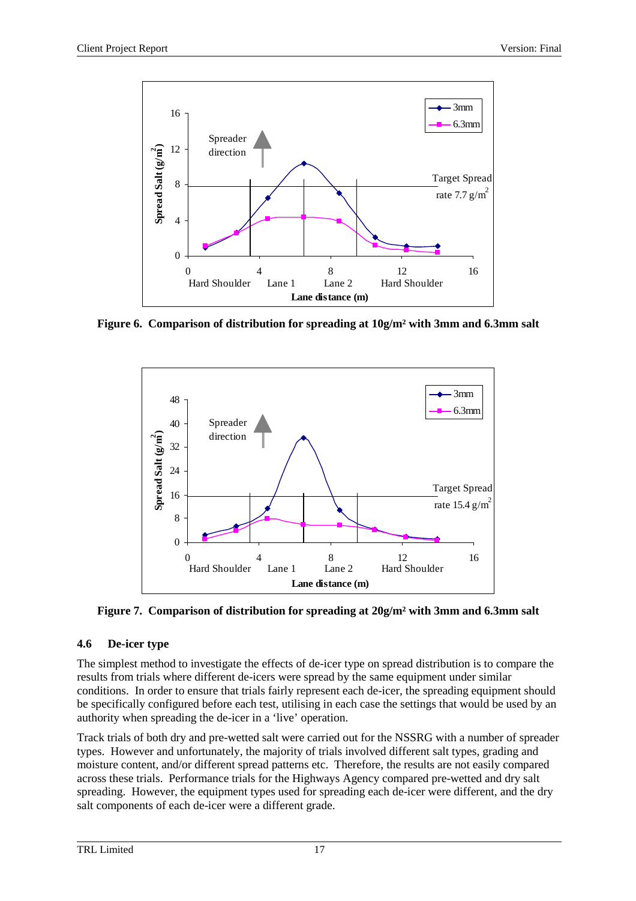**Figure 6. Comparison of distribution for spreading at 10g/m² with 3mm and 6.3mm salt**

**Figure 7. Comparison of distribution for spreading at 20g/m² with 3mm and 6.3mm salt**

### 4.6 De-icer type

The simplest method to investigate the effects of de-icer type on spread distribution is to compare the results from trials where different de-icers were spread by the same equipment under similar conditions. In order to ensure that trials fairly represent each de-icer, the spreading equipment should be specifically configured before each test, utilising in each case the settings that would be used by an authority when spreading the de-icer in a 'live' operation.

Track trials of both dry and pre-wetted salt were carried out for the NSSRG with a number of spreader types. However and unfortunately, the majority of trials involved different salt types, grading and moisture content, and/or different spread patterns etc. Therefore, the results are not easily compared across these trials. Performance trials for the Highways Agency compared pre-wetted and dry salt spreading. However, the equipment types used for spreading each de-icer were different, and the dry salt components of each de-icer were a different grade.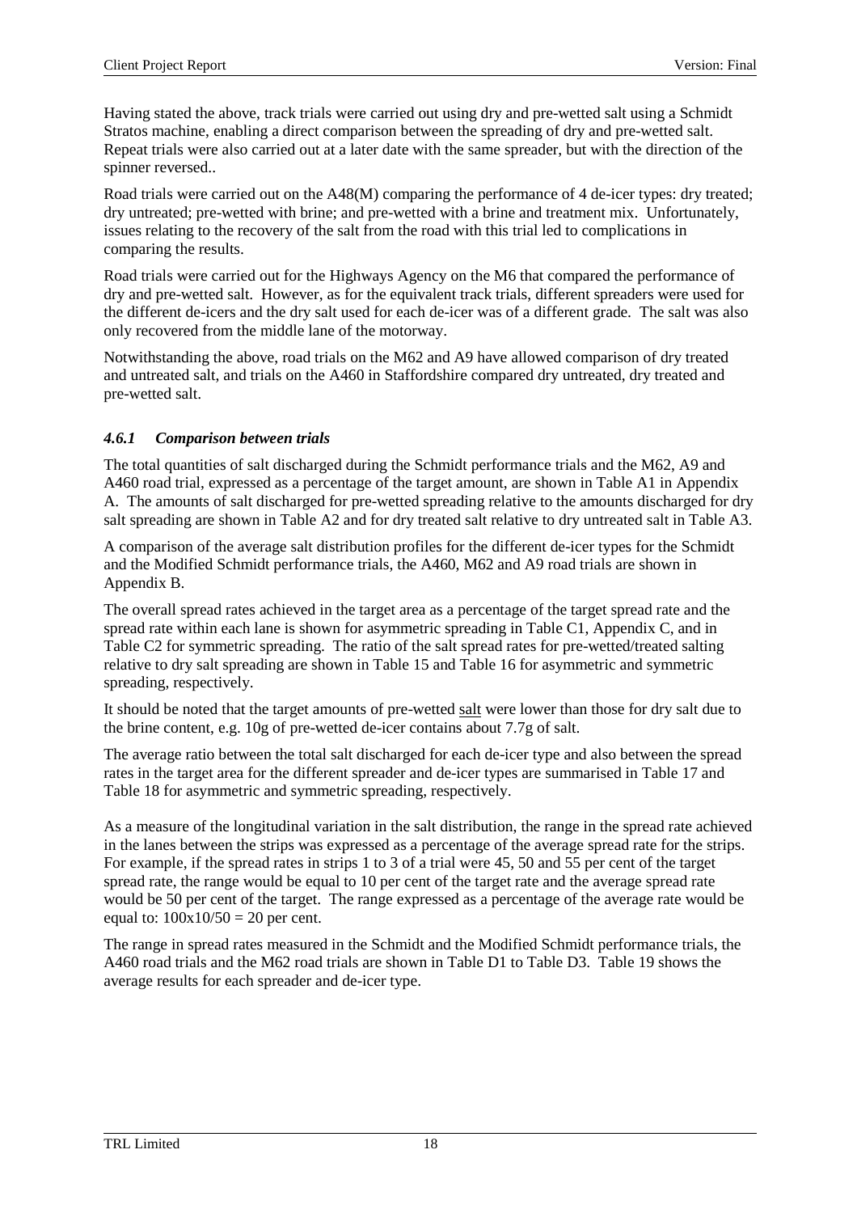Having stated the above, track trials were carried out using dry and pre-wetted salt using a Schmidt Stratos machine, enabling a direct comparison between the spreading of dry and pre-wetted salt. Repeat trials were also carried out at a later date with the same spreader, but with the direction of the spinner reversed..

Road trials were carried out on the A48(M) comparing the performance of 4 de-icer types: dry treated; dry untreated; pre-wetted with brine; and pre-wetted with a brine and treatment mix. Unfortunately, issues relating to the recovery of the salt from the road with this trial led to complications in comparing the results.

Road trials were carried out for the Highways Agency on the M6 that compared the performance of dry and pre-wetted salt. However, as for the equivalent track trials, different spreaders were used for the different de-icers and the dry salt used for each de-icer was of a different grade. The salt was also only recovered from the middle lane of the motorway.

Notwithstanding the above, road trials on the M62 and A9 have allowed comparison of dry treated and untreated salt, and trials on the A460 in Staffordshire compared dry untreated, dry treated and pre-wetted salt.

### *4.6.1 Comparison between trials*

The total quantities of salt discharged during the Schmidt performance trials and the M62, A9 and A460 road trial, expressed as a percentage of the target amount, are shown in Table A1 in Appendix A. The amounts of salt discharged for pre-wetted spreading relative to the amounts discharged for dry salt spreading are shown in Table A2 and for dry treated salt relative to dry untreated salt in Table A3.

A comparison of the average salt distribution profiles for the different de-icer types for the Schmidt and the Modified Schmidt performance trials, the A460, M62 and A9 road trials are shown in Appendix B.

The overall spread rates achieved in the target area as a percentage of the target spread rate and the spread rate within each lane is shown for asymmetric spreading in Table C1, Appendix C, and in Table C2 for symmetric spreading. The ratio of the salt spread rates for pre-wetted/treated salting relative to dry salt spreading are shown in Table 15 and Table 16 for asymmetric and symmetric spreading, respectively.

It should be noted that the target amounts of pre-wetted salt were lower than those for dry salt due to the brine content, e.g. 10g of pre-wetted de-icer contains about 7.7g of salt.

The average ratio between the total salt discharged for each de-icer type and also between the spread rates in the target area for the different spreader and de-icer types are summarised in Table 17 and Table 18 for asymmetric and symmetric spreading, respectively.

As a measure of the longitudinal variation in the salt distribution, the range in the spread rate achieved in the lanes between the strips was expressed as a percentage of the average spread rate for the strips. For example, if the spread rates in strips 1 to 3 of a trial were 45, 50 and 55 per cent of the target spread rate, the range would be equal to 10 per cent of the target rate and the average spread rate would be 50 per cent of the target. The range expressed as a percentage of the average rate would be equal to: $100 \times 10/50 = 20$ per cent.

The range in spread rates measured in the Schmidt and the Modified Schmidt performance trials, the A460 road trials and the M62 road trials are shown in Table D1 to Table D3. Table 19 shows the average results for each spreader and de-icer type.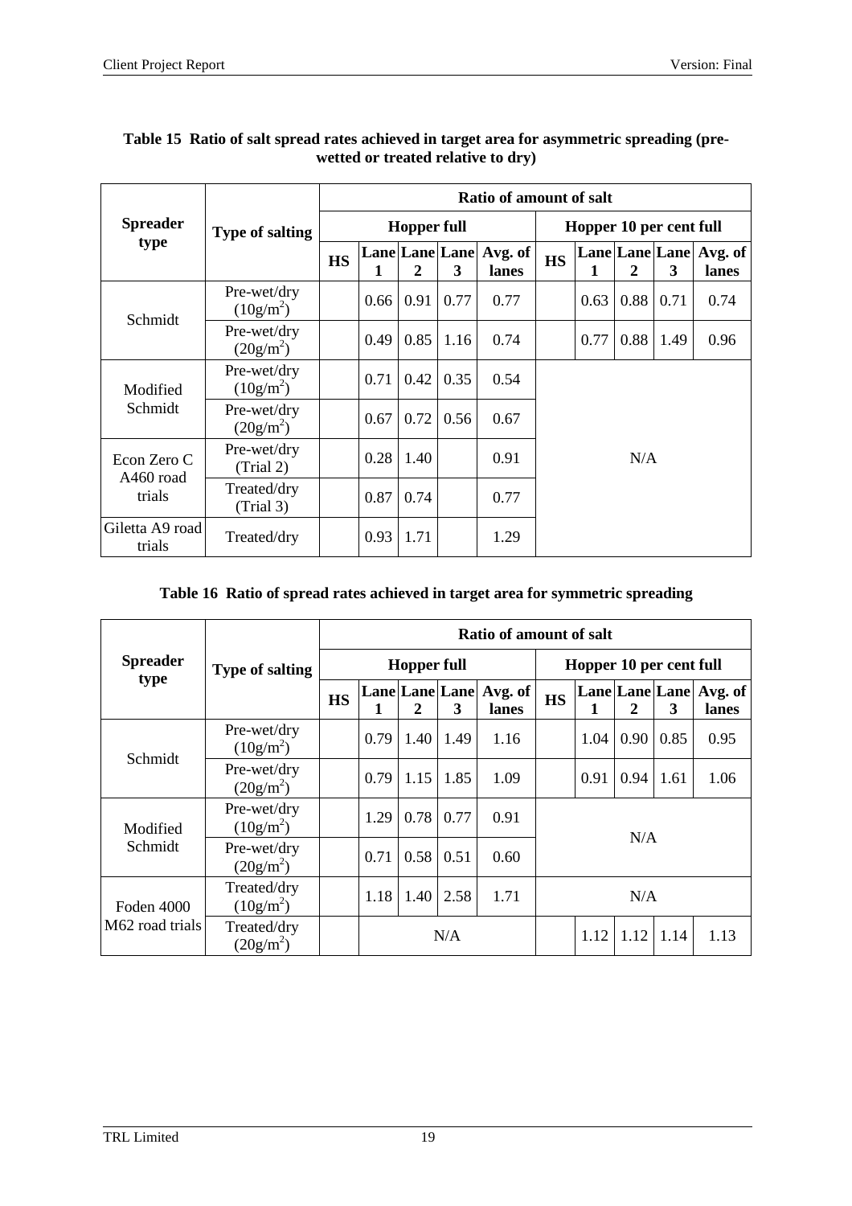**Table 15 Ratio of salt spread rates achieved in target area for asymmetric spreading (pre-wetted or treated relative to dry)**

| Spreader type | Type of salting | Ratio of amount of salt | | | | | | | | | |
|---|---|---|---|---|---|---|---|---|---|---|---|
| | | Hopper full | | | | | Hopper 10 per cent full | | | | |
| | | HS | Lane 1 | Lane 2 | Lane 3 | Avg. of lanes | HS | Lane 1 | Lane 2 | Lane 3 | Avg. of lanes |
| Schmidt | Pre-wet/dry ($10g/m^2$) | | 0.66 | 0.91 | 0.77 | 0.77 | | 0.63 | 0.88 | 0.71 | 0.74 |
| | Pre-wet/dry ($20g/m^2$) | | 0.49 | 0.85 | 1.16 | 0.74 | | 0.77 | 0.88 | 1.49 | 0.96 |
| Modified Schmidt | Pre-wet/dry ($10g/m^2$) | | 0.71 | 0.42 | 0.35 | 0.54 | N/A | | | | |
| | Pre-wet/dry ($20g/m^2$) | | 0.67 | 0.72 | 0.56 | 0.67 | | | | | |
| Econ Zero C A460 road trials | Pre-wet/dry (Trial 2) | | 0.28 | 1.40 | | 0.91 | | | | | |
| | Treated/dry (Trial 3) | | 0.87 | 0.74 | | 0.77 | | | | | |
| Giletta A9 road trials | Treated/dry | | 0.93 | 1.71 | | 1.29 | | | | | |

**Table 16 Ratio of spread rates achieved in target area for symmetric spreading**

| Spreader type | Type of salting | Ratio of amount of salt | | | | | | | | | |
|---|---|---|---|---|---|---|---|---|---|---|---|
| | | Hopper full | | | | | Hopper 10 per cent full | | | | |
| | | HS | Lane 1 | Lane 2 | Lane 3 | Avg. of lanes | HS | Lane 1 | Lane 2 | Lane 3 | Avg. of lanes |
| Schmidt | Pre-wet/dry ($10g/m^2$) | | 0.79 | 1.40 | 1.49 | 1.16 | | 1.04 | 0.90 | 0.85 | 0.95 |
| | Pre-wet/dry ($20g/m^2$) | | 0.79 | 1.15 | 1.85 | 1.09 | | 0.91 | 0.94 | 1.61 | 1.06 |
| Modified Schmidt | Pre-wet/dry ($10g/m^2$) | | 1.29 | 0.78 | 0.77 | 0.91 | N/A | | | | |
| | Pre-wet/dry ($20g/m^2$) | | 0.71 | 0.58 | 0.51 | 0.60 | | | | | |
| Foden 4000 M62 road trials | Treated/dry ($10g/m^2$) | | 1.18 | 1.40 | 2.58 | 1.71 | N/A | | | | |
| | Treated/dry ($20g/m^2$) | | N/A | | | | | 1.12 | 1.12 | 1.14 | 1.13 |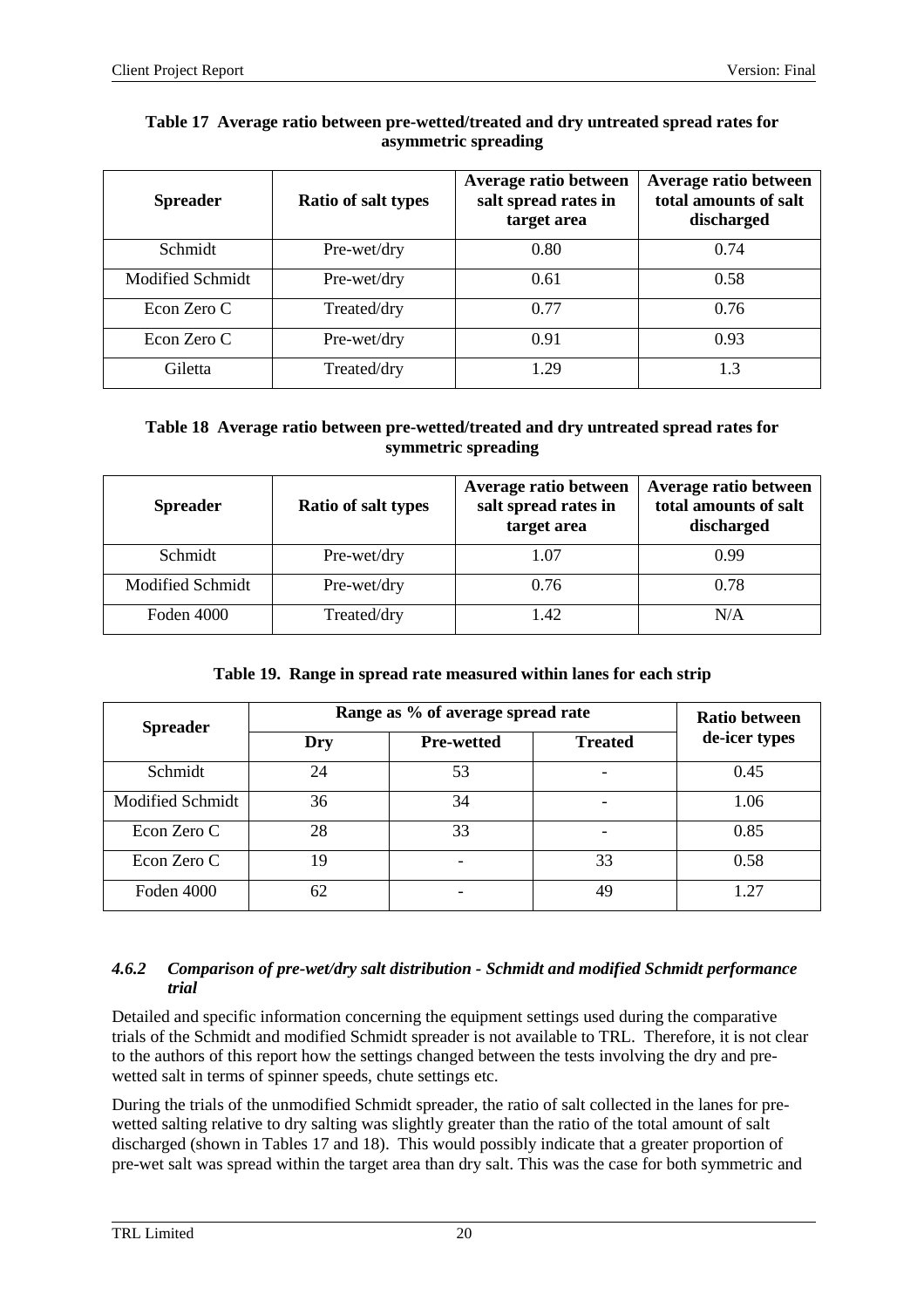**Table 17 Average ratio between pre-wetted/treated and dry untreated spread rates for asymmetric spreading**

| Spreader | Ratio of salt types | Average ratio between salt spread rates in target area | Average ratio between total amounts of salt discharged |
|---|---|---|---|
| Schmidt | Pre-wet/dry | 0.80 | 0.74 |
| Modified Schmidt | Pre-wet/dry | 0.61 | 0.58 |
| Econ Zero C | Treated/dry | 0.77 | 0.76 |
| Econ Zero C | Pre-wet/dry | 0.91 | 0.93 |
| Giletta | Treated/dry | 1.29 | 1.3 |

**Table 18 Average ratio between pre-wetted/treated and dry untreated spread rates for symmetric spreading**

| Spreader | Ratio of salt types | Average ratio between salt spread rates in target area | Average ratio between total amounts of salt discharged |
|---|---|---|---|
| Schmidt | Pre-wet/dry | 1.07 | 0.99 |
| Modified Schmidt | Pre-wet/dry | 0.76 | 0.78 |
| Foden 4000 | Treated/dry | 1.42 | N/A |

**Table 19. Range in spread rate measured within lanes for each strip**

| Spreader | Range as % of average spread rate | | | Ratio between de-icer types |
|---|---|---|---|---|
| | Dry | Pre-wetted | Treated | |
| Schmidt | 24 | 53 | - | 0.45 |
| Modified Schmidt | 36 | 34 | - | 1.06 |
| Econ Zero C | 28 | 33 | - | 0.85 |
| Econ Zero C | 19 | - | 33 | 0.58 |
| Foden 4000 | 62 | - | 49 | 1.27 |

#### *4.6.2 Comparison of pre-wet/dry salt distribution - Schmidt and modified Schmidt performance trial*

Detailed and specific information concerning the equipment settings used during the comparative trials of the Schmidt and modified Schmidt spreader is not available to TRL. Therefore, it is not clear to the authors of this report how the settings changed between the tests involving the dry and pre-wetted salt in terms of spinner speeds, chute settings etc.

During the trials of the unmodified Schmidt spreader, the ratio of salt collected in the lanes for pre-wetted salting relative to dry salting was slightly greater than the ratio of the total amount of salt discharged (shown in Tables 17 and 18). This would possibly indicate that a greater proportion of pre-wet salt was spread within the target area than dry salt. This was the case for both symmetric and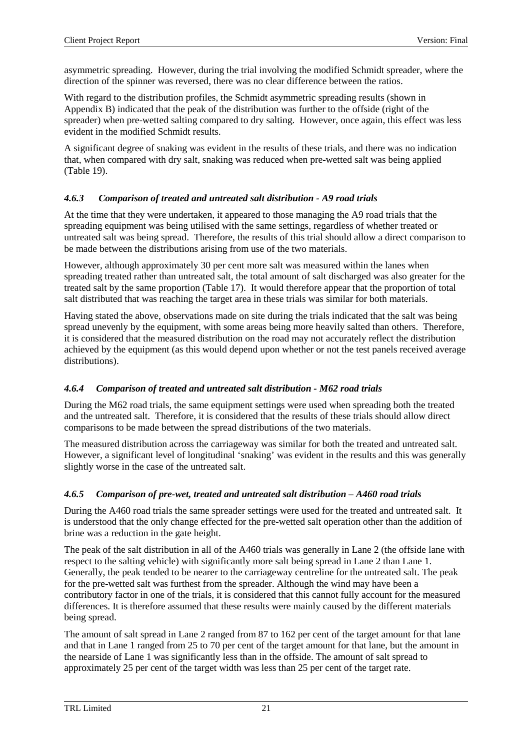asymmetric spreading. However, during the trial involving the modified Schmidt spreader, where the direction of the spinner was reversed, there was no clear difference between the ratios.

With regard to the distribution profiles, the Schmidt asymmetric spreading results (shown in Appendix B) indicated that the peak of the distribution was further to the offside (right of the spreader) when pre-wetted salting compared to dry salting. However, once again, this effect was less evident in the modified Schmidt results.

A significant degree of snaking was evident in the results of these trials, and there was no indication that, when compared with dry salt, snaking was reduced when pre-wetted salt was being applied (Table 19).

### *4.6.3 Comparison of treated and untreated salt distribution - A9 road trials*

At the time that they were undertaken, it appeared to those managing the A9 road trials that the spreading equipment was being utilised with the same settings, regardless of whether treated or untreated salt was being spread. Therefore, the results of this trial should allow a direct comparison to be made between the distributions arising from use of the two materials.

However, although approximately 30 per cent more salt was measured within the lanes when spreading treated rather than untreated salt, the total amount of salt discharged was also greater for the treated salt by the same proportion (Table 17). It would therefore appear that the proportion of total salt distributed that was reaching the target area in these trials was similar for both materials.

Having stated the above, observations made on site during the trials indicated that the salt was being spread unevenly by the equipment, with some areas being more heavily salted than others. Therefore, it is considered that the measured distribution on the road may not accurately reflect the distribution achieved by the equipment (as this would depend upon whether or not the test panels received average distributions).

### *4.6.4 Comparison of treated and untreated salt distribution - M62 road trials*

During the M62 road trials, the same equipment settings were used when spreading both the treated and the untreated salt. Therefore, it is considered that the results of these trials should allow direct comparisons to be made between the spread distributions of the two materials.

The measured distribution across the carriageway was similar for both the treated and untreated salt. However, a significant level of longitudinal 'snaking' was evident in the results and this was generally slightly worse in the case of the untreated salt.

### *4.6.5 Comparison of pre-wet, treated and untreated salt distribution – A460 road trials*

During the A460 road trials the same spreader settings were used for the treated and untreated salt. It is understood that the only change effected for the pre-wetted salt operation other than the addition of brine was a reduction in the gate height.

The peak of the salt distribution in all of the A460 trials was generally in Lane 2 (the offside lane with respect to the salting vehicle) with significantly more salt being spread in Lane 2 than Lane 1. Generally, the peak tended to be nearer to the carriageway centreline for the untreated salt. The peak for the pre-wetted salt was furthest from the spreader. Although the wind may have been a contributory factor in one of the trials, it is considered that this cannot fully account for the measured differences. It is therefore assumed that these results were mainly caused by the different materials being spread.

The amount of salt spread in Lane 2 ranged from 87 to 162 per cent of the target amount for that lane and that in Lane 1 ranged from 25 to 70 per cent of the target amount for that lane, but the amount in the nearside of Lane 1 was significantly less than in the offside. The amount of salt spread to approximately 25 per cent of the target width was less than 25 per cent of the target rate.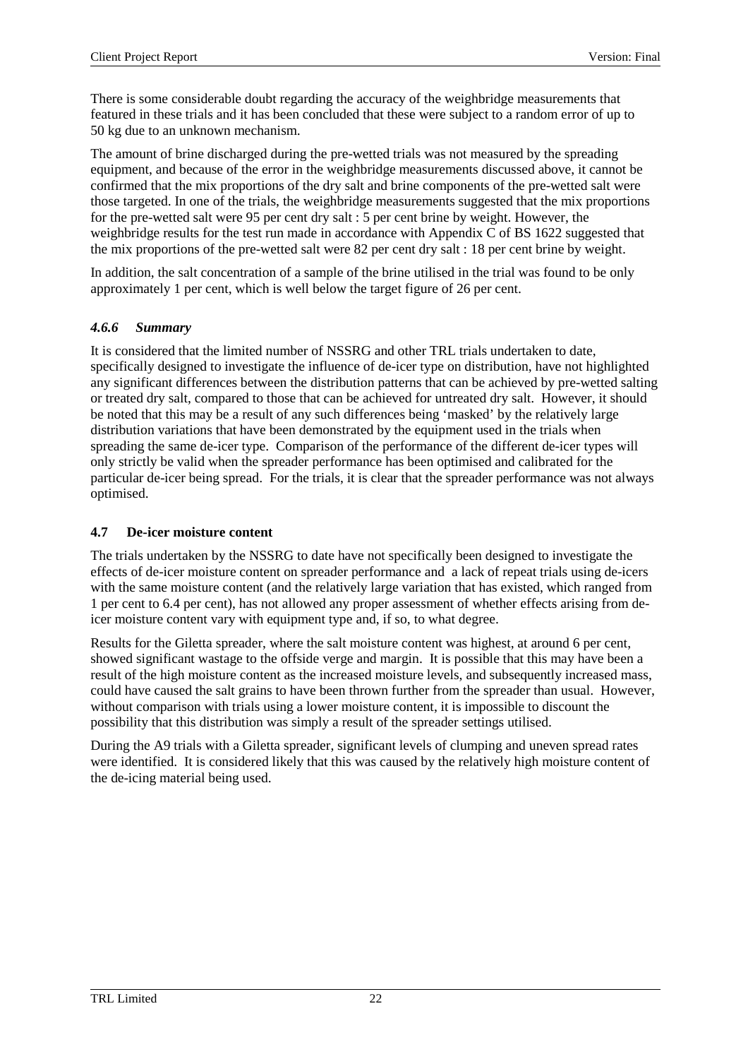There is some considerable doubt regarding the accuracy of the weighbridge measurements that featured in these trials and it has been concluded that these were subject to a random error of up to 50 kg due to an unknown mechanism.

The amount of brine discharged during the pre-wetted trials was not measured by the spreading equipment, and because of the error in the weighbridge measurements discussed above, it cannot be confirmed that the mix proportions of the dry salt and brine components of the pre-wetted salt were those targeted. In one of the trials, the weighbridge measurements suggested that the mix proportions for the pre-wetted salt were 95 per cent dry salt : 5 per cent brine by weight. However, the weighbridge results for the test run made in accordance with Appendix C of BS 1622 suggested that the mix proportions of the pre-wetted salt were 82 per cent dry salt : 18 per cent brine by weight.

In addition, the salt concentration of a sample of the brine utilised in the trial was found to be only approximately 1 per cent, which is well below the target figure of 26 per cent.

#### *4.6.6 Summary*

It is considered that the limited number of NSSRG and other TRL trials undertaken to date, specifically designed to investigate the influence of de-icer type on distribution, have not highlighted any significant differences between the distribution patterns that can be achieved by pre-wetted salting or treated dry salt, compared to those that can be achieved for untreated dry salt. However, it should be noted that this may be a result of any such differences being 'masked' by the relatively large distribution variations that have been demonstrated by the equipment used in the trials when spreading the same de-icer type. Comparison of the performance of the different de-icer types will only strictly be valid when the spreader performance has been optimised and calibrated for the particular de-icer being spread. For the trials, it is clear that the spreader performance was not always optimised.

### 4.7 De-icer moisture content

The trials undertaken by the NSSRG to date have not specifically been designed to investigate the effects of de-icer moisture content on spreader performance and a lack of repeat trials using de-icers with the same moisture content (and the relatively large variation that has existed, which ranged from 1 per cent to 6.4 per cent), has not allowed any proper assessment of whether effects arising from de-icer moisture content vary with equipment type and, if so, to what degree.

Results for the Giletta spreader, where the salt moisture content was highest, at around 6 per cent, showed significant wastage to the offside verge and margin. It is possible that this may have been a result of the high moisture content as the increased moisture levels, and subsequently increased mass, could have caused the salt grains to have been thrown further from the spreader than usual. However, without comparison with trials using a lower moisture content, it is impossible to discount the possibility that this distribution was simply a result of the spreader settings utilised.

During the A9 trials with a Giletta spreader, significant levels of clumping and uneven spread rates were identified. It is considered likely that this was caused by the relatively high moisture content of the de-icing material being used.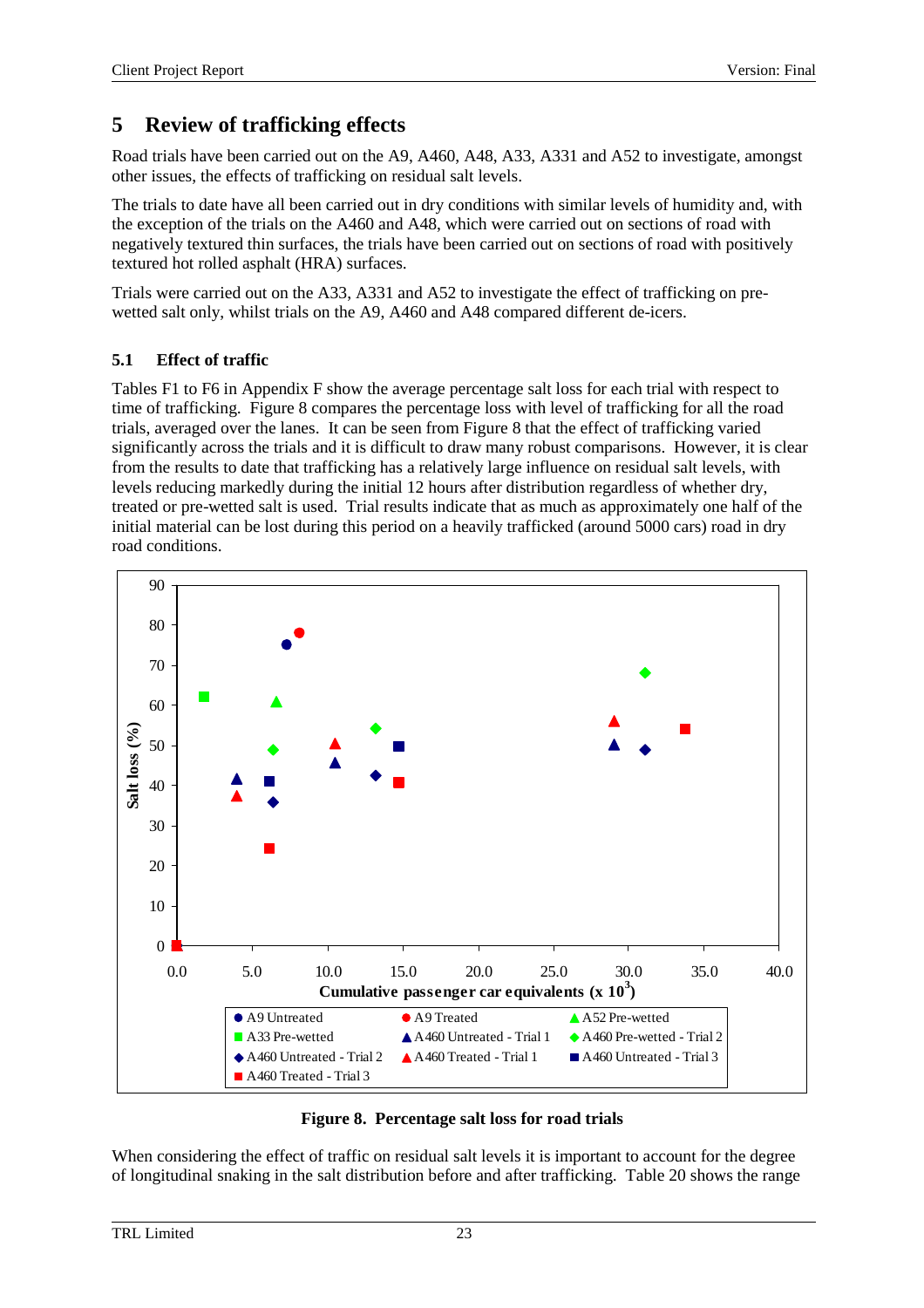## 5 Review of trafficking effects

Road trials have been carried out on the A9, A460, A48, A33, A331 and A52 to investigate, amongst other issues, the effects of trafficking on residual salt levels.

The trials to date have all been carried out in dry conditions with similar levels of humidity and, with the exception of the trials on the A460 and A48, which were carried out on sections of road with negatively textured thin surfaces, the trials have been carried out on sections of road with positively textured hot rolled asphalt (HRA) surfaces.

Trials were carried out on the A33, A331 and A52 to investigate the effect of trafficking on pre-wetted salt only, whilst trials on the A9, A460 and A48 compared different de-icers.

### 5.1 Effect of traffic

Tables F1 to F6 in Appendix F show the average percentage salt loss for each trial with respect to time of trafficking. Figure 8 compares the percentage loss with level of trafficking for all the road trials, averaged over the lanes. It can be seen from Figure 8 that the effect of trafficking varied significantly across the trials and it is difficult to draw many robust comparisons. However, it is clear from the results to date that trafficking has a relatively large influence on residual salt levels, with levels reducing markedly during the initial 12 hours after distribution regardless of whether dry, treated or pre-wetted salt is used. Trial results indicate that as much as approximately one half of the initial material can be lost during this period on a heavily trafficked (around 5000 cars) road in dry road conditions.

**Figure 8. Percentage salt loss for road trials**

When considering the effect of traffic on residual salt levels it is important to account for the degree of longitudinal snaking in the salt distribution before and after trafficking. Table 20 shows the range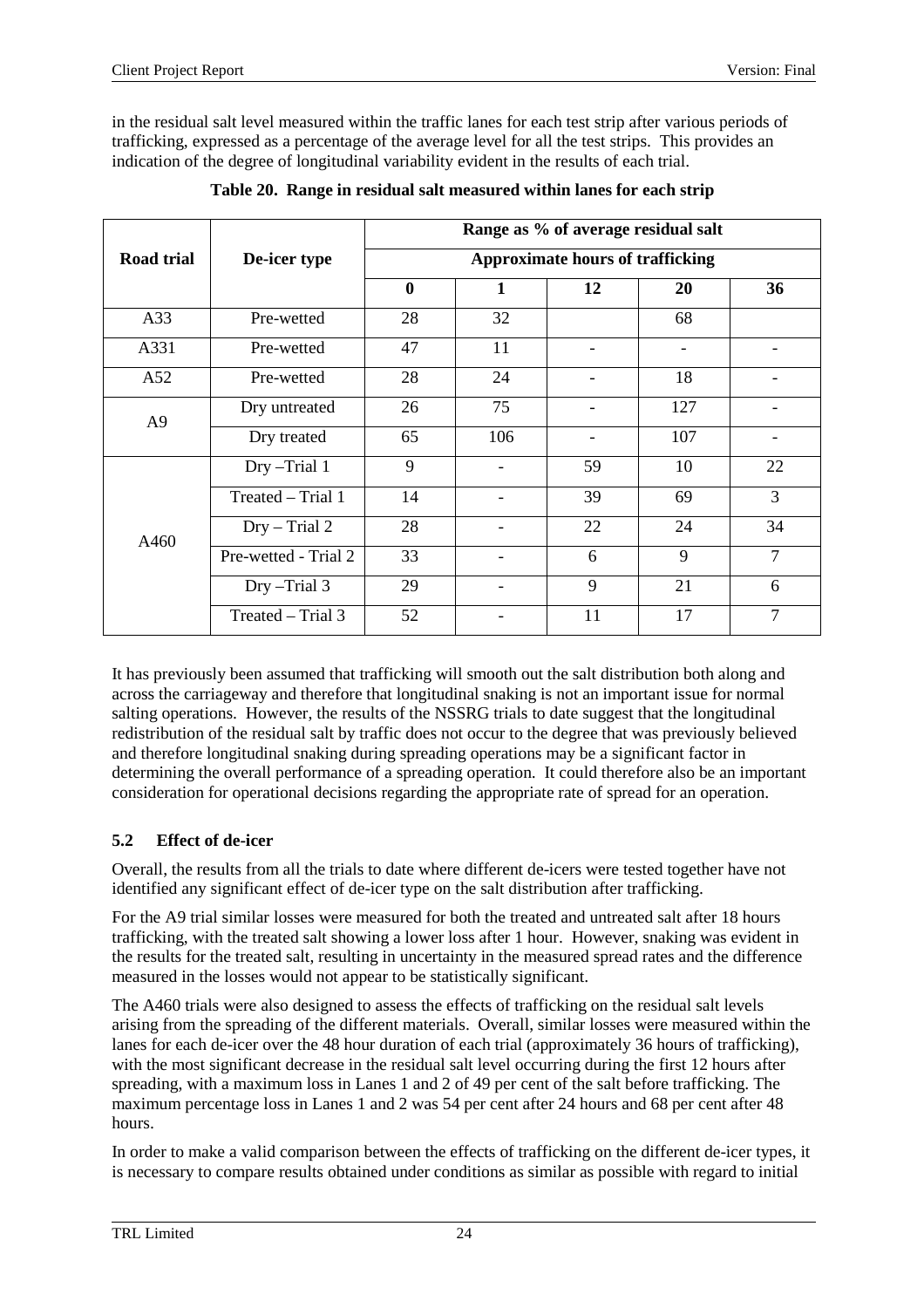in the residual salt level measured within the traffic lanes for each test strip after various periods of trafficking, expressed as a percentage of the average level for all the test strips. This provides an indication of the degree of longitudinal variability evident in the results of each trial.

**Table 20. Range in residual salt measured within lanes for each strip**

| Road trial | De-icer type | Range as % of average residual salt | | | | |
|---|---|---|---|---|---|---|
| | | Approximate hours of trafficking | | | | |
| | | **0** | **1** | **12** | **20** | **36** |
| A33 | Pre-wetted | 28 | 32 | | 68 | |
| A331 | Pre-wetted | 47 | 11 | - | - | - |
| A52 | Pre-wetted | 28 | 24 | - | 18 | - |
| A9 | Dry untreated | 26 | 75 | - | 127 | - |
| | Dry treated | 65 | 106 | - | 107 | - |
| A460 | Dry –Trial 1 | 9 | - | 59 | 10 | 22 |
| | Treated – Trial 1 | 14 | - | 39 | 69 | 3 |
| | Dry – Trial 2 | 28 | - | 22 | 24 | 34 |
| | Pre-wetted - Trial 2 | 33 | - | 6 | 9 | 7 |
| | Dry –Trial 3 | 29 | - | 9 | 21 | 6 |
| | Treated – Trial 3 | 52 | - | 11 | 17 | 7 |

It has previously been assumed that trafficking will smooth out the salt distribution both along and across the carriageway and therefore that longitudinal snaking is not an important issue for normal salting operations. However, the results of the NSSRG trials to date suggest that the longitudinal redistribution of the residual salt by traffic does not occur to the degree that was previously believed and therefore longitudinal snaking during spreading operations may be a significant factor in determining the overall performance of a spreading operation. It could therefore also be an important consideration for operational decisions regarding the appropriate rate of spread for an operation.

### 5.2 Effect of de-icer

Overall, the results from all the trials to date where different de-icers were tested together have not identified any significant effect of de-icer type on the salt distribution after trafficking.

For the A9 trial similar losses were measured for both the treated and untreated salt after 18 hours trafficking, with the treated salt showing a lower loss after 1 hour. However, snaking was evident in the results for the treated salt, resulting in uncertainty in the measured spread rates and the difference measured in the losses would not appear to be statistically significant.

The A460 trials were also designed to assess the effects of trafficking on the residual salt levels arising from the spreading of the different materials. Overall, similar losses were measured within the lanes for each de-icer over the 48 hour duration of each trial (approximately 36 hours of trafficking), with the most significant decrease in the residual salt level occurring during the first 12 hours after spreading, with a maximum loss in Lanes 1 and 2 of 49 per cent of the salt before trafficking. The maximum percentage loss in Lanes 1 and 2 was 54 per cent after 24 hours and 68 per cent after 48 hours.

In order to make a valid comparison between the effects of trafficking on the different de-icer types, it is necessary to compare results obtained under conditions as similar as possible with regard to initial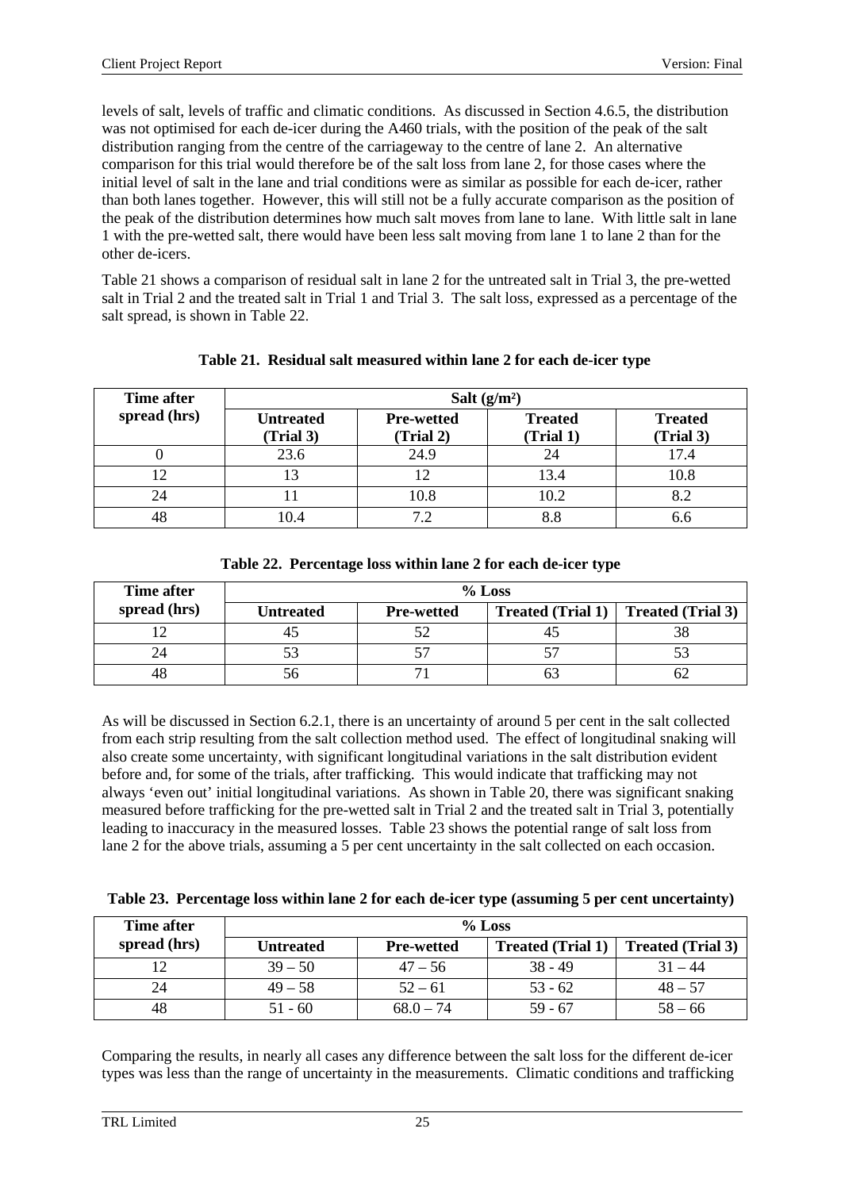levels of salt, levels of traffic and climatic conditions. As discussed in Section 4.6.5, the distribution was not optimised for each de-icer during the A460 trials, with the position of the peak of the salt distribution ranging from the centre of the carriageway to the centre of lane 2. An alternative comparison for this trial would therefore be of the salt loss from lane 2, for those cases where the initial level of salt in the lane and trial conditions were as similar as possible for each de-icer, rather than both lanes together. However, this will still not be a fully accurate comparison as the position of the peak of the distribution determines how much salt moves from lane to lane. With little salt in lane 1 with the pre-wetted salt, there would have been less salt moving from lane 1 to lane 2 than for the other de-icers.

Table 21 shows a comparison of residual salt in lane 2 for the untreated salt in Trial 3, the pre-wetted salt in Trial 2 and the treated salt in Trial 1 and Trial 3. The salt loss, expressed as a percentage of the salt spread, is shown in Table 22.

**Table 21. Residual salt measured within lane 2 for each de-icer type**

| Time after spread (hrs) | Salt (g/m²) | | | |
|---|---|---|---|---|
| | Untreated (Trial 3) | Pre-wetted (Trial 2) | Treated (Trial 1) | Treated (Trial 3) |
| 0 | 23.6 | 24.9 | 24 | 17.4 |
| 12 | 13 | 12 | 13.4 | 10.8 |
| 24 | 11 | 10.8 | 10.2 | 8.2 |
| 48 | 10.4 | 7.2 | 8.8 | 6.6 |

**Table 22. Percentage loss within lane 2 for each de-icer type**

| Time after spread (hrs) | % Loss | | | |
|---|---|---|---|---|
| | Untreated | Pre-wetted | Treated (Trial 1) | Treated (Trial 3) |
| 12 | 45 | 52 | 45 | 38 |
| 24 | 53 | 57 | 57 | 53 |
| 48 | 56 | 71 | 63 | 62 |

As will be discussed in Section 6.2.1, there is an uncertainty of around 5 per cent in the salt collected from each strip resulting from the salt collection method used. The effect of longitudinal snaking will also create some uncertainty, with significant longitudinal variations in the salt distribution evident before and, for some of the trials, after trafficking. This would indicate that trafficking may not always 'even out' initial longitudinal variations. As shown in Table 20, there was significant snaking measured before trafficking for the pre-wetted salt in Trial 2 and the treated salt in Trial 3, potentially leading to inaccuracy in the measured losses. Table 23 shows the potential range of salt loss from lane 2 for the above trials, assuming a 5 per cent uncertainty in the salt collected on each occasion.

**Table 23. Percentage loss within lane 2 for each de-icer type (assuming 5 per cent uncertainty)**

| Time after spread (hrs) | % Loss | | | |
|---|---|---|---|---|
| | Untreated | Pre-wetted | Treated (Trial 1) | Treated (Trial 3) |
| 12 | 39 – 50 | 47 – 56 | 38 - 49 | 31 – 44 |
| 24 | 49 – 58 | 52 – 61 | 53 - 62 | 48 – 57 |
| 48 | 51 - 60 | 68.0 – 74 | 59 - 67 | 58 – 66 |

Comparing the results, in nearly all cases any difference between the salt loss for the different de-icer types was less than the range of uncertainty in the measurements. Climatic conditions and trafficking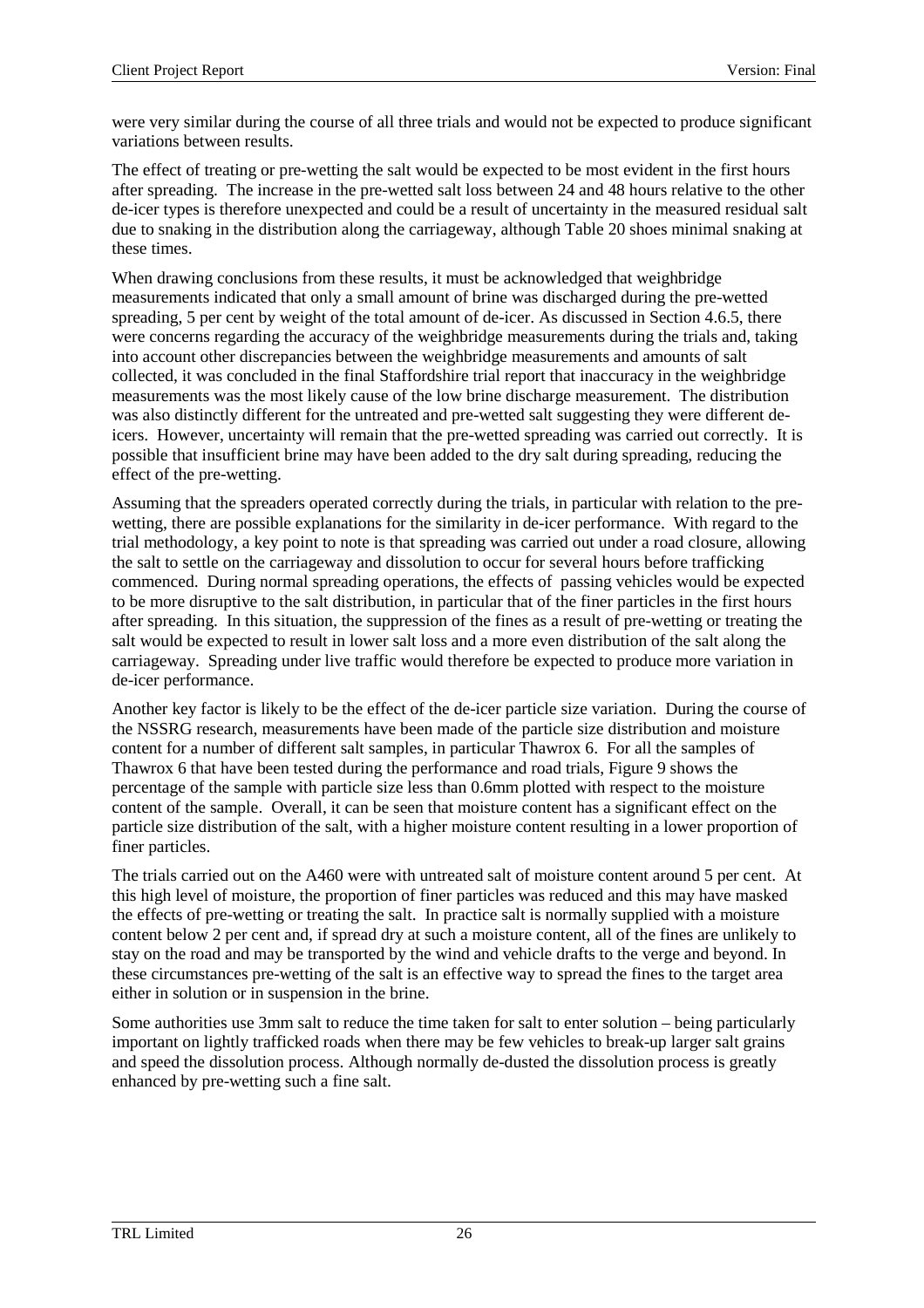were very similar during the course of all three trials and would not be expected to produce significant variations between results.

The effect of treating or pre-wetting the salt would be expected to be most evident in the first hours after spreading. The increase in the pre-wetted salt loss between 24 and 48 hours relative to the other de-icer types is therefore unexpected and could be a result of uncertainty in the measured residual salt due to snaking in the distribution along the carriageway, although Table 20 shoes minimal snaking at these times.

When drawing conclusions from these results, it must be acknowledged that weighbridge measurements indicated that only a small amount of brine was discharged during the pre-wetted spreading, 5 per cent by weight of the total amount of de-icer. As discussed in Section 4.6.5, there were concerns regarding the accuracy of the weighbridge measurements during the trials and, taking into account other discrepancies between the weighbridge measurements and amounts of salt collected, it was concluded in the final Staffordshire trial report that inaccuracy in the weighbridge measurements was the most likely cause of the low brine discharge measurement. The distribution was also distinctly different for the untreated and pre-wetted salt suggesting they were different de-icers. However, uncertainty will remain that the pre-wetted spreading was carried out correctly. It is possible that insufficient brine may have been added to the dry salt during spreading, reducing the effect of the pre-wetting.

Assuming that the spreaders operated correctly during the trials, in particular with relation to the pre-wetting, there are possible explanations for the similarity in de-icer performance. With regard to the trial methodology, a key point to note is that spreading was carried out under a road closure, allowing the salt to settle on the carriageway and dissolution to occur for several hours before trafficking commenced. During normal spreading operations, the effects of passing vehicles would be expected to be more disruptive to the salt distribution, in particular that of the finer particles in the first hours after spreading. In this situation, the suppression of the fines as a result of pre-wetting or treating the salt would be expected to result in lower salt loss and a more even distribution of the salt along the carriageway. Spreading under live traffic would therefore be expected to produce more variation in de-icer performance.

Another key factor is likely to be the effect of the de-icer particle size variation. During the course of the NSSRG research, measurements have been made of the particle size distribution and moisture content for a number of different salt samples, in particular Thawrox 6. For all the samples of Thawrox 6 that have been tested during the performance and road trials, Figure 9 shows the percentage of the sample with particle size less than 0.6mm plotted with respect to the moisture content of the sample. Overall, it can be seen that moisture content has a significant effect on the particle size distribution of the salt, with a higher moisture content resulting in a lower proportion of finer particles.

The trials carried out on the A460 were with untreated salt of moisture content around 5 per cent. At this high level of moisture, the proportion of finer particles was reduced and this may have masked the effects of pre-wetting or treating the salt. In practice salt is normally supplied with a moisture content below 2 per cent and, if spread dry at such a moisture content, all of the fines are unlikely to stay on the road and may be transported by the wind and vehicle drafts to the verge and beyond. In these circumstances pre-wetting of the salt is an effective way to spread the fines to the target area either in solution or in suspension in the brine.

Some authorities use 3mm salt to reduce the time taken for salt to enter solution – being particularly important on lightly trafficked roads when there may be few vehicles to break-up larger salt grains and speed the dissolution process. Although normally de-dusted the dissolution process is greatly enhanced by pre-wetting such a fine salt.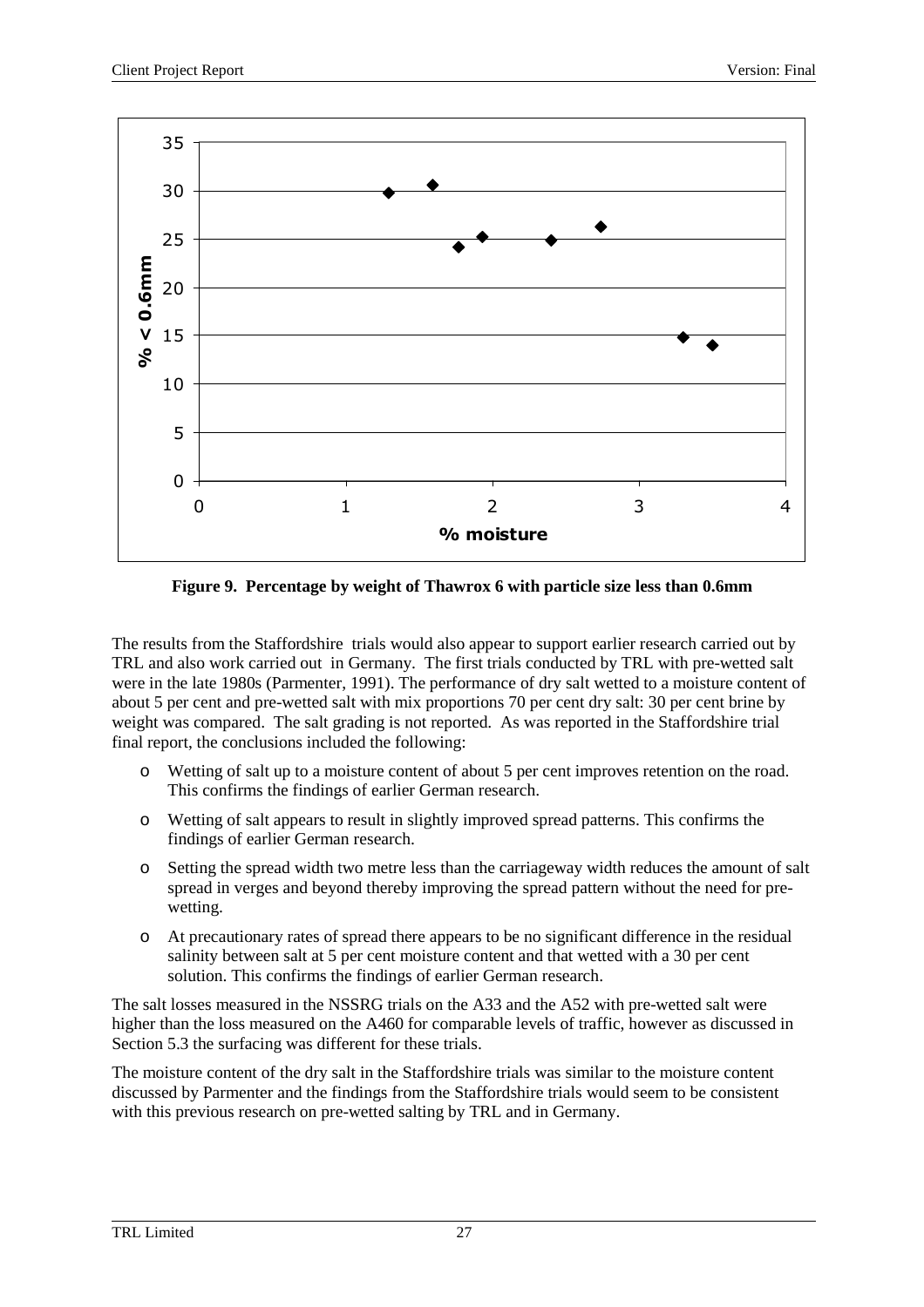Figure 9. Percentage by weight of Thawrox 6 with particle size less than 0.6mm

The results from the Staffordshire trials would also appear to support earlier research carried out by TRL and also work carried out in Germany. The first trials conducted by TRL with pre-wetted salt were in the late 1980s (Parmenter, 1991). The performance of dry salt wetted to a moisture content of about 5 per cent and pre-wetted salt with mix proportions 70 per cent dry salt: 30 per cent brine by weight was compared. The salt grading is not reported. As was reported in the Staffordshire trial final report, the conclusions included the following:

- Wetting of salt up to a moisture content of about 5 per cent improves retention on the road. This confirms the findings of earlier German research.
- Wetting of salt appears to result in slightly improved spread patterns. This confirms the findings of earlier German research.
- Setting the spread width two metre less than the carriageway width reduces the amount of salt spread in verges and beyond thereby improving the spread pattern without the need for pre-wetting.
- At precautionary rates of spread there appears to be no significant difference in the residual salinity between salt at 5 per cent moisture content and that wetted with a 30 per cent solution. This confirms the findings of earlier German research.

The salt losses measured in the NSSRG trials on the A33 and the A52 with pre-wetted salt were higher than the loss measured on the A460 for comparable levels of traffic, however as discussed in Section 5.3 the surfacing was different for these trials.

The moisture content of the dry salt in the Staffordshire trials was similar to the moisture content discussed by Parmenter and the findings from the Staffordshire trials would seem to be consistent with this previous research on pre-wetted salting by TRL and in Germany.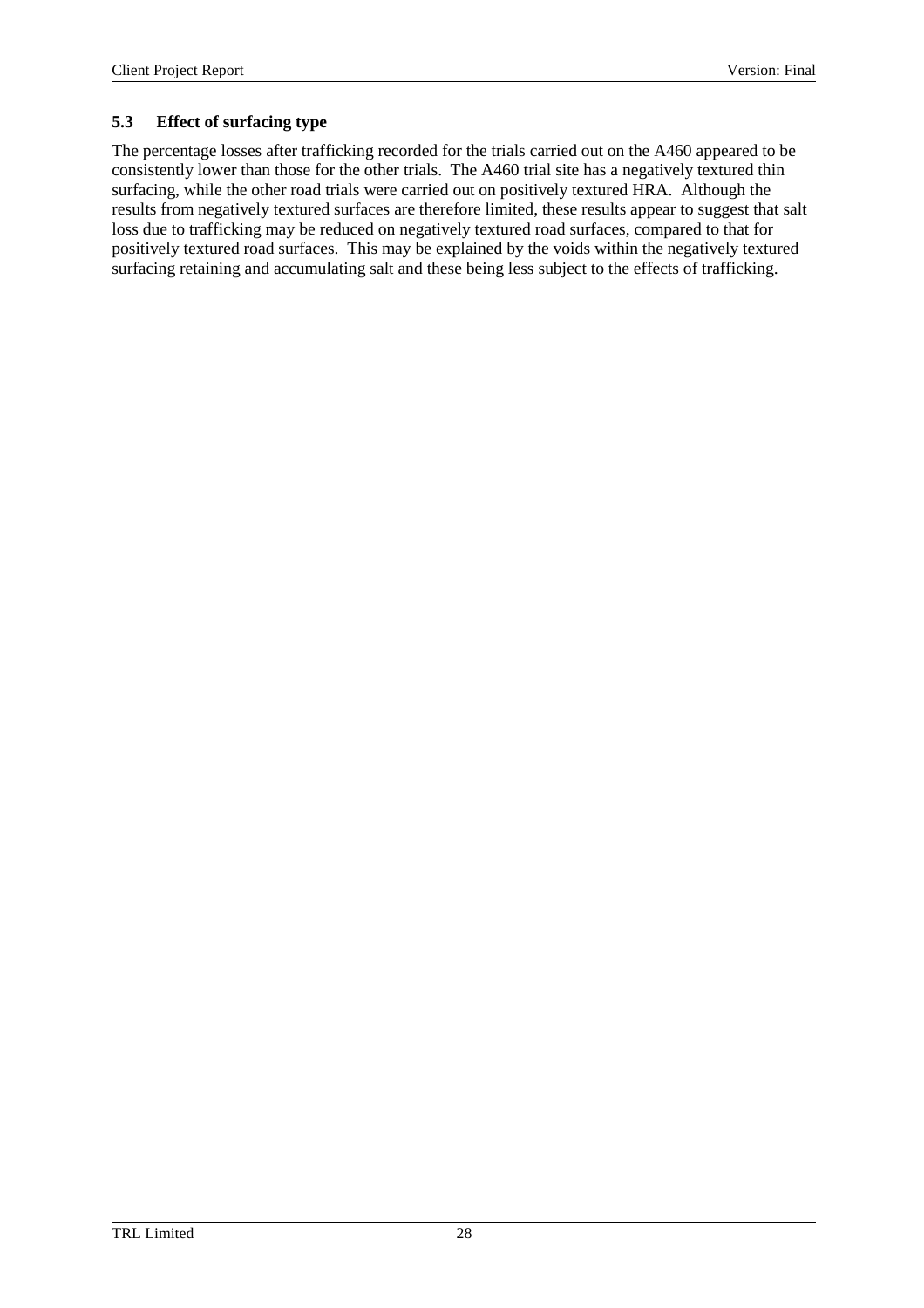### 5.3 Effect of surfacing type

The percentage losses after trafficking recorded for the trials carried out on the A460 appeared to be consistently lower than those for the other trials. The A460 trial site has a negatively textured thin surfacing, while the other road trials were carried out on positively textured HRA. Although the results from negatively textured surfaces are therefore limited, these results appear to suggest that salt loss due to trafficking may be reduced on negatively textured road surfaces, compared to that for positively textured road surfaces. This may be explained by the voids within the negatively textured surfacing retaining and accumulating salt and these being less subject to the effects of trafficking.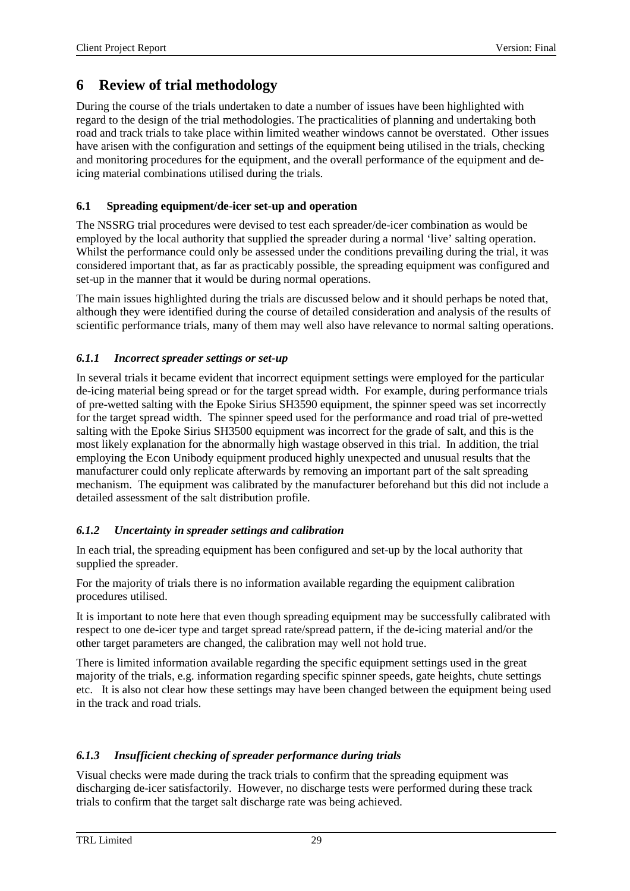# 6 Review of trial methodology

During the course of the trials undertaken to date a number of issues have been highlighted with regard to the design of the trial methodologies. The practicalities of planning and undertaking both road and track trials to take place within limited weather windows cannot be overstated. Other issues have arisen with the configuration and settings of the equipment being utilised in the trials, checking and monitoring procedures for the equipment, and the overall performance of the equipment and de-icing material combinations utilised during the trials.

## 6.1 Spreading equipment/de-icer set-up and operation

The NSSRG trial procedures were devised to test each spreader/de-icer combination as would be employed by the local authority that supplied the spreader during a normal 'live' salting operation. Whilst the performance could only be assessed under the conditions prevailing during the trial, it was considered important that, as far as practicably possible, the spreading equipment was configured and set-up in the manner that it would be during normal operations.

The main issues highlighted during the trials are discussed below and it should perhaps be noted that, although they were identified during the course of detailed consideration and analysis of the results of scientific performance trials, many of them may well also have relevance to normal salting operations.

### *6.1.1 Incorrect spreader settings or set-up*

In several trials it became evident that incorrect equipment settings were employed for the particular de-icing material being spread or for the target spread width. For example, during performance trials of pre-wetted salting with the Epoke Sirius SH3590 equipment, the spinner speed was set incorrectly for the target spread width. The spinner speed used for the performance and road trial of pre-wetted salting with the Epoke Sirius SH3500 equipment was incorrect for the grade of salt, and this is the most likely explanation for the abnormally high wastage observed in this trial. In addition, the trial employing the Econ Unibody equipment produced highly unexpected and unusual results that the manufacturer could only replicate afterwards by removing an important part of the salt spreading mechanism. The equipment was calibrated by the manufacturer beforehand but this did not include a detailed assessment of the salt distribution profile.

### *6.1.2 Uncertainty in spreader settings and calibration*

In each trial, the spreading equipment has been configured and set-up by the local authority that supplied the spreader.

For the majority of trials there is no information available regarding the equipment calibration procedures utilised.

It is important to note here that even though spreading equipment may be successfully calibrated with respect to one de-icer type and target spread rate/spread pattern, if the de-icing material and/or the other target parameters are changed, the calibration may well not hold true.

There is limited information available regarding the specific equipment settings used in the great majority of the trials, e.g. information regarding specific spinner speeds, gate heights, chute settings etc. It is also not clear how these settings may have been changed between the equipment being used in the track and road trials.

### *6.1.3 Insufficient checking of spreader performance during trials*

Visual checks were made during the track trials to confirm that the spreading equipment was discharging de-icer satisfactorily. However, no discharge tests were performed during these track trials to confirm that the target salt discharge rate was being achieved.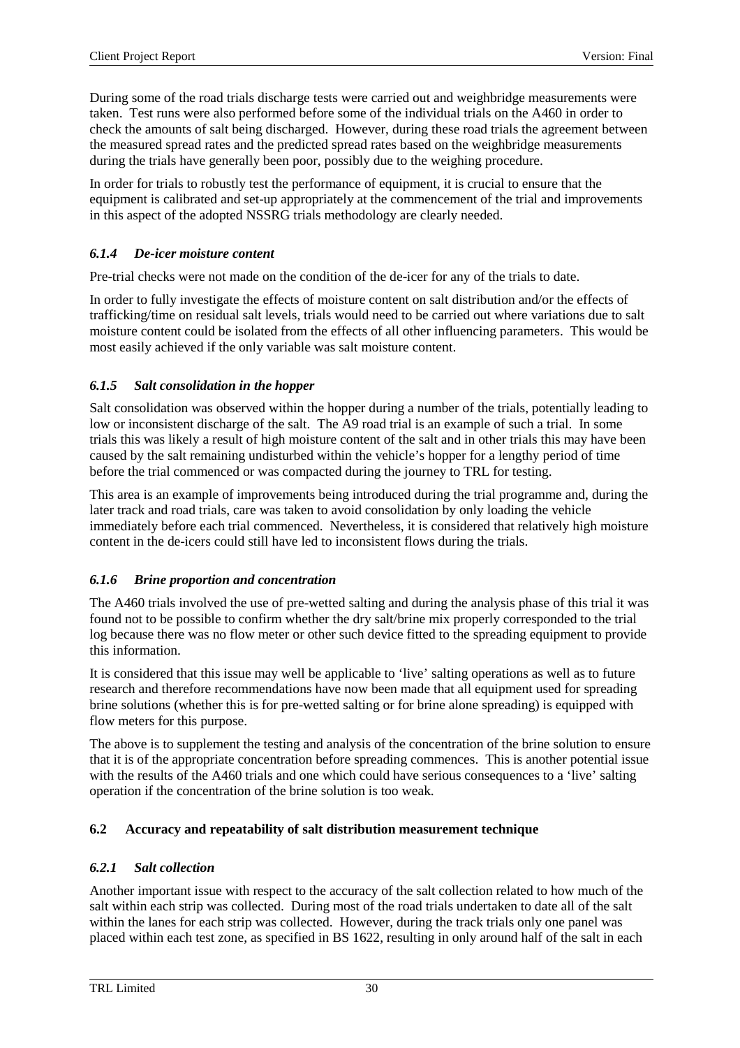During some of the road trials discharge tests were carried out and weighbridge measurements were taken. Test runs were also performed before some of the individual trials on the A460 in order to check the amounts of salt being discharged. However, during these road trials the agreement between the measured spread rates and the predicted spread rates based on the weighbridge measurements during the trials have generally been poor, possibly due to the weighing procedure.

In order for trials to robustly test the performance of equipment, it is crucial to ensure that the equipment is calibrated and set-up appropriately at the commencement of the trial and improvements in this aspect of the adopted NSSRG trials methodology are clearly needed.

### *6.1.4 De-icer moisture content*

Pre-trial checks were not made on the condition of the de-icer for any of the trials to date.

In order to fully investigate the effects of moisture content on salt distribution and/or the effects of trafficking/time on residual salt levels, trials would need to be carried out where variations due to salt moisture content could be isolated from the effects of all other influencing parameters. This would be most easily achieved if the only variable was salt moisture content.

### *6.1.5 Salt consolidation in the hopper*

Salt consolidation was observed within the hopper during a number of the trials, potentially leading to low or inconsistent discharge of the salt. The A9 road trial is an example of such a trial. In some trials this was likely a result of high moisture content of the salt and in other trials this may have been caused by the salt remaining undisturbed within the vehicle's hopper for a lengthy period of time before the trial commenced or was compacted during the journey to TRL for testing.

This area is an example of improvements being introduced during the trial programme and, during the later track and road trials, care was taken to avoid consolidation by only loading the vehicle immediately before each trial commenced. Nevertheless, it is considered that relatively high moisture content in the de-icers could still have led to inconsistent flows during the trials.

### *6.1.6 Brine proportion and concentration*

The A460 trials involved the use of pre-wetted salting and during the analysis phase of this trial it was found not to be possible to confirm whether the dry salt/brine mix properly corresponded to the trial log because there was no flow meter or other such device fitted to the spreading equipment to provide this information.

It is considered that this issue may well be applicable to 'live' salting operations as well as to future research and therefore recommendations have now been made that all equipment used for spreading brine solutions (whether this is for pre-wetted salting or for brine alone spreading) is equipped with flow meters for this purpose.

The above is to supplement the testing and analysis of the concentration of the brine solution to ensure that it is of the appropriate concentration before spreading commences. This is another potential issue with the results of the A460 trials and one which could have serious consequences to a 'live' salting operation if the concentration of the brine solution is too weak.

## 6.2 Accuracy and repeatability of salt distribution measurement technique

### *6.2.1 Salt collection*

Another important issue with respect to the accuracy of the salt collection related to how much of the salt within each strip was collected. During most of the road trials undertaken to date all of the salt within the lanes for each strip was collected. However, during the track trials only one panel was placed within each test zone, as specified in BS 1622, resulting in only around half of the salt in each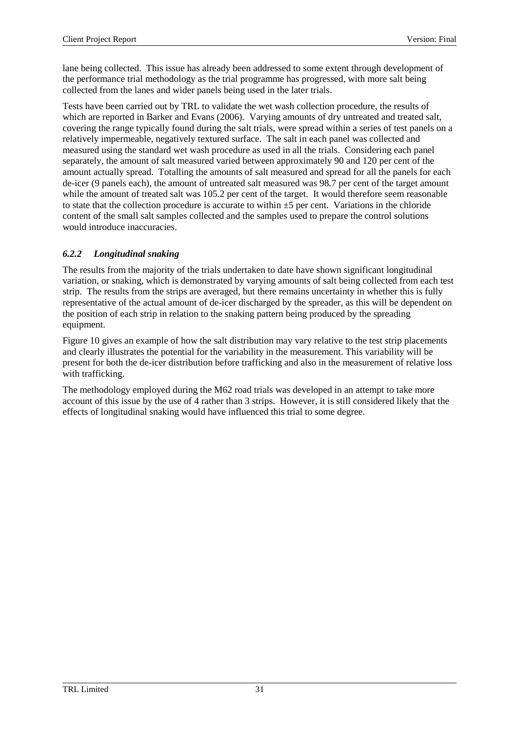lane being collected. This issue has already been addressed to some extent through development of the performance trial methodology as the trial programme has progressed, with more salt being collected from the lanes and wider panels being used in the later trials.

Tests have been carried out by TRL to validate the wet wash collection procedure, the results of which are reported in Barker and Evans (2006). Varying amounts of dry untreated and treated salt, covering the range typically found during the salt trials, were spread within a series of test panels on a relatively impermeable, negatively textured surface. The salt in each panel was collected and measured using the standard wet wash procedure as used in all the trials. Considering each panel separately, the amount of salt measured varied between approximately 90 and 120 per cent of the amount actually spread. Totalling the amounts of salt measured and spread for all the panels for each de-icer (9 panels each), the amount of untreated salt measured was 98.7 per cent of the target amount while the amount of treated salt was 105.2 per cent of the target. It would therefore seem reasonable to state that the collection procedure is accurate to within ±5 per cent. Variations in the chloride content of the small salt samples collected and the samples used to prepare the control solutions would introduce inaccuracies.

### *6.2.2 Longitudinal snaking*

The results from the majority of the trials undertaken to date have shown significant longitudinal variation, or snaking, which is demonstrated by varying amounts of salt being collected from each test strip. The results from the strips are averaged, but there remains uncertainty in whether this is fully representative of the actual amount of de-icer discharged by the spreader, as this will be dependent on the position of each strip in relation to the snaking pattern being produced by the spreading equipment.

Figure 10 gives an example of how the salt distribution may vary relative to the test strip placements and clearly illustrates the potential for the variability in the measurement. This variability will be present for both the de-icer distribution before trafficking and also in the measurement of relative loss with trafficking.

The methodology employed during the M62 road trials was developed in an attempt to take more account of this issue by the use of 4 rather than 3 strips. However, it is still considered likely that the effects of longitudinal snaking would have influenced this trial to some degree.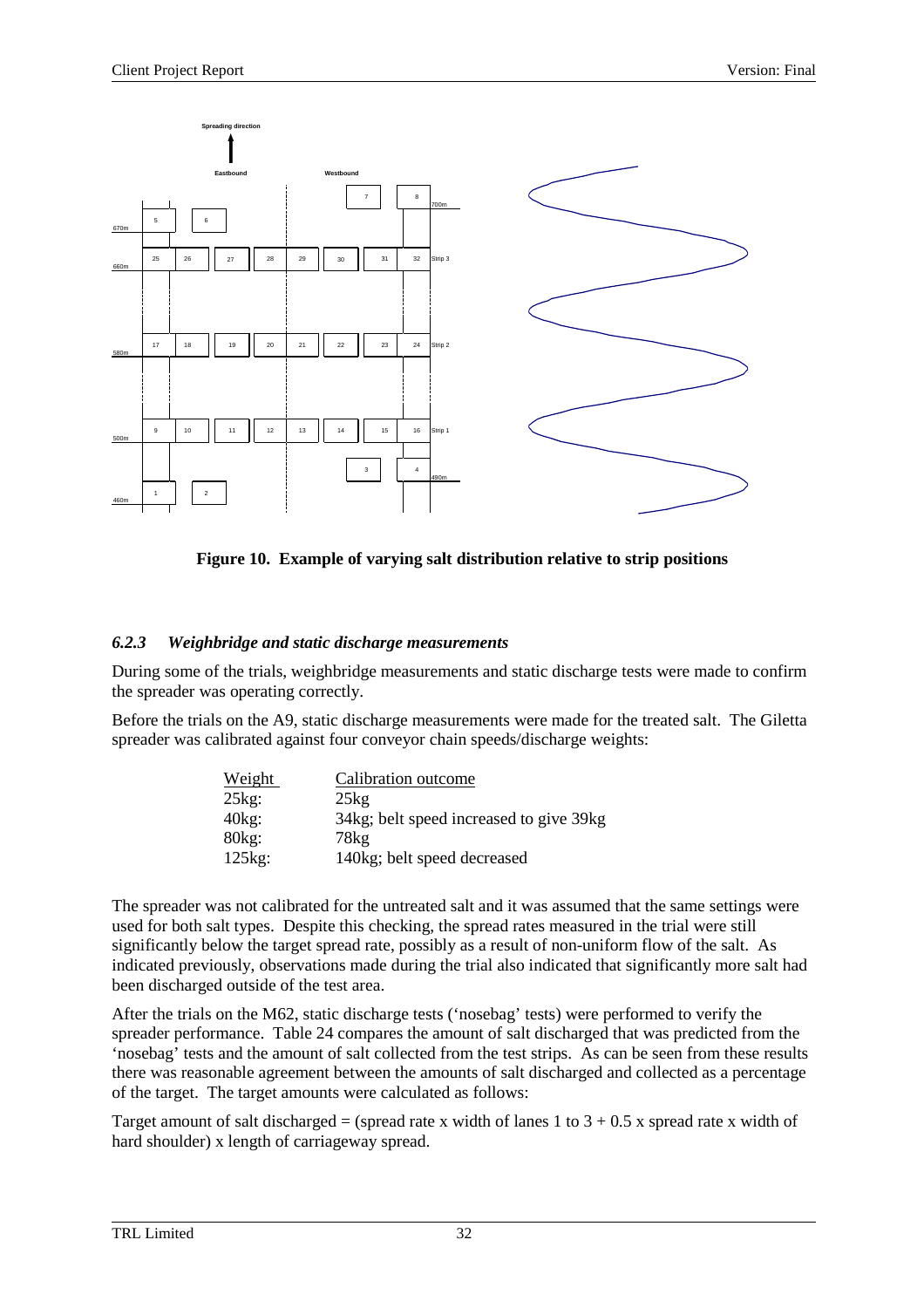Figure 10. Example of varying salt distribution relative to strip positions

### 6.2.3 Weighbridge and static discharge measurements

During some of the trials, weighbridge measurements and static discharge tests were made to confirm the spreader was operating correctly.

Before the trials on the A9, static discharge measurements were made for the treated salt. The Giletta spreader was calibrated against four conveyor chain speeds/discharge weights:

| Weight | Calibration outcome |
|---|---|
| 25kg: | 25kg |
| 40kg: | 34kg; belt speed increased to give 39kg |
| 80kg: | 78kg |
| 125kg: | 140kg; belt speed decreased |

The spreader was not calibrated for the untreated salt and it was assumed that the same settings were used for both salt types. Despite this checking, the spread rates measured in the trial were still significantly below the target spread rate, possibly as a result of non-uniform flow of the salt. As indicated previously, observations made during the trial also indicated that significantly more salt had been discharged outside of the test area.

After the trials on the M62, static discharge tests ('nosebag' tests) were performed to verify the spreader performance. Table 24 compares the amount of salt discharged that was predicted from the 'nosebag' tests and the amount of salt collected from the test strips. As can be seen from these results there was reasonable agreement between the amounts of salt discharged and collected as a percentage of the target. The target amounts were calculated as follows:

Target amount of salt discharged = (spread rate x width of lanes 1 to 3 + 0.5 x spread rate x width of hard shoulder) x length of carriageway spread.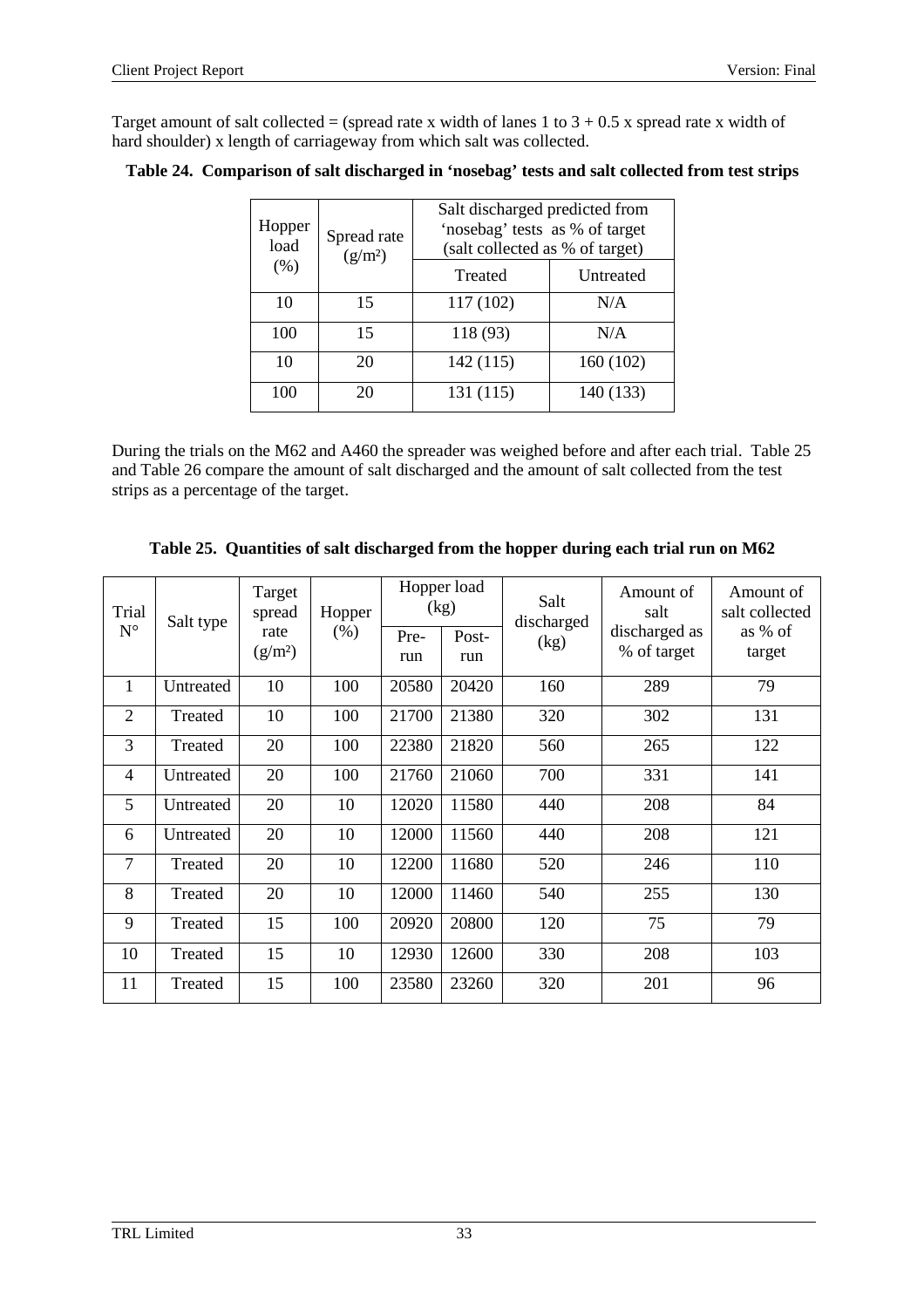Target amount of salt collected = (spread rate x width of lanes 1 to 3 + 0.5 x spread rate x width of hard shoulder) x length of carriageway from which salt was collected.

**Table 24. Comparison of salt discharged in 'nosebag' tests and salt collected from test strips**

| Hopper load (%) | Spread rate (g/m²) | Salt discharged predicted from 'nosebag' tests as % of target (salt collected as % of target) | |
|---|---|---|---|
| | | Treated | Untreated |
| 10 | 15 | 117 (102) | N/A |
| 100 | 15 | 118 (93) | N/A |
| 10 | 20 | 142 (115) | 160 (102) |
| 100 | 20 | 131 (115) | 140 (133) |

During the trials on the M62 and A460 the spreader was weighed before and after each trial. Table 25 and Table 26 compare the amount of salt discharged and the amount of salt collected from the test strips as a percentage of the target.

**Table 25. Quantities of salt discharged from the hopper during each trial run on M62**

| Trial N° | Salt type | Target spread rate (g/m²) | Hopper (%) | Hopper load (kg) | | Salt discharged (kg) | Amount of salt discharged as % of target | Amount of salt collected as % of target |
|---|---|---|---|---|---|---|---|---|
| | | | | Pre-run | Post-run | | | |
| 1 | Untreated | 10 | 100 | 20580 | 20420 | 160 | 289 | 79 |
| 2 | Treated | 10 | 100 | 21700 | 21380 | 320 | 302 | 131 |
| 3 | Treated | 20 | 100 | 22380 | 21820 | 560 | 265 | 122 |
| 4 | Untreated | 20 | 100 | 21760 | 21060 | 700 | 331 | 141 |
| 5 | Untreated | 20 | 10 | 12020 | 11580 | 440 | 208 | 84 |
| 6 | Untreated | 20 | 10 | 12000 | 11560 | 440 | 208 | 121 |
| 7 | Treated | 20 | 10 | 12200 | 11680 | 520 | 246 | 110 |
| 8 | Treated | 20 | 10 | 12000 | 11460 | 540 | 255 | 130 |
| 9 | Treated | 15 | 100 | 20920 | 20800 | 120 | 75 | 79 |
| 10 | Treated | 15 | 10 | 12930 | 12600 | 330 | 208 | 103 |
| 11 | Treated | 15 | 100 | 23580 | 23260 | 320 | 201 | 96 |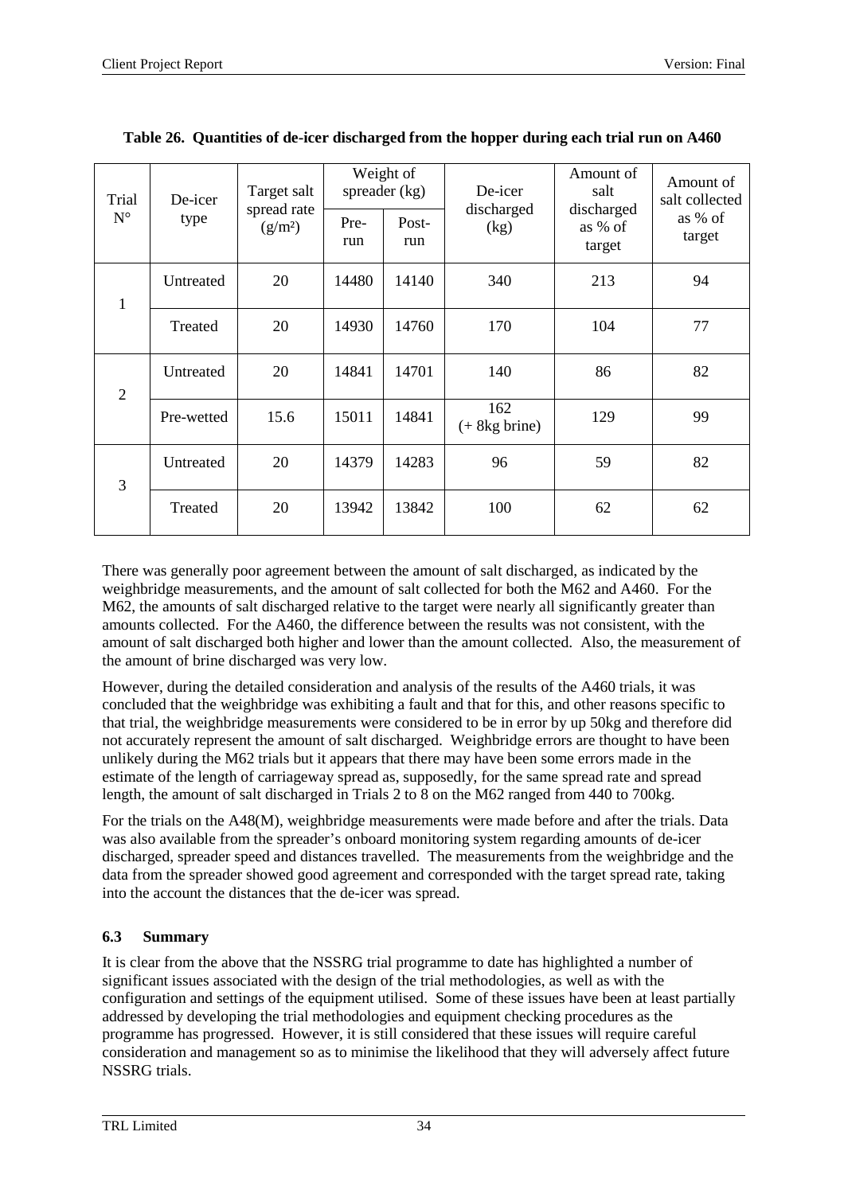**Table 26. Quantities of de-icer discharged from the hopper during each trial run on A460**

| Trial N° | De-icer type | Target salt spread rate (g/m²) | Weight of spreader (kg) | | De-icer discharged (kg) | Amount of salt discharged as % of target | Amount of salt collected as % of target |
|---|---|---|---|---|---|---|---|
| | | | Pre-run | Post-run | | | |
| 1 | Untreated | 20 | 14480 | 14140 | 340 | 213 | 94 |
| | Treated | 20 | 14930 | 14760 | 170 | 104 | 77 |
| 2 | Untreated | 20 | 14841 | 14701 | 140 | 86 | 82 |
| | Pre-wetted | 15.6 | 15011 | 14841 | 162 (+ 8kg brine) | 129 | 99 |
| 3 | Untreated | 20 | 14379 | 14283 | 96 | 59 | 82 |
| | Treated | 20 | 13942 | 13842 | 100 | 62 | 62 |

There was generally poor agreement between the amount of salt discharged, as indicated by the weighbridge measurements, and the amount of salt collected for both the M62 and A460. For the M62, the amounts of salt discharged relative to the target were nearly all significantly greater than amounts collected. For the A460, the difference between the results was not consistent, with the amount of salt discharged both higher and lower than the amount collected. Also, the measurement of the amount of brine discharged was very low.

However, during the detailed consideration and analysis of the results of the A460 trials, it was concluded that the weighbridge was exhibiting a fault and that for this, and other reasons specific to that trial, the weighbridge measurements were considered to be in error by up 50kg and therefore did not accurately represent the amount of salt discharged. Weighbridge errors are thought to have been unlikely during the M62 trials but it appears that there may have been some errors made in the estimate of the length of carriageway spread as, supposedly, for the same spread rate and spread length, the amount of salt discharged in Trials 2 to 8 on the M62 ranged from 440 to 700kg.

For the trials on the A48(M), weighbridge measurements were made before and after the trials. Data was also available from the spreader's onboard monitoring system regarding amounts of de-icer discharged, spreader speed and distances travelled. The measurements from the weighbridge and the data from the spreader showed good agreement and corresponded with the target spread rate, taking into the account the distances that the de-icer was spread.

## 6.3 Summary

It is clear from the above that the NSSRG trial programme to date has highlighted a number of significant issues associated with the design of the trial methodologies, as well as with the configuration and settings of the equipment utilised. Some of these issues have been at least partially addressed by developing the trial methodologies and equipment checking procedures as the programme has progressed. However, it is still considered that these issues will require careful consideration and management so as to minimise the likelihood that they will adversely affect future NSSRG trials.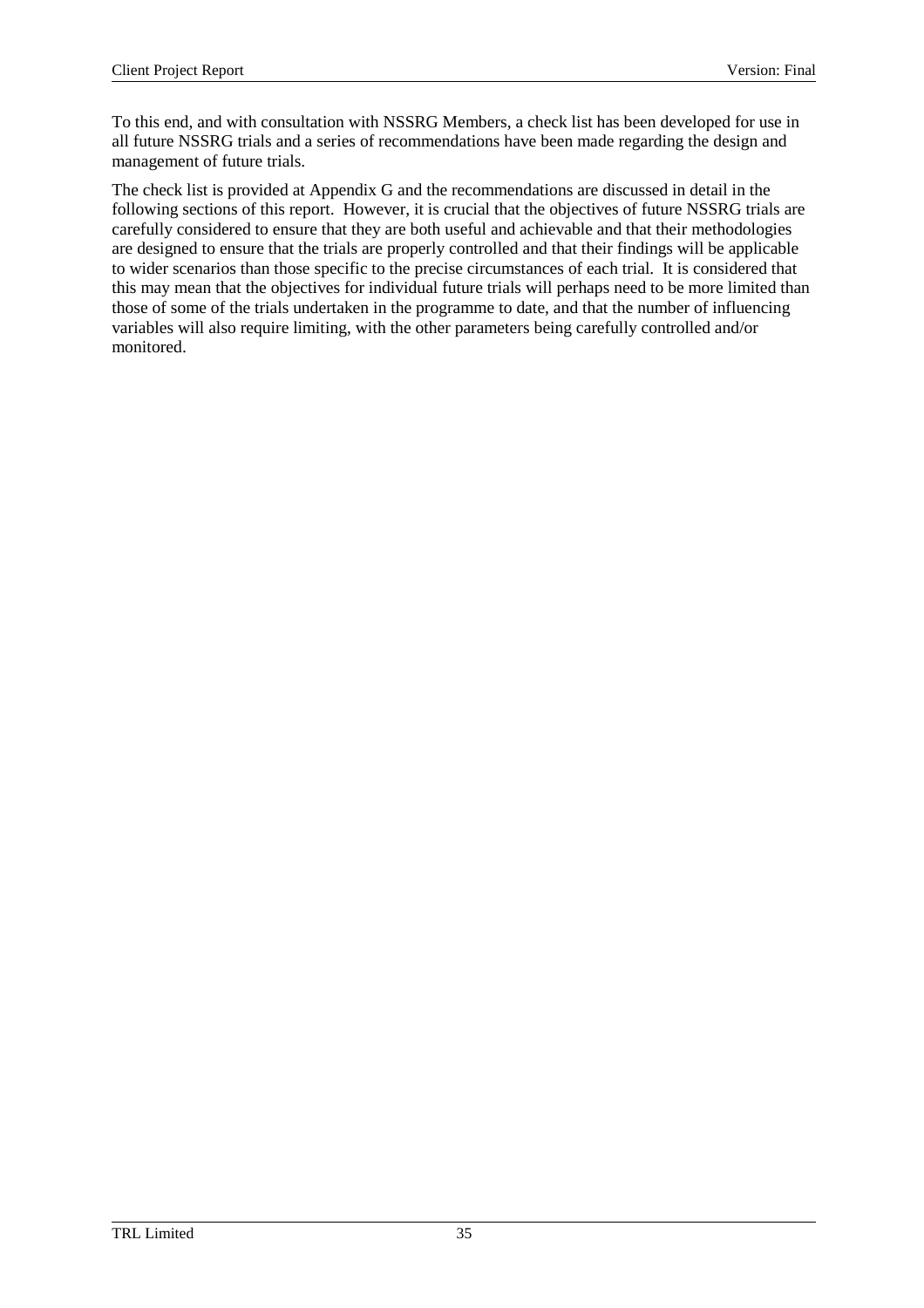To this end, and with consultation with NSSRG Members, a check list has been developed for use in all future NSSRG trials and a series of recommendations have been made regarding the design and management of future trials.

The check list is provided at Appendix G and the recommendations are discussed in detail in the following sections of this report. However, it is crucial that the objectives of future NSSRG trials are carefully considered to ensure that they are both useful and achievable and that their methodologies are designed to ensure that the trials are properly controlled and that their findings will be applicable to wider scenarios than those specific to the precise circumstances of each trial. It is considered that this may mean that the objectives for individual future trials will perhaps need to be more limited than those of some of the trials undertaken in the programme to date, and that the number of influencing variables will also require limiting, with the other parameters being carefully controlled and/or monitored.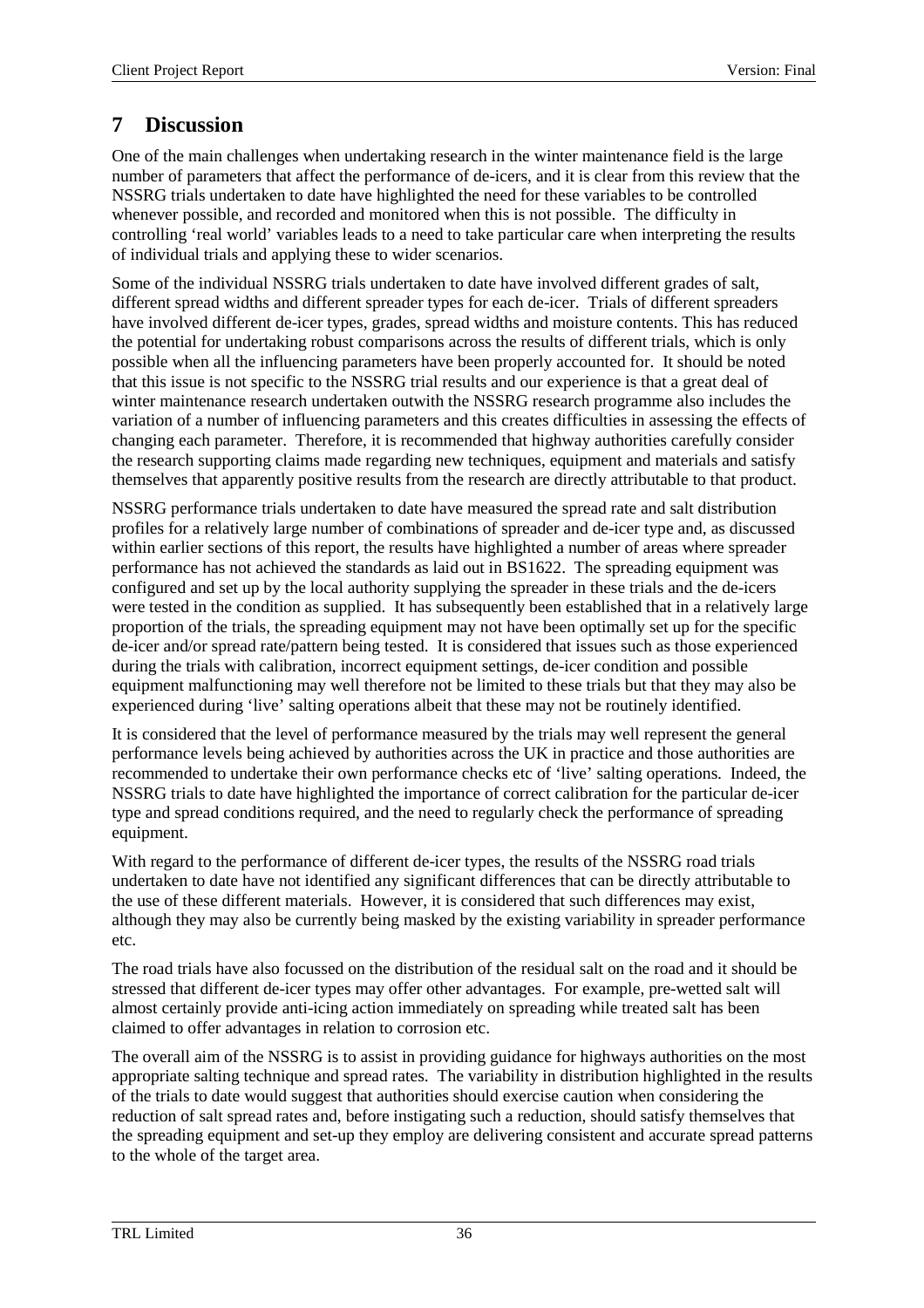# 7 Discussion

One of the main challenges when undertaking research in the winter maintenance field is the large number of parameters that affect the performance of de-icers, and it is clear from this review that the NSSRG trials undertaken to date have highlighted the need for these variables to be controlled whenever possible, and recorded and monitored when this is not possible. The difficulty in controlling 'real world' variables leads to a need to take particular care when interpreting the results of individual trials and applying these to wider scenarios.

Some of the individual NSSRG trials undertaken to date have involved different grades of salt, different spread widths and different spreader types for each de-icer. Trials of different spreaders have involved different de-icer types, grades, spread widths and moisture contents. This has reduced the potential for undertaking robust comparisons across the results of different trials, which is only possible when all the influencing parameters have been properly accounted for. It should be noted that this issue is not specific to the NSSRG trial results and our experience is that a great deal of winter maintenance research undertaken outwith the NSSRG research programme also includes the variation of a number of influencing parameters and this creates difficulties in assessing the effects of changing each parameter. Therefore, it is recommended that highway authorities carefully consider the research supporting claims made regarding new techniques, equipment and materials and satisfy themselves that apparently positive results from the research are directly attributable to that product.

NSSRG performance trials undertaken to date have measured the spread rate and salt distribution profiles for a relatively large number of combinations of spreader and de-icer type and, as discussed within earlier sections of this report, the results have highlighted a number of areas where spreader performance has not achieved the standards as laid out in BS1622. The spreading equipment was configured and set up by the local authority supplying the spreader in these trials and the de-icers were tested in the condition as supplied. It has subsequently been established that in a relatively large proportion of the trials, the spreading equipment may not have been optimally set up for the specific de-icer and/or spread rate/pattern being tested. It is considered that issues such as those experienced during the trials with calibration, incorrect equipment settings, de-icer condition and possible equipment malfunctioning may well therefore not be limited to these trials but that they may also be experienced during 'live' salting operations albeit that these may not be routinely identified.

It is considered that the level of performance measured by the trials may well represent the general performance levels being achieved by authorities across the UK in practice and those authorities are recommended to undertake their own performance checks etc of 'live' salting operations. Indeed, the NSSRG trials to date have highlighted the importance of correct calibration for the particular de-icer type and spread conditions required, and the need to regularly check the performance of spreading equipment.

With regard to the performance of different de-icer types, the results of the NSSRG road trials undertaken to date have not identified any significant differences that can be directly attributable to the use of these different materials. However, it is considered that such differences may exist, although they may also be currently being masked by the existing variability in spreader performance etc.

The road trials have also focussed on the distribution of the residual salt on the road and it should be stressed that different de-icer types may offer other advantages. For example, pre-wetted salt will almost certainly provide anti-icing action immediately on spreading while treated salt has been claimed to offer advantages in relation to corrosion etc.

The overall aim of the NSSRG is to assist in providing guidance for highways authorities on the most appropriate salting technique and spread rates. The variability in distribution highlighted in the results of the trials to date would suggest that authorities should exercise caution when considering the reduction of salt spread rates and, before instigating such a reduction, should satisfy themselves that the spreading equipment and set-up they employ are delivering consistent and accurate spread patterns to the whole of the target area.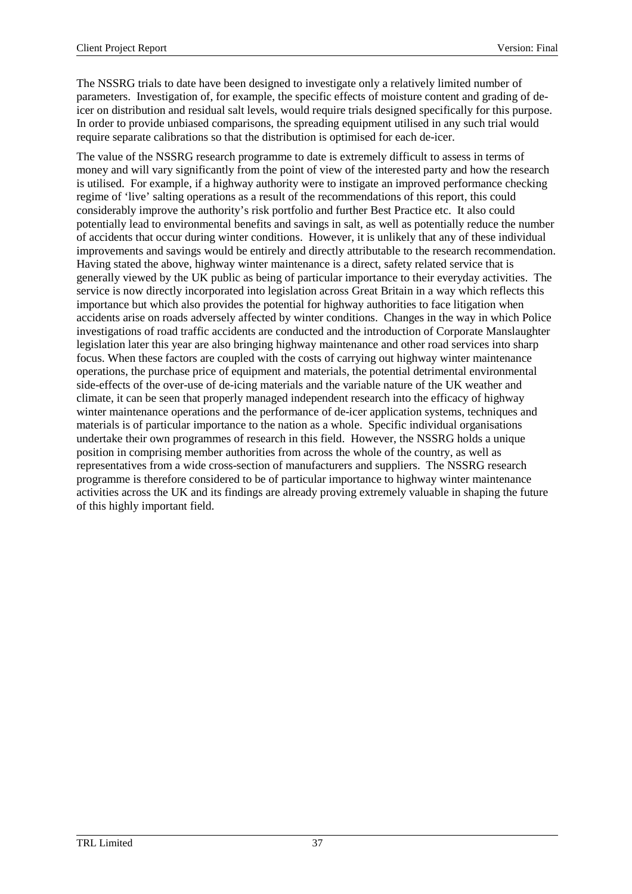The NSSRG trials to date have been designed to investigate only a relatively limited number of parameters. Investigation of, for example, the specific effects of moisture content and grading of de-icer on distribution and residual salt levels, would require trials designed specifically for this purpose. In order to provide unbiased comparisons, the spreading equipment utilised in any such trial would require separate calibrations so that the distribution is optimised for each de-icer.

The value of the NSSRG research programme to date is extremely difficult to assess in terms of money and will vary significantly from the point of view of the interested party and how the research is utilised. For example, if a highway authority were to instigate an improved performance checking regime of 'live' salting operations as a result of the recommendations of this report, this could considerably improve the authority's risk portfolio and further Best Practice etc. It also could potentially lead to environmental benefits and savings in salt, as well as potentially reduce the number of accidents that occur during winter conditions. However, it is unlikely that any of these individual improvements and savings would be entirely and directly attributable to the research recommendation. Having stated the above, highway winter maintenance is a direct, safety related service that is generally viewed by the UK public as being of particular importance to their everyday activities. The service is now directly incorporated into legislation across Great Britain in a way which reflects this importance but which also provides the potential for highway authorities to face litigation when accidents arise on roads adversely affected by winter conditions. Changes in the way in which Police investigations of road traffic accidents are conducted and the introduction of Corporate Manslaughter legislation later this year are also bringing highway maintenance and other road services into sharp focus. When these factors are coupled with the costs of carrying out highway winter maintenance operations, the purchase price of equipment and materials, the potential detrimental environmental side-effects of the over-use of de-icing materials and the variable nature of the UK weather and climate, it can be seen that properly managed independent research into the efficacy of highway winter maintenance operations and the performance of de-icer application systems, techniques and materials is of particular importance to the nation as a whole. Specific individual organisations undertake their own programmes of research in this field. However, the NSSRG holds a unique position in comprising member authorities from across the whole of the country, as well as representatives from a wide cross-section of manufacturers and suppliers. The NSSRG research programme is therefore considered to be of particular importance to highway winter maintenance activities across the UK and its findings are already proving extremely valuable in shaping the future of this highly important field.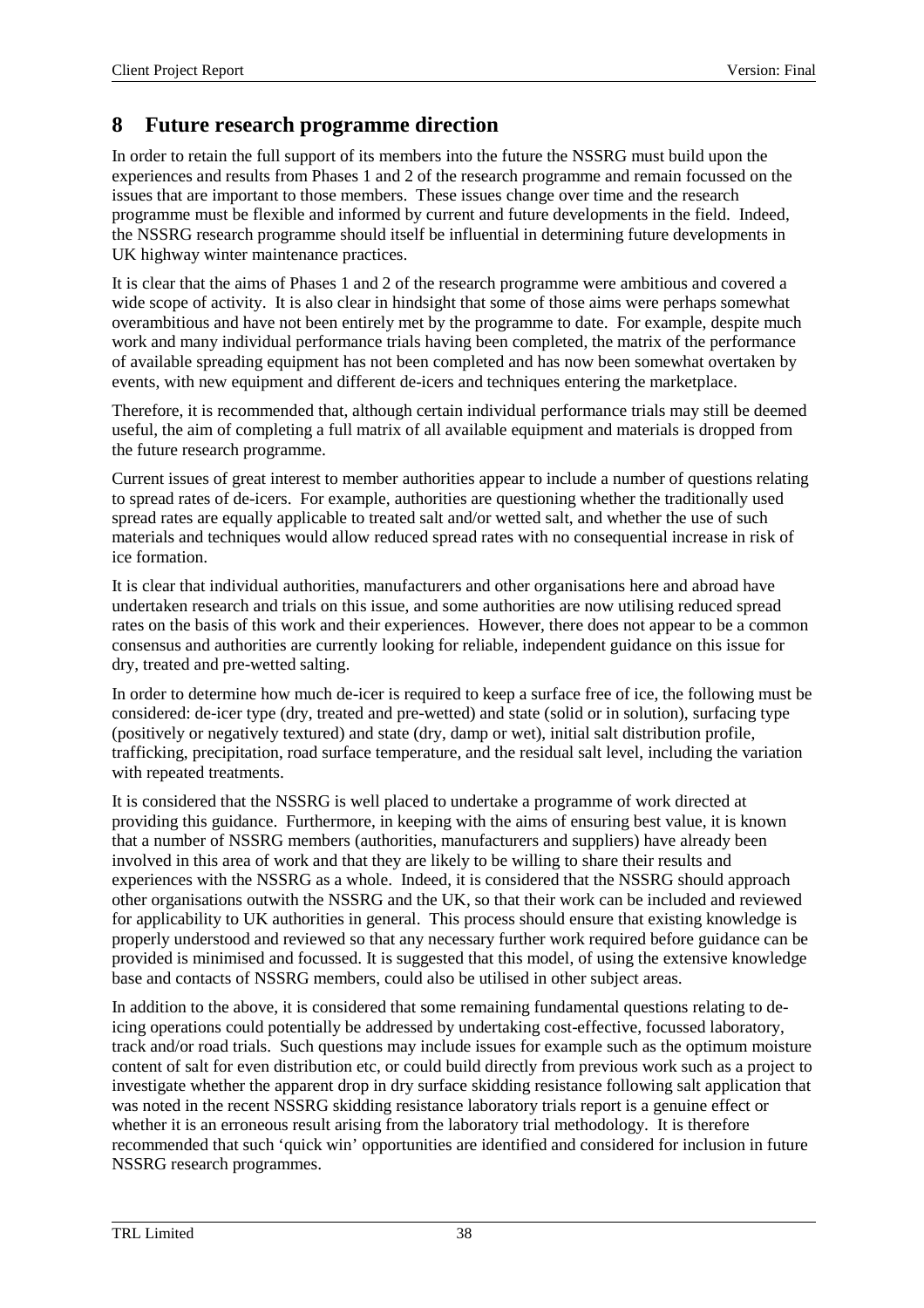## 8 Future research programme direction

In order to retain the full support of its members into the future the NSSRG must build upon the experiences and results from Phases 1 and 2 of the research programme and remain focussed on the issues that are important to those members. These issues change over time and the research programme must be flexible and informed by current and future developments in the field. Indeed, the NSSRG research programme should itself be influential in determining future developments in UK highway winter maintenance practices.

It is clear that the aims of Phases 1 and 2 of the research programme were ambitious and covered a wide scope of activity. It is also clear in hindsight that some of those aims were perhaps somewhat overambitious and have not been entirely met by the programme to date. For example, despite much work and many individual performance trials having been completed, the matrix of the performance of available spreading equipment has not been completed and has now been somewhat overtaken by events, with new equipment and different de-icers and techniques entering the marketplace.

Therefore, it is recommended that, although certain individual performance trials may still be deemed useful, the aim of completing a full matrix of all available equipment and materials is dropped from the future research programme.

Current issues of great interest to member authorities appear to include a number of questions relating to spread rates of de-icers. For example, authorities are questioning whether the traditionally used spread rates are equally applicable to treated salt and/or wetted salt, and whether the use of such materials and techniques would allow reduced spread rates with no consequential increase in risk of ice formation.

It is clear that individual authorities, manufacturers and other organisations here and abroad have undertaken research and trials on this issue, and some authorities are now utilising reduced spread rates on the basis of this work and their experiences. However, there does not appear to be a common consensus and authorities are currently looking for reliable, independent guidance on this issue for dry, treated and pre-wetted salting.

In order to determine how much de-icer is required to keep a surface free of ice, the following must be considered: de-icer type (dry, treated and pre-wetted) and state (solid or in solution), surfacing type (positively or negatively textured) and state (dry, damp or wet), initial salt distribution profile, trafficking, precipitation, road surface temperature, and the residual salt level, including the variation with repeated treatments.

It is considered that the NSSRG is well placed to undertake a programme of work directed at providing this guidance. Furthermore, in keeping with the aims of ensuring best value, it is known that a number of NSSRG members (authorities, manufacturers and suppliers) have already been involved in this area of work and that they are likely to be willing to share their results and experiences with the NSSRG as a whole. Indeed, it is considered that the NSSRG should approach other organisations outwith the NSSRG and the UK, so that their work can be included and reviewed for applicability to UK authorities in general. This process should ensure that existing knowledge is properly understood and reviewed so that any necessary further work required before guidance can be provided is minimised and focussed. It is suggested that this model, of using the extensive knowledge base and contacts of NSSRG members, could also be utilised in other subject areas.

In addition to the above, it is considered that some remaining fundamental questions relating to de-icing operations could potentially be addressed by undertaking cost-effective, focussed laboratory, track and/or road trials. Such questions may include issues for example such as the optimum moisture content of salt for even distribution etc, or could build directly from previous work such as a project to investigate whether the apparent drop in dry surface skidding resistance following salt application that was noted in the recent NSSRG skidding resistance laboratory trials report is a genuine effect or whether it is an erroneous result arising from the laboratory trial methodology. It is therefore recommended that such 'quick win' opportunities are identified and considered for inclusion in future NSSRG research programmes.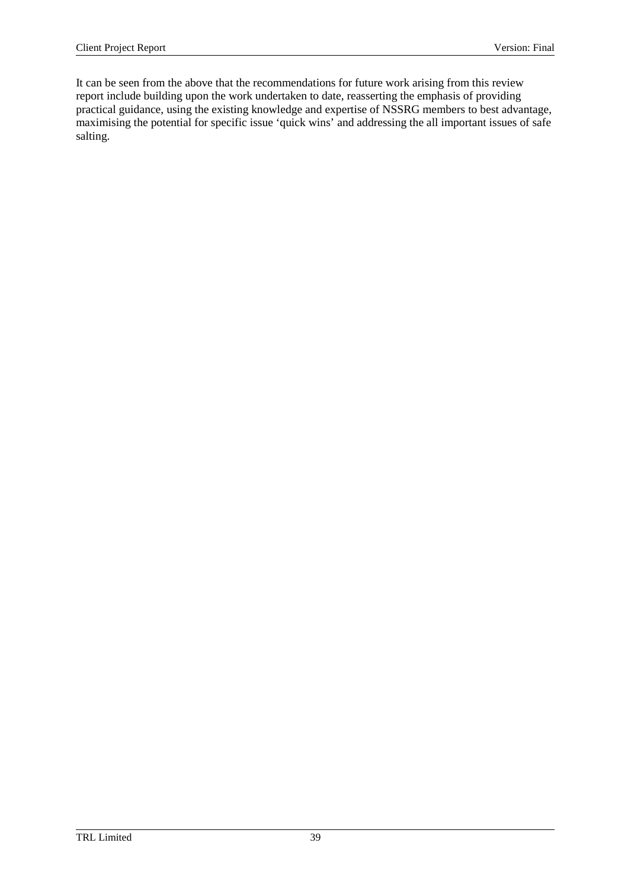It can be seen from the above that the recommendations for future work arising from this review report include building upon the work undertaken to date, reasserting the emphasis of providing practical guidance, using the existing knowledge and expertise of NSSRG members to best advantage, maximising the potential for specific issue 'quick wins' and addressing the all important issues of safe salting.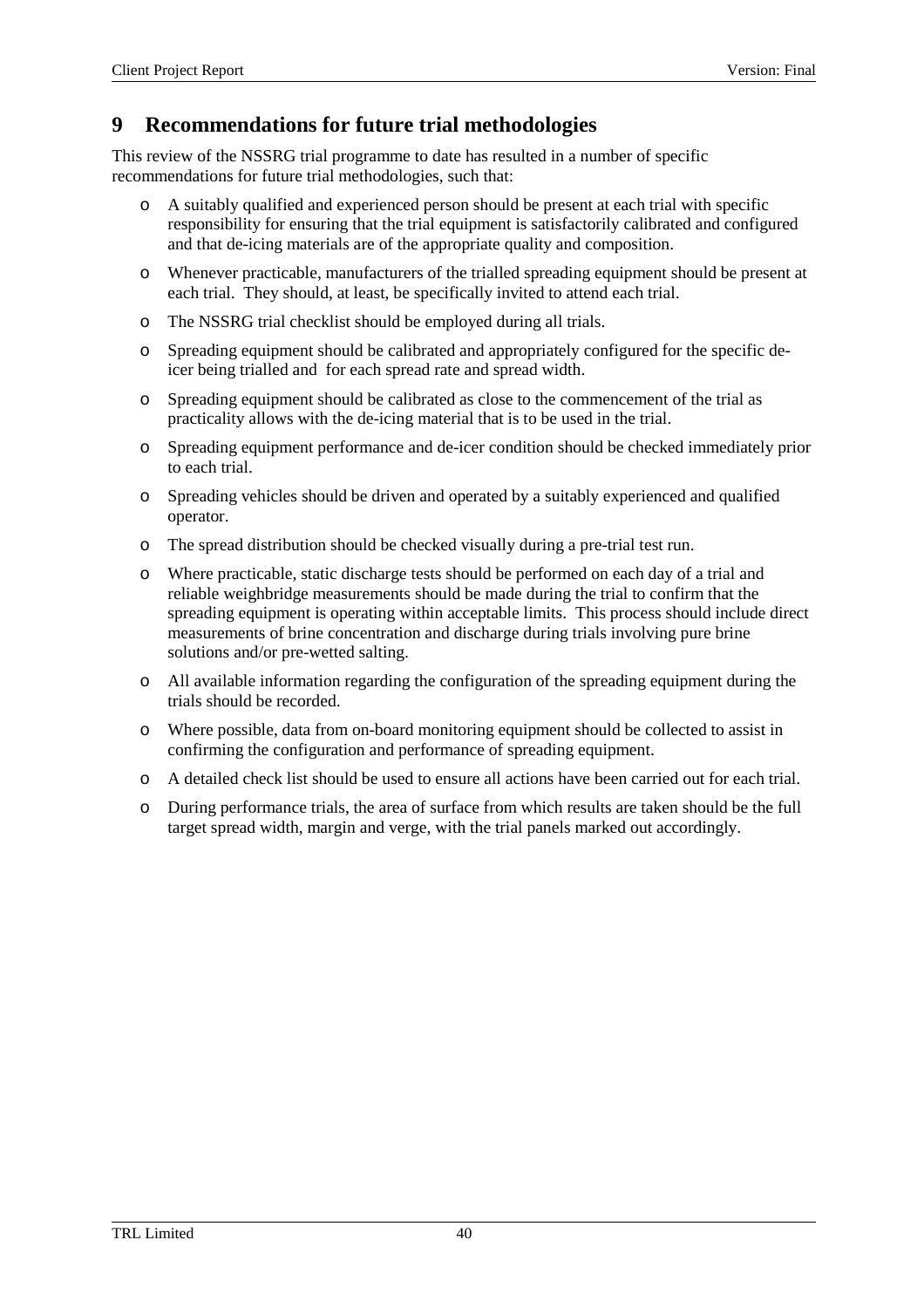# 9 Recommendations for future trial methodologies

This review of the NSSRG trial programme to date has resulted in a number of specific recommendations for future trial methodologies, such that:

- A suitably qualified and experienced person should be present at each trial with specific responsibility for ensuring that the trial equipment is satisfactorily calibrated and configured and that de-icing materials are of the appropriate quality and composition.
- Whenever practicable, manufacturers of the trialled spreading equipment should be present at each trial. They should, at least, be specifically invited to attend each trial.
- The NSSRG trial checklist should be employed during all trials.
- Spreading equipment should be calibrated and appropriately configured for the specific de-icer being trialled and for each spread rate and spread width.
- Spreading equipment should be calibrated as close to the commencement of the trial as practicality allows with the de-icing material that is to be used in the trial.
- Spreading equipment performance and de-icer condition should be checked immediately prior to each trial.
- Spreading vehicles should be driven and operated by a suitably experienced and qualified operator.
- The spread distribution should be checked visually during a pre-trial test run.
- Where practicable, static discharge tests should be performed on each day of a trial and reliable weighbridge measurements should be made during the trial to confirm that the spreading equipment is operating within acceptable limits. This process should include direct measurements of brine concentration and discharge during trials involving pure brine solutions and/or pre-wetted salting.
- All available information regarding the configuration of the spreading equipment during the trials should be recorded.
- Where possible, data from on-board monitoring equipment should be collected to assist in confirming the configuration and performance of spreading equipment.
- A detailed check list should be used to ensure all actions have been carried out for each trial.
- During performance trials, the area of surface from which results are taken should be the full target spread width, margin and verge, with the trial panels marked out accordingly.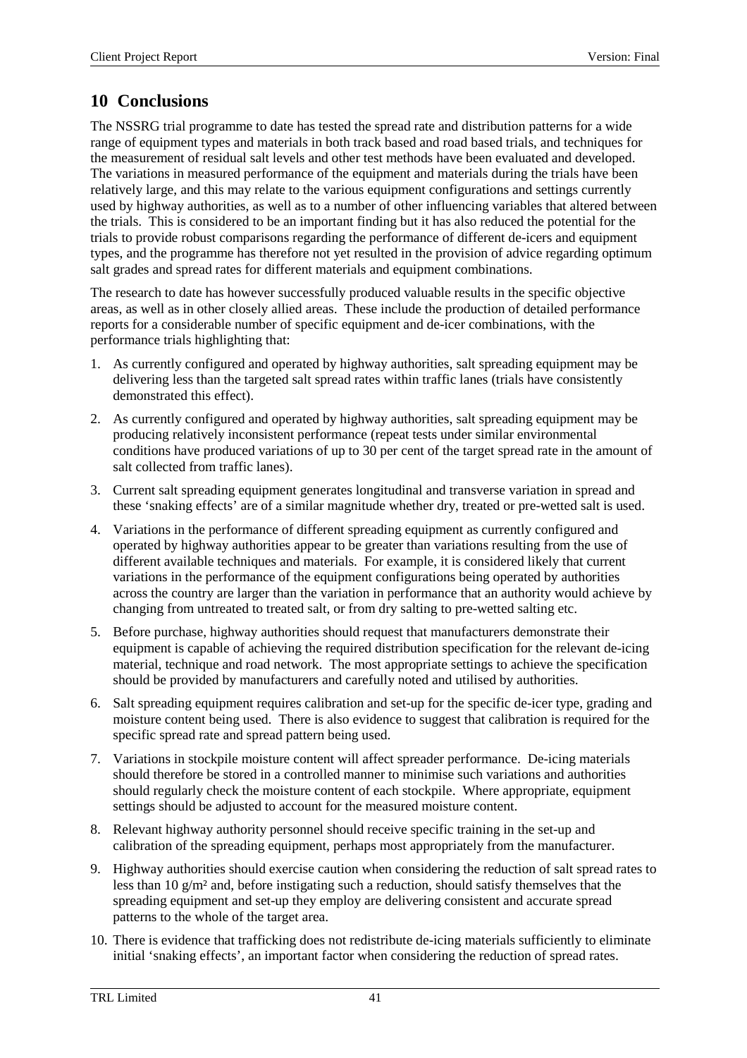# 10 Conclusions

The NSSRG trial programme to date has tested the spread rate and distribution patterns for a wide range of equipment types and materials in both track based and road based trials, and techniques for the measurement of residual salt levels and other test methods have been evaluated and developed. The variations in measured performance of the equipment and materials during the trials have been relatively large, and this may relate to the various equipment configurations and settings currently used by highway authorities, as well as to a number of other influencing variables that altered between the trials. This is considered to be an important finding but it has also reduced the potential for the trials to provide robust comparisons regarding the performance of different de-icers and equipment types, and the programme has therefore not yet resulted in the provision of advice regarding optimum salt grades and spread rates for different materials and equipment combinations.

The research to date has however successfully produced valuable results in the specific objective areas, as well as in other closely allied areas. These include the production of detailed performance reports for a considerable number of specific equipment and de-icer combinations, with the performance trials highlighting that:

1. As currently configured and operated by highway authorities, salt spreading equipment may be delivering less than the targeted salt spread rates within traffic lanes (trials have consistently demonstrated this effect).
2. As currently configured and operated by highway authorities, salt spreading equipment may be producing relatively inconsistent performance (repeat tests under similar environmental conditions have produced variations of up to 30 per cent of the target spread rate in the amount of salt collected from traffic lanes).
3. Current salt spreading equipment generates longitudinal and transverse variation in spread and these 'snaking effects' are of a similar magnitude whether dry, treated or pre-wetted salt is used.
4. Variations in the performance of different spreading equipment as currently configured and operated by highway authorities appear to be greater than variations resulting from the use of different available techniques and materials. For example, it is considered likely that current variations in the performance of the equipment configurations being operated by authorities across the country are larger than the variation in performance that an authority would achieve by changing from untreated to treated salt, or from dry salting to pre-wetted salting etc.
5. Before purchase, highway authorities should request that manufacturers demonstrate their equipment is capable of achieving the required distribution specification for the relevant de-icing material, technique and road network. The most appropriate settings to achieve the specification should be provided by manufacturers and carefully noted and utilised by authorities.
6. Salt spreading equipment requires calibration and set-up for the specific de-icer type, grading and moisture content being used. There is also evidence to suggest that calibration is required for the specific spread rate and spread pattern being used.
7. Variations in stockpile moisture content will affect spreader performance. De-icing materials should therefore be stored in a controlled manner to minimise such variations and authorities should regularly check the moisture content of each stockpile. Where appropriate, equipment settings should be adjusted to account for the measured moisture content.
8. Relevant highway authority personnel should receive specific training in the set-up and calibration of the spreading equipment, perhaps most appropriately from the manufacturer.
9. Highway authorities should exercise caution when considering the reduction of salt spread rates to less than 10 g/m² and, before instigating such a reduction, should satisfy themselves that the spreading equipment and set-up they employ are delivering consistent and accurate spread patterns to the whole of the target area.
10. There is evidence that trafficking does not redistribute de-icing materials sufficiently to eliminate initial 'snaking effects', an important factor when considering the reduction of spread rates.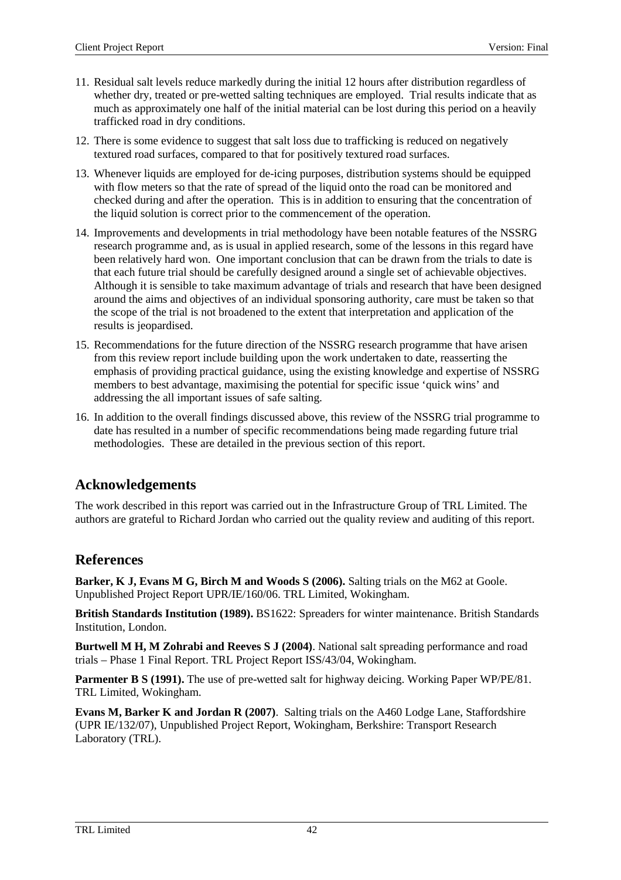11. Residual salt levels reduce markedly during the initial 12 hours after distribution regardless of whether dry, treated or pre-wetted salting techniques are employed. Trial results indicate that as much as approximately one half of the initial material can be lost during this period on a heavily trafficked road in dry conditions.

12. There is some evidence to suggest that salt loss due to trafficking is reduced on negatively textured road surfaces, compared to that for positively textured road surfaces.

13. Whenever liquids are employed for de-icing purposes, distribution systems should be equipped with flow meters so that the rate of spread of the liquid onto the road can be monitored and checked during and after the operation. This is in addition to ensuring that the concentration of the liquid solution is correct prior to the commencement of the operation.

14. Improvements and developments in trial methodology have been notable features of the NSSRG research programme and, as is usual in applied research, some of the lessons in this regard have been relatively hard won. One important conclusion that can be drawn from the trials to date is that each future trial should be carefully designed around a single set of achievable objectives. Although it is sensible to take maximum advantage of trials and research that have been designed around the aims and objectives of an individual sponsoring authority, care must be taken so that the scope of the trial is not broadened to the extent that interpretation and application of the results is jeopardised.

15. Recommendations for the future direction of the NSSRG research programme that have arisen from this review report include building upon the work undertaken to date, reasserting the emphasis of providing practical guidance, using the existing knowledge and expertise of NSSRG members to best advantage, maximising the potential for specific issue 'quick wins' and addressing the all important issues of safe salting.

16. In addition to the overall findings discussed above, this review of the NSSRG trial programme to date has resulted in a number of specific recommendations being made regarding future trial methodologies. These are detailed in the previous section of this report.

## Acknowledgements

The work described in this report was carried out in the Infrastructure Group of TRL Limited. The authors are grateful to Richard Jordan who carried out the quality review and auditing of this report.

## References

**Barker, K J, Evans M G, Birch M and Woods S (2006).** Salting trials on the M62 at Goole. Unpublished Project Report UPR/IE/160/06. TRL Limited, Wokingham.

**British Standards Institution (1989).** BS1622: Spreaders for winter maintenance. British Standards Institution, London.

**Burtwell M H, M Zohrabi and Reeves S J (2004)**. National salt spreading performance and road trials – Phase 1 Final Report. TRL Project Report ISS/43/04, Wokingham.

**Parmenter B S (1991).** The use of pre-wetted salt for highway deicing. Working Paper WP/PE/81. TRL Limited, Wokingham.

**Evans M, Barker K and Jordan R (2007)**. Salting trials on the A460 Lodge Lane, Staffordshire (UPR IE/132/07), Unpublished Project Report, Wokingham, Berkshire: Transport Research Laboratory (TRL).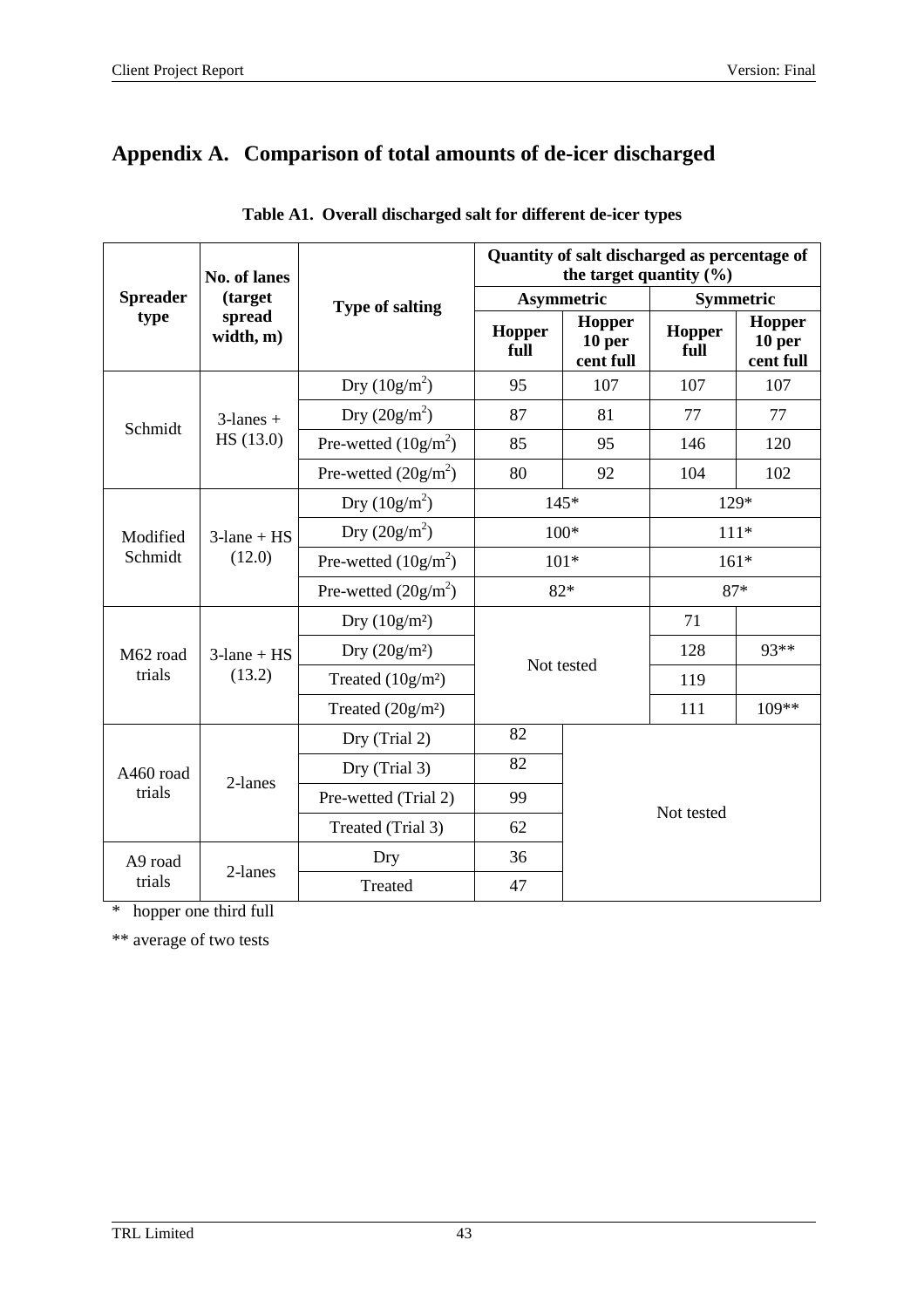# Appendix A. Comparison of total amounts of de-icer discharged

**Table A1. Overall discharged salt for different de-icer types**

| Spreader type | No. of lanes (target spread width, m) | Type of salting | Quantity of salt discharged as percentage of the target quantity (%) | | | |
|---|---|---|---|---|---|---|
| | | | Asymmetric | | Symmetric | |
| | | | Hopper full | Hopper 10 per cent full | Hopper full | Hopper 10 per cent full |
| Schmidt | 3-lanes + HS (13.0) | Dry ($10g/m^2$) | 95 | 107 | 107 | 107 |
| | | Dry ($20g/m^2$) | 87 | 81 | 77 | 77 |
| | | Pre-wetted ($10g/m^2$) | 85 | 95 | 146 | 120 |
| | | Pre-wetted ($20g/m^2$) | 80 | 92 | 104 | 102 |
| Modified Schmidt | 3-lane + HS (12.0) | Dry ($10g/m^2$) | 145* | | 129* | |
| | | Dry ($20g/m^2$) | 100* | | 111* | |
| | | Pre-wetted ($10g/m^2$) | 101* | | 161* | |
| | | Pre-wetted ($20g/m^2$) | 82* | | 87* | |
| M62 road trials | 3-lane + HS (13.2) | Dry ($10g/m^2$) | Not tested | | 71 | |
| | | Dry ($20g/m^2$) | | | 128 | 93** |
| | | Treated ($10g/m^2$) | | | 119 | |
| | | Treated ($20g/m^2$) | | | 111 | 109** |
| A460 road trials | 2-lanes | Dry (Trial 2) | 82 | Not tested | | |
| | | Dry (Trial 3) | 82 | | | |
| | | Pre-wetted (Trial 2) | 99 | | | |
| | | Treated (Trial 3) | 62 | | | |
| A9 road trials | 2-lanes | Dry | 36 | | | |
| | | Treated | 47 | | | |

\* hopper one third full

** average of two tests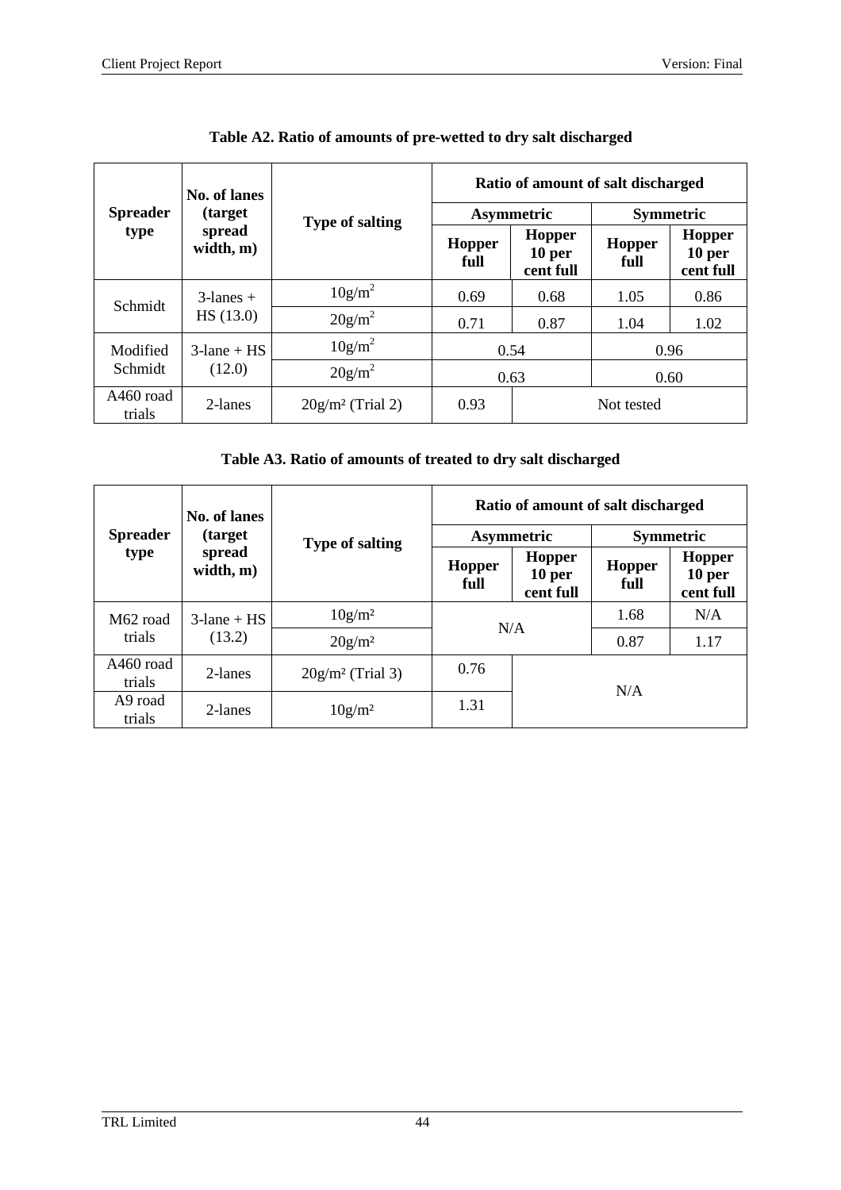**Table A2. Ratio of amounts of pre-wetted to dry salt discharged**

| Spreader type | No. of lanes (target spread width, m) | Type of salting | Ratio of amount of salt discharged | | | |
|---|---|---|---|---|---|---|
| | | | Asymmetric | | Symmetric | |
| | | | Hopper full | Hopper 10 per cent full | Hopper full | Hopper 10 per cent full |
| Schmidt | 3-lanes + HS (13.0) | $10g/m^2$ | 0.69 | 0.68 | 1.05 | 0.86 |
| | | $20g/m^2$ | 0.71 | 0.87 | 1.04 | 1.02 |
| Modified Schmidt | 3-lane + HS (12.0) | $10g/m^2$ | 0.54 | | 0.96 | |
| | | $20g/m^2$ | 0.63 | | 0.60 | |
| A460 road trials | 2-lanes | $20g/m^2$ (Trial 2) | 0.93 | Not tested | | |

**Table A3. Ratio of amounts of treated to dry salt discharged**

| Spreader type | No. of lanes (target spread width, m) | Type of salting | Ratio of amount of salt discharged | | | |
|---|---|---|---|---|---|---|
| | | | Asymmetric | | Symmetric | |
| | | | Hopper full | Hopper 10 per cent full | Hopper full | Hopper 10 per cent full |
| M62 road trials | 3-lane + HS (13.2) | $10g/m^2$ | N/A | | 1.68 | N/A |
| | | $20g/m^2$ | | | 0.87 | 1.17 |
| A460 road trials | 2-lanes | $20g/m^2$ (Trial 3) | 0.76 | N/A | | |
| A9 road trials | 2-lanes | $10g/m^2$ | 1.31 | | | |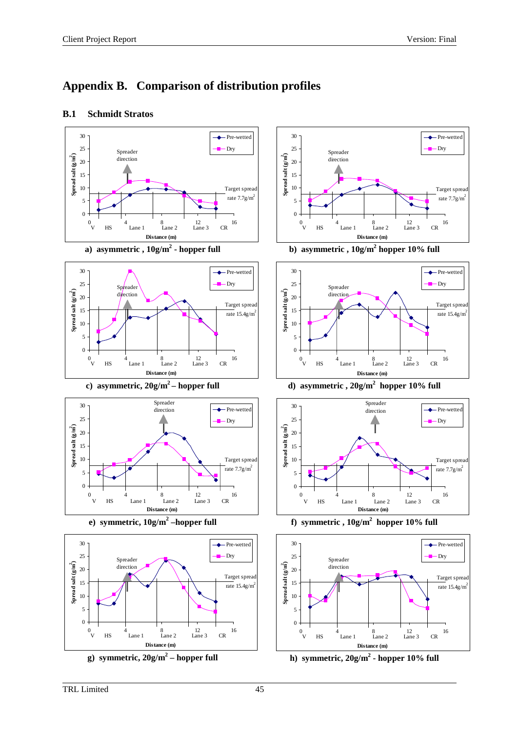# Appendix B. Comparison of distribution profiles

## B.1 Schmidt Stratos

a) asymmetric , $10g/m^2$ - hopper full

b) asymmetric , $10g/m^2$ hopper 10% full

c) asymmetric, $20g/m^2$ – hopper full

d) asymmetric , $20g/m^2$ hopper 10% full

e) symmetric, $10g/m^2$ –hopper full

f) symmetric , $10g/m^2$ hopper 10% full

g) symmetric, $20g/m^2$ – hopper full

h) symmetric, $20g/m^2$ - hopper 10% full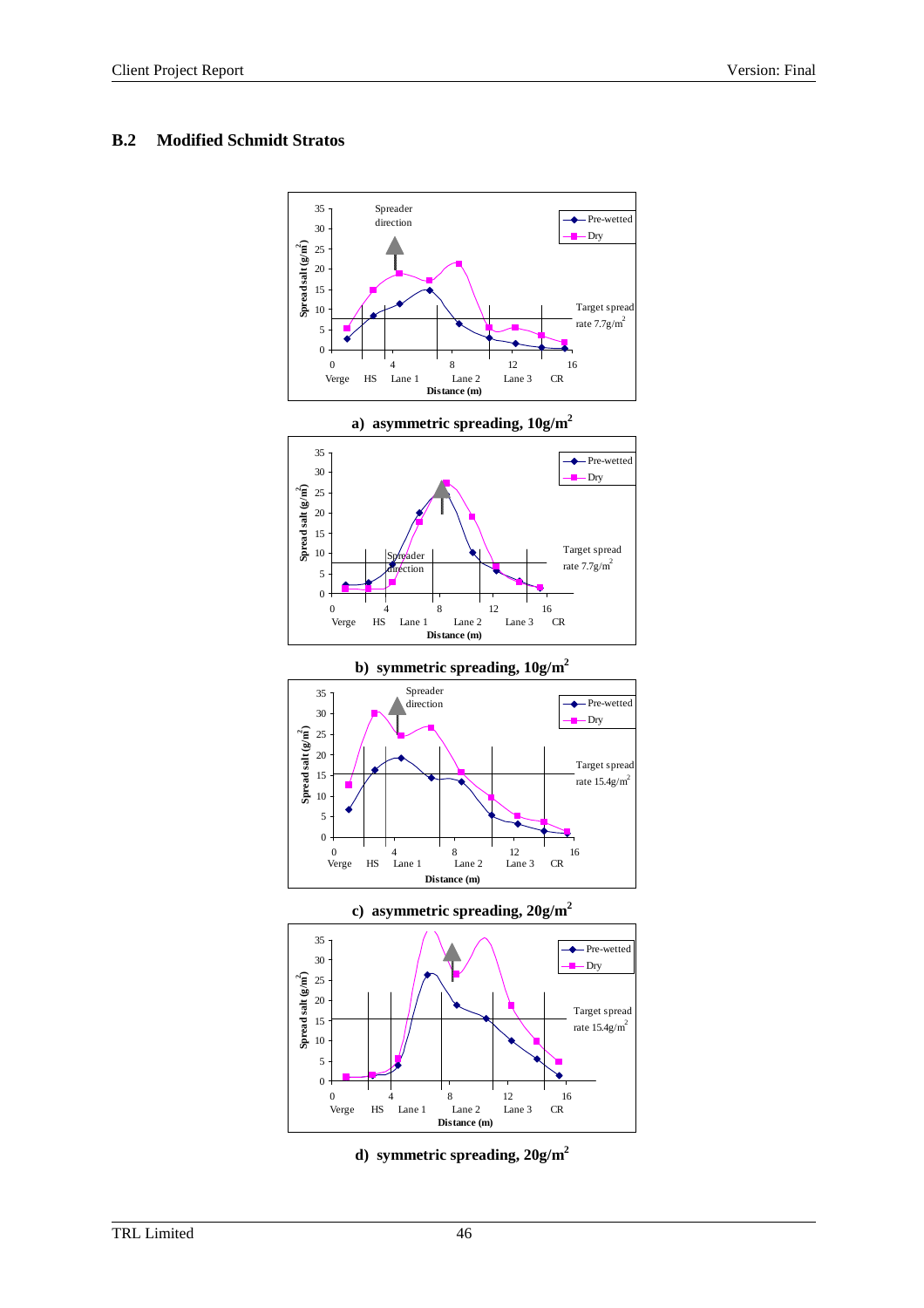## B.2 Modified Schmidt Stratos

**a) asymmetric spreading, 10g/m²**

**b) symmetric spreading, 10g/m²**

**c) asymmetric spreading, 20g/m²**

**d) symmetric spreading, 20g/m²**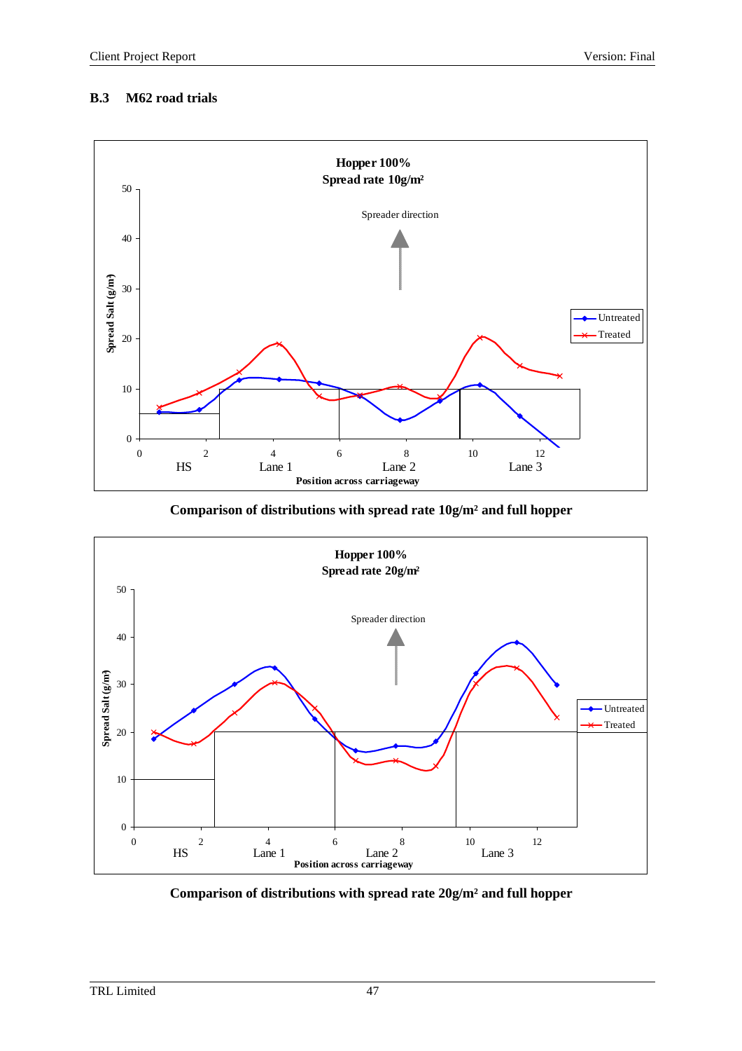### B.3 M62 road trials

Comparison of distributions with spread rate 10g/m² and full hopper

Comparison of distributions with spread rate 20g/m² and full hopper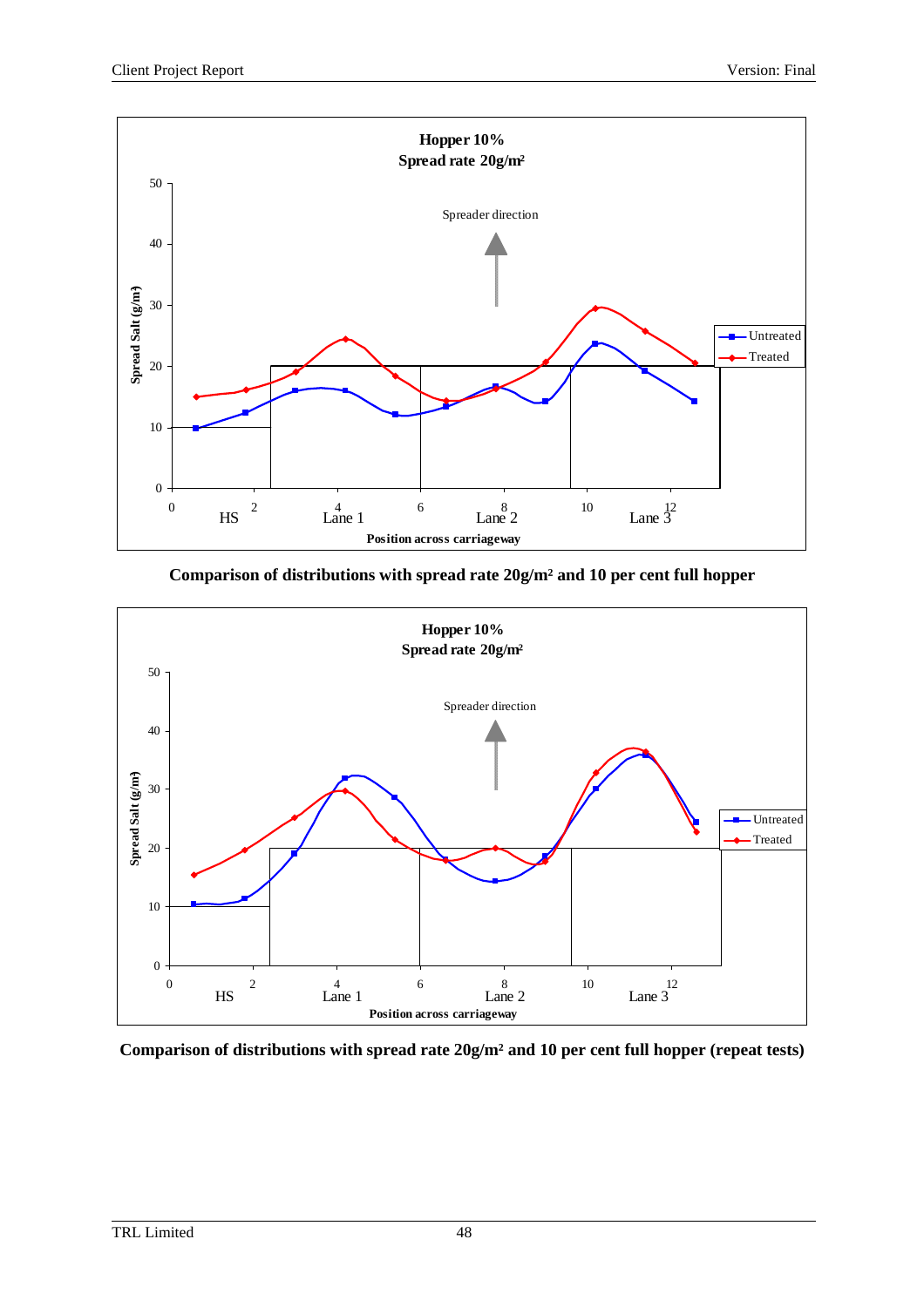**Comparison of distributions with spread rate 20g/m² and 10 per cent full hopper**

**Comparison of distributions with spread rate 20g/m² and 10 per cent full hopper (repeat tests)**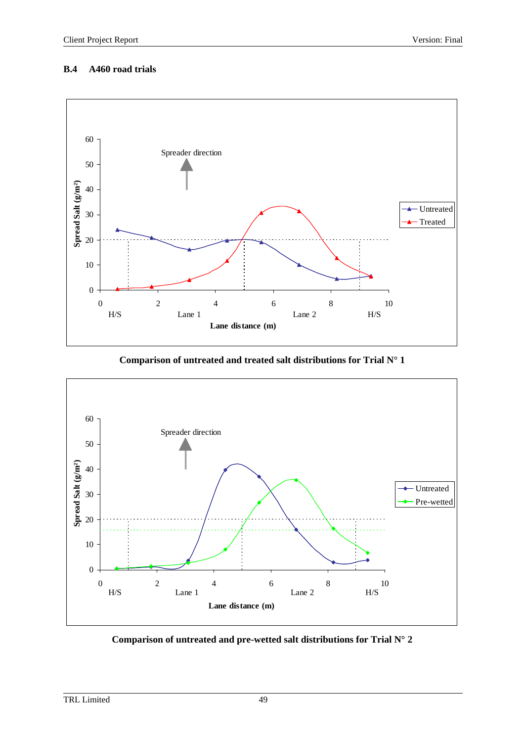## B.4 A460 road trials

**Comparison of untreated and treated salt distributions for Trial N° 1**

**Comparison of untreated and pre-wetted salt distributions for Trial N° 2**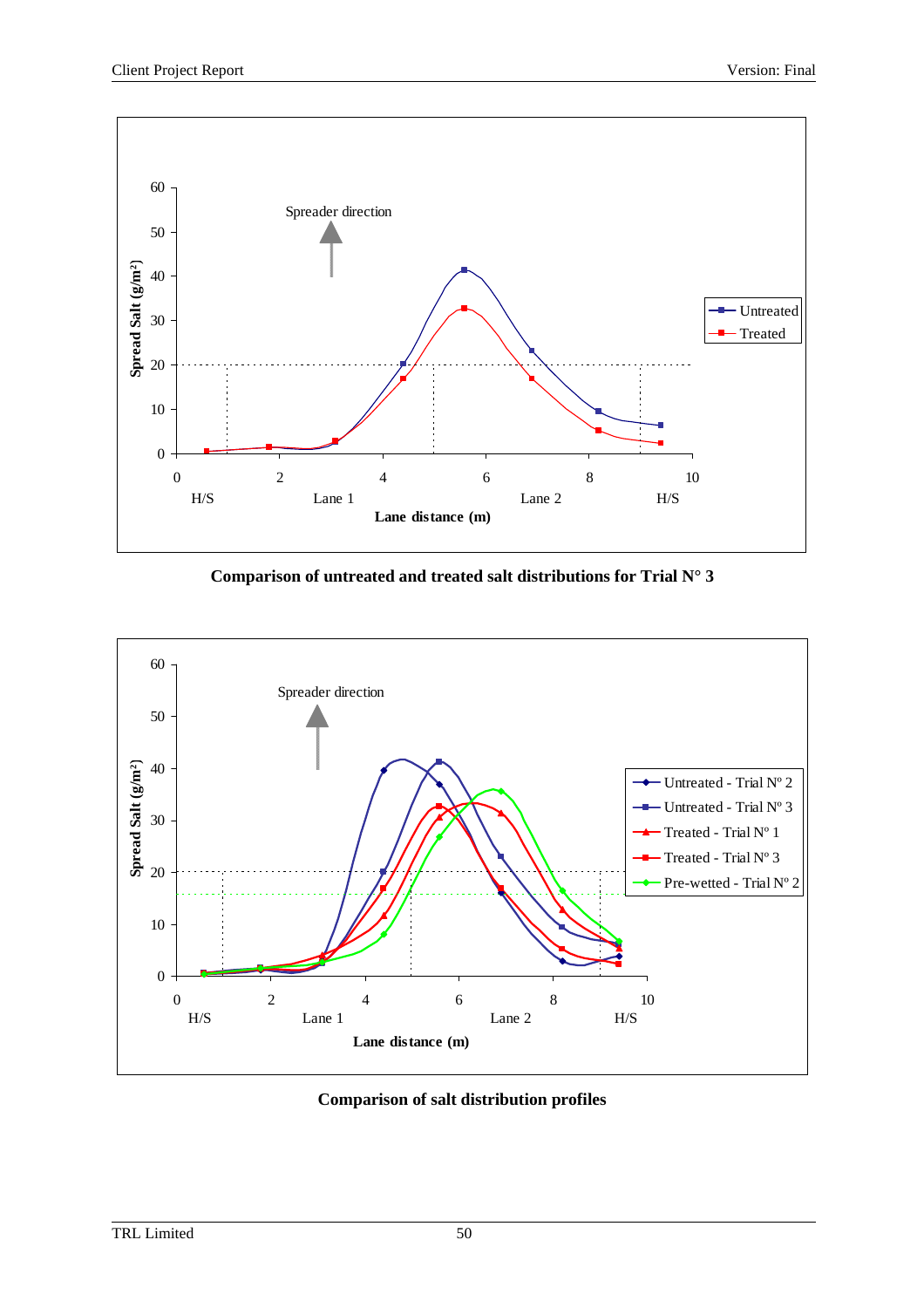Comparison of untreated and treated salt distributions for Trial N° 3

Comparison of salt distribution profiles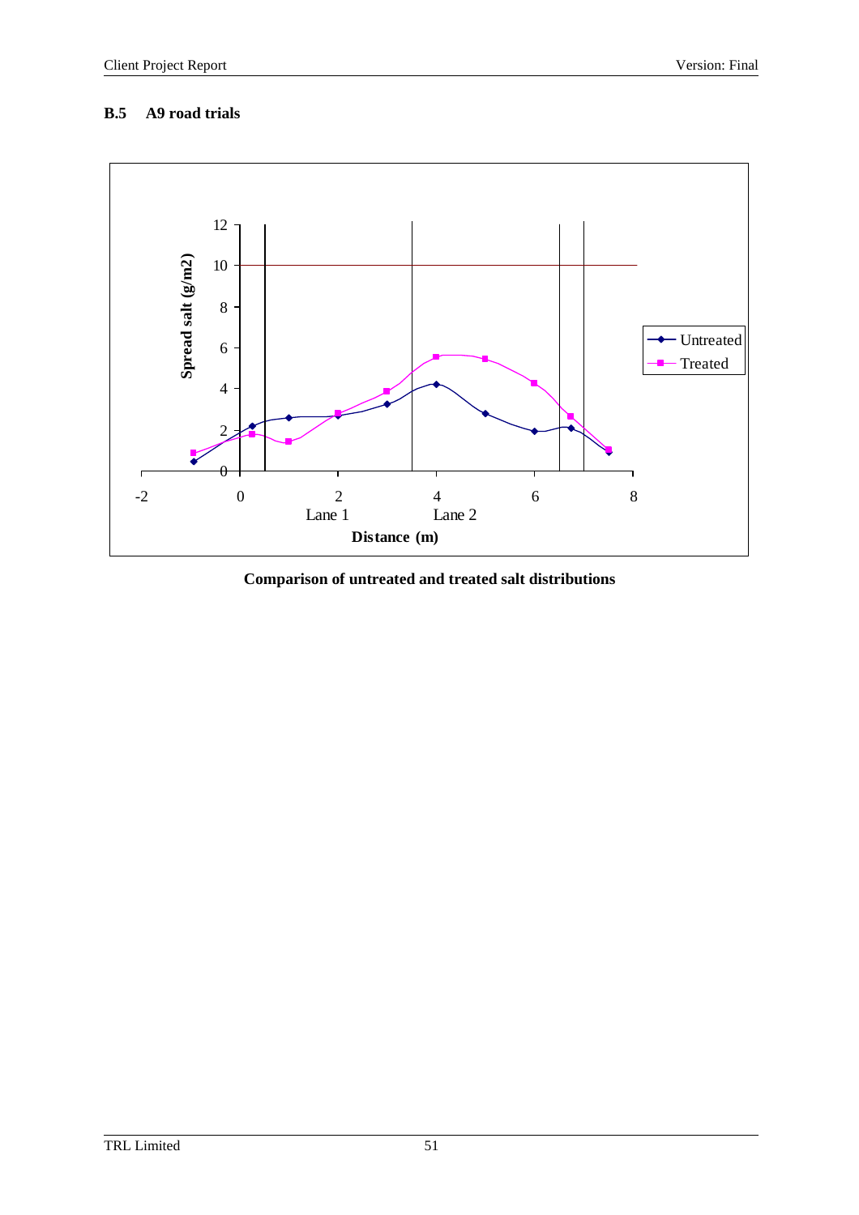## B.5 A9 road trials

**Comparison of untreated and treated salt distributions**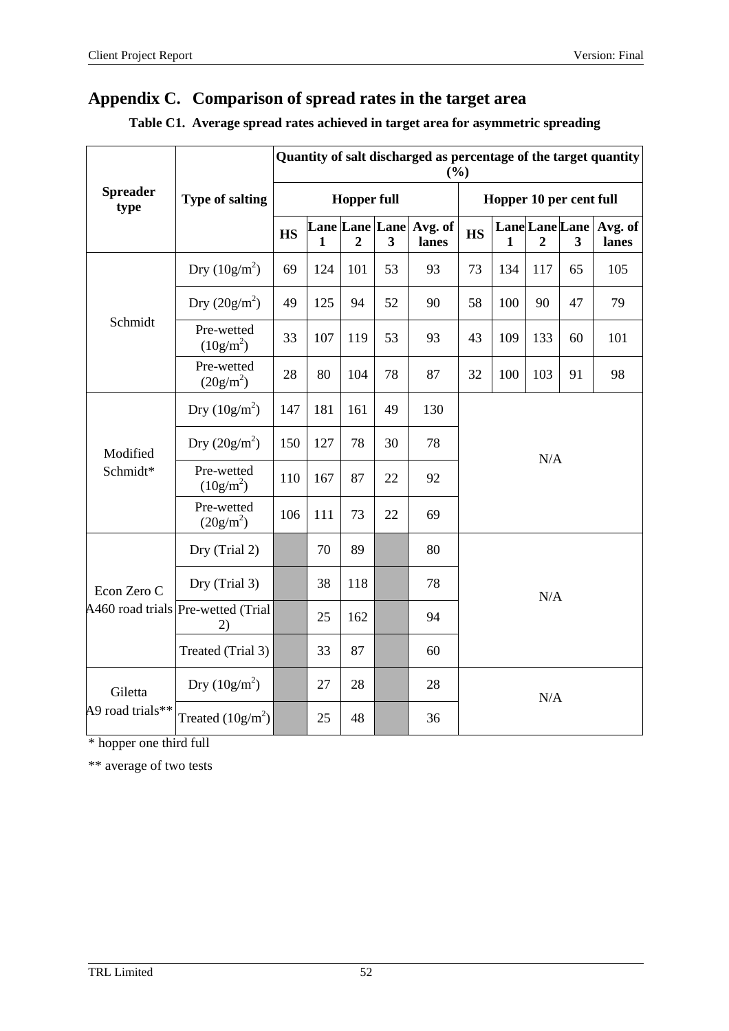# Appendix C. Comparison of spread rates in the target area

**Table C1. Average spread rates achieved in target area for asymmetric spreading**

| Spreader type | Type of salting | Quantity of salt discharged as percentage of the target quantity (%) | | | | | | | | | |
|---|---|---|---|---|---|---|---|---|---|---|---|
| | | Hopper full | | | | | Hopper 10 per cent full | | | | |
| | | HS | Lane 1 | Lane 2 | Lane 3 | Avg. of lanes | HS | Lane 1 | Lane 2 | Lane 3 | Avg. of lanes |
| Schmidt | Dry ($10g/m^2$) | 69 | 124 | 101 | 53 | 93 | 73 | 134 | 117 | 65 | 105 |
| | Dry ($20g/m^2$) | 49 | 125 | 94 | 52 | 90 | 58 | 100 | 90 | 47 | 79 |
| | Pre-wetted ($10g/m^2$) | 33 | 107 | 119 | 53 | 93 | 43 | 109 | 133 | 60 | 101 |
| | Pre-wetted ($20g/m^2$) | 28 | 80 | 104 | 78 | 87 | 32 | 100 | 103 | 91 | 98 |
| Modified Schmidt* | Dry ($10g/m^2$) | 147 | 181 | 161 | 49 | 130 | N/A | | | | |
| | Dry ($20g/m^2$) | 150 | 127 | 78 | 30 | 78 | | | | | |
| | Pre-wetted ($10g/m^2$) | 110 | 167 | 87 | 22 | 92 | | | | | |
| | Pre-wetted ($20g/m^2$) | 106 | 111 | 73 | 22 | 69 | | | | | |
| Econ Zero C A460 road trials | Dry (Trial 2) | | 70 | 89 | | 80 | N/A | | | | |
| | Dry (Trial 3) | | 38 | 118 | | 78 | | | | | |
| | Pre-wetted (Trial 2) | | 25 | 162 | | 94 | | | | | |
| | Treated (Trial 3) | | 33 | 87 | | 60 | | | | | |
| Giletta A9 road trials** | Dry ($10g/m^2$) | | 27 | 28 | | 28 | N/A | | | | |
| | Treated ($10g/m^2$) | | 25 | 48 | | 36 | | | | | |

* hopper one third full

** average of two tests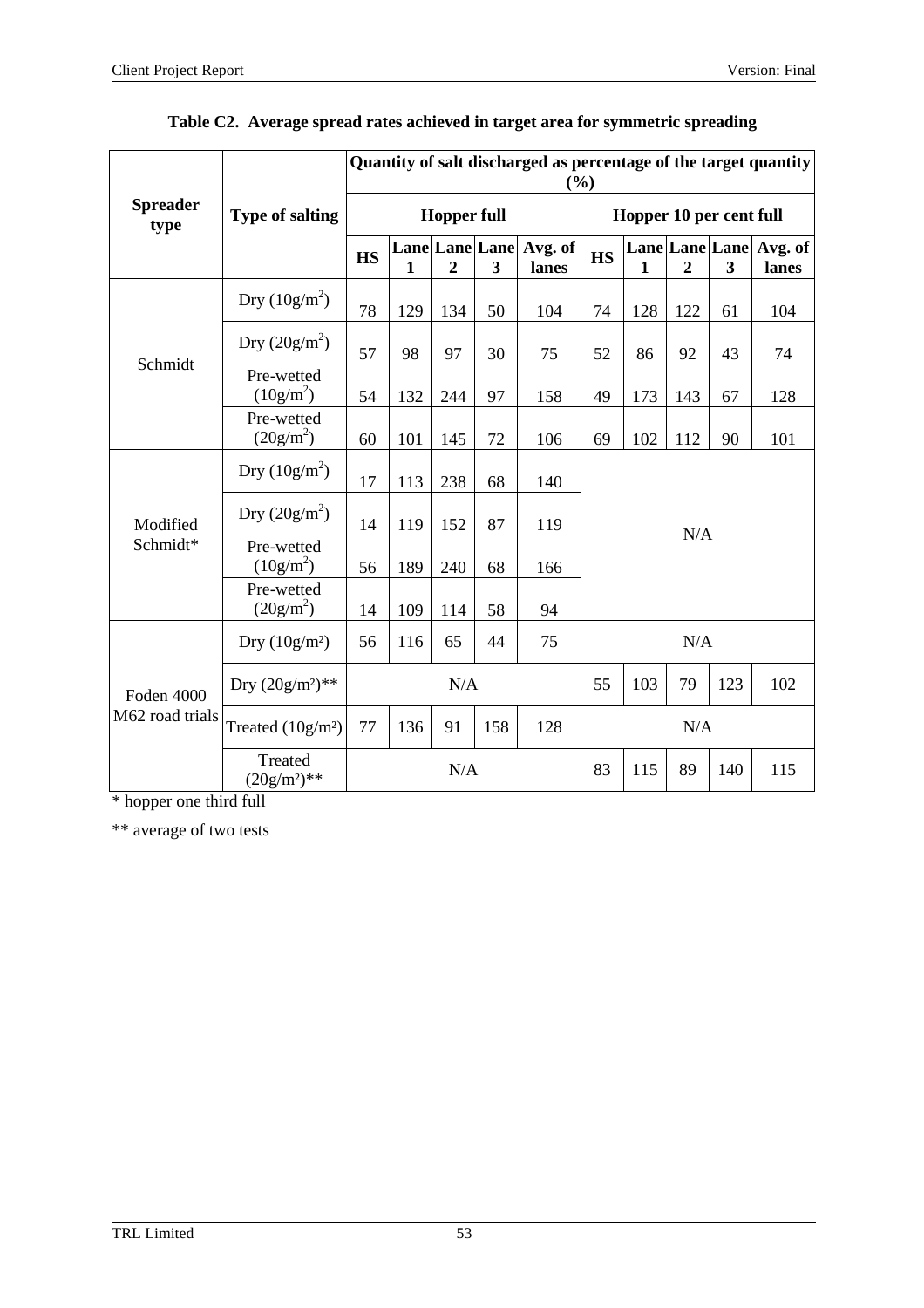**Table C2. Average spread rates achieved in target area for symmetric spreading**

| Spreader type | Type of salting | Quantity of salt discharged as percentage of the target quantity (%) | | | | | | | | | |
|---|---|---|---|---|---|---|---|---|---|---|---|
| | | Hopper full | | | | | Hopper 10 per cent full | | | | |
| | | HS | Lane 1 | Lane 2 | Lane 3 | Avg. of lanes | HS | Lane 1 | Lane 2 | Lane 3 | Avg. of lanes |
| Schmidt | Dry ($10g/m^2$) | 78 | 129 | 134 | 50 | 104 | 74 | 128 | 122 | 61 | 104 |
| | Dry ($20g/m^2$) | 57 | 98 | 97 | 30 | 75 | 52 | 86 | 92 | 43 | 74 |
| | Pre-wetted ($10g/m^2$) | 54 | 132 | 244 | 97 | 158 | 49 | 173 | 143 | 67 | 128 |
| | Pre-wetted ($20g/m^2$) | 60 | 101 | 145 | 72 | 106 | 69 | 102 | 112 | 90 | 101 |
| Modified Schmidt* | Dry ($10g/m^2$) | 17 | 113 | 238 | 68 | 140 | N/A | | | | |
| | Dry ($20g/m^2$) | 14 | 119 | 152 | 87 | 119 | | | | | |
| | Pre-wetted ($10g/m^2$) | 56 | 189 | 240 | 68 | 166 | | | | | |
| | Pre-wetted ($20g/m^2$) | 14 | 109 | 114 | 58 | 94 | | | | | |
| Foden 4000 M62 road trials | Dry ($10g/m^2$) | 56 | 116 | 65 | 44 | 75 | N/A | | | | |
| | Dry ($20g/m^2$)** | N/A | | | | | 55 | 103 | 79 | 123 | 102 |
| | Treated ($10g/m^2$) | 77 | 136 | 91 | 158 | 128 | N/A | | | | |
| | Treated ($20g/m^2$)** | N/A | | | | | 83 | 115 | 89 | 140 | 115 |

\* hopper one third full

** average of two tests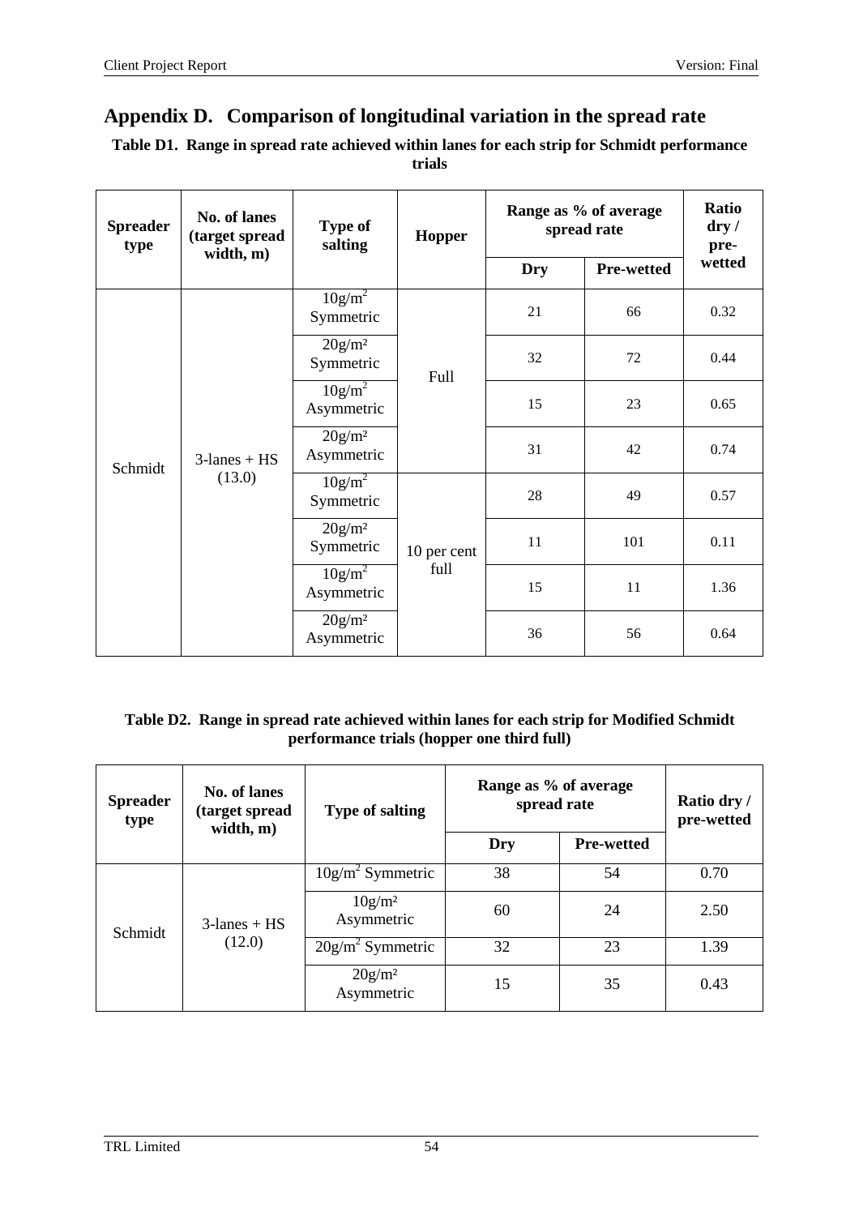# Appendix D. Comparison of longitudinal variation in the spread rate

**Table D1. Range in spread rate achieved within lanes for each strip for Schmidt performance trials**

| Spreader type | No. of lanes (target spread width, m) | Type of salting | Hopper | Range as % of average spread rate | | Ratio dry / pre-wetted |
|---|---|---|---|---|---|---|
| | | | | Dry | Pre-wetted | |
| Schmidt | 3-lanes + HS (13.0) | $10g/m^2$ Symmetric | Full | 21 | 66 | 0.32 |
| | | $20g/m^2$ Symmetric | | 32 | 72 | 0.44 |
| | | $10g/m^2$ Asymmetric | | 15 | 23 | 0.65 |
| | | $20g/m^2$ Asymmetric | | 31 | 42 | 0.74 |
| | | $10g/m^2$ Symmetric | 10 per cent full | 28 | 49 | 0.57 |
| | | $20g/m^2$ Symmetric | | 11 | 101 | 0.11 |
| | | $10g/m^2$ Asymmetric | | 15 | 11 | 1.36 |
| | | $20g/m^2$ Asymmetric | | 36 | 56 | 0.64 |

**Table D2. Range in spread rate achieved within lanes for each strip for Modified Schmidt performance trials (hopper one third full)**

| Spreader type | No. of lanes (target spread width, m) | Type of salting | Range as % of average spread rate | | Ratio dry / pre-wetted |
|---|---|---|---|---|---|
| | | | Dry | Pre-wetted | |
| Schmidt | 3-lanes + HS (12.0) | $10g/m^2$ Symmetric | 38 | 54 | 0.70 |
| | | $10g/m^2$ Asymmetric | 60 | 24 | 2.50 |
| | | $20g/m^2$ Symmetric | 32 | 23 | 1.39 |
| | | $20g/m^2$ Asymmetric | 15 | 35 | 0.43 |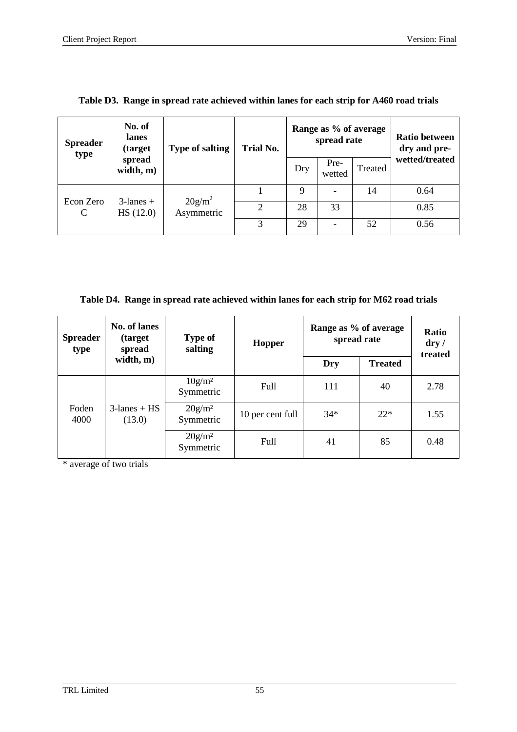**Table D3. Range in spread rate achieved within lanes for each strip for A460 road trials**

| Spreader type | No. of lanes (target spread width, m) | Type of salting | Trial No. | Range as % of average spread rate | | | Ratio between dry and pre-wetted/treated |
|---|---|---|---|---|---|---|---|
| | | | | Dry | Pre-wetted | Treated | |
| Econ Zero C | 3-lanes + HS (12.0) | $20g/m^2$ Asymmetric | 1 | 9 | - | 14 | 0.64 |
| | | | 2 | 28 | 33 | | 0.85 |
| | | | 3 | 29 | - | 52 | 0.56 |

**Table D4. Range in spread rate achieved within lanes for each strip for M62 road trials**

| Spreader type | No. of lanes (target spread width, m) | Type of salting | Hopper | Range as % of average spread rate | | Ratio dry / treated |
|---|---|---|---|---|---|---|
| | | | | **Dry** | **Treated** | |
| Foden 4000 | 3-lanes + HS (13.0) | $10g/m^2$ Symmetric | Full | 111 | 40 | 2.78 |
| | | $20g/m^2$ Symmetric | 10 per cent full | 34* | 22* | 1.55 |
| | | $20g/m^2$ Symmetric | Full | 41 | 85 | 0.48 |

* average of two trials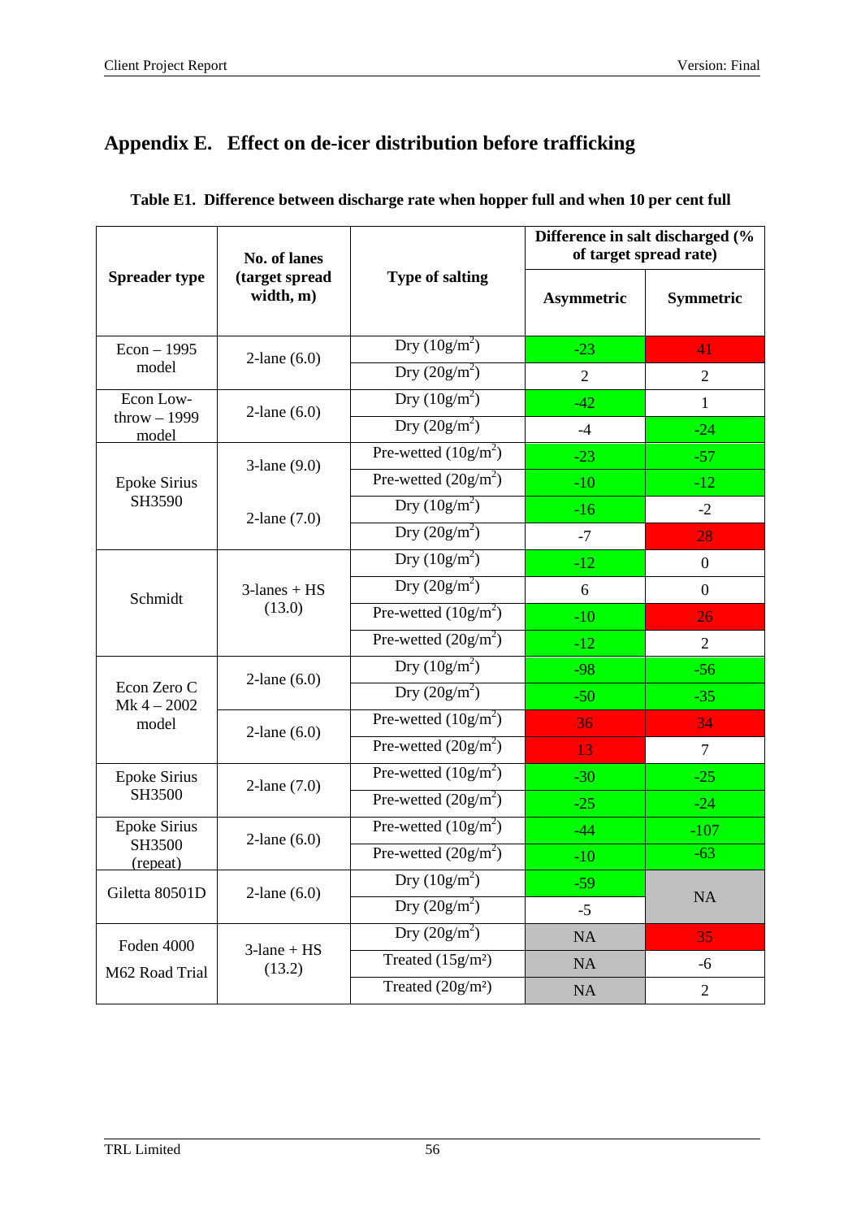# Appendix E. Effect on de-icer distribution before trafficking

**Table E1. Difference between discharge rate when hopper full and when 10 per cent full**

| Spreader type | No. of lanes (target spread width, m) | Type of salting | Difference in salt discharged (% of target spread rate) | |
|---|---|---|---|---|
| | | | Asymmetric | Symmetric |
| Econ – 1995 model | 2-lane (6.0) | Dry (10g/m$^2$) | -23 | 41 |
| | | Dry (20g/m$^2$) | 2 | 2 |
| Econ Low-throw – 1999 model | 2-lane (6.0) | Dry (10g/m$^2$) | -42 | 1 |
| | | Dry (20g/m$^2$) | -4 | -24 |
| Epoke Sirius SH3590 | 3-lane (9.0) | Pre-wetted (10g/m$^2$) | -23 | -57 |
| | | Pre-wetted (20g/m$^2$) | -10 | -12 |
| | 2-lane (7.0) | Dry (10g/m$^2$) | -16 | -2 |
| | | Dry (20g/m$^2$) | -7 | 28 |
| Schmidt | 3-lanes + HS (13.0) | Dry (10g/m$^2$) | -12 | 0 |
| | | Dry (20g/m$^2$) | 6 | 0 |
| | | Pre-wetted (10g/m$^2$) | -10 | 26 |
| | | Pre-wetted (20g/m$^2$) | -12 | 2 |
| Econ Zero C Mk 4 – 2002 model | 2-lane (6.0) | Dry (10g/m$^2$) | -98 | -56 |
| | | Dry (20g/m$^2$) | -50 | -35 |
| | 2-lane (6.0) | Pre-wetted (10g/m$^2$) | 36 | 34 |
| | | Pre-wetted (20g/m$^2$) | 13 | 7 |
| Epoke Sirius SH3500 | 2-lane (7.0) | Pre-wetted (10g/m$^2$) | -30 | -25 |
| | | Pre-wetted (20g/m$^2$) | -25 | -24 |
| Epoke Sirius SH3500 (repeat) | 2-lane (6.0) | Pre-wetted (10g/m$^2$) | -44 | -107 |
| | | Pre-wetted (20g/m$^2$) | -10 | -63 |
| Giletta 80501D | 2-lane (6.0) | Dry (10g/m$^2$) | -59 | NA |
| | | Dry (20g/m$^2$) | -5 | |
| Foden 4000 M62 Road Trial | 3-lane + HS (13.2) | Dry (20g/m$^2$) | NA | 35 |
| | | Treated (15g/m$^2$) | NA | -6 |
| | | Treated (20g/m$^2$) | NA | 2 |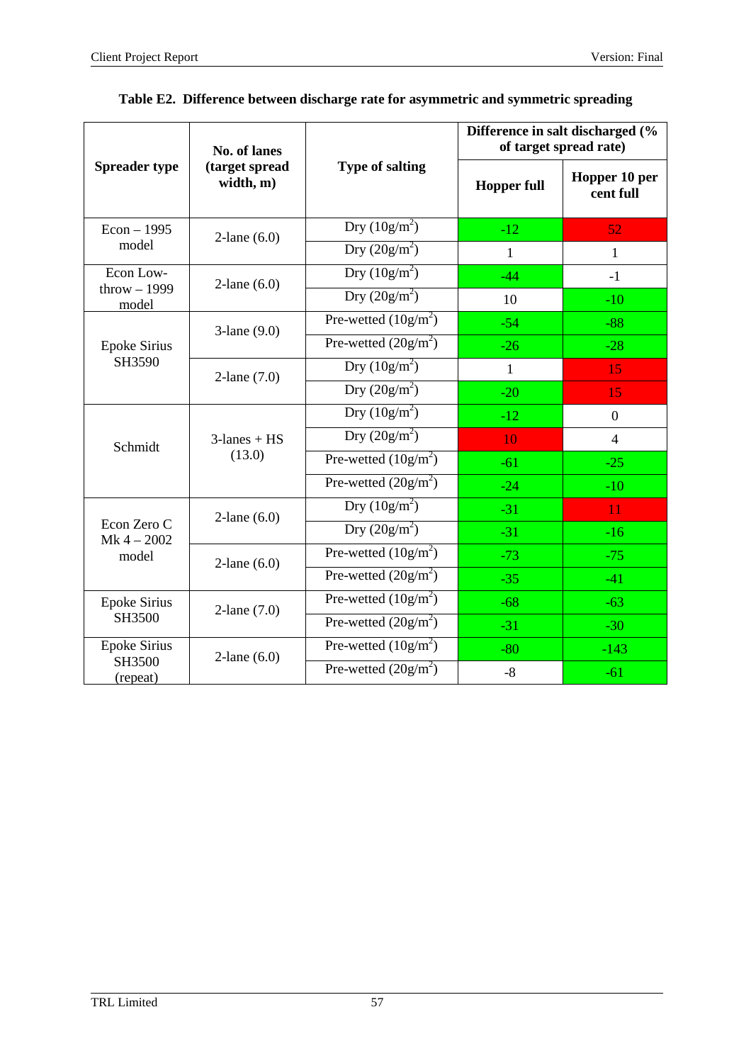**Table E2. Difference between discharge rate for asymmetric and symmetric spreading**

| Spreader type | No. of lanes (target spread width, m) | Type of salting | Difference in salt discharged (% of target spread rate) | |
|---|---|---|---|---|
| | | | Hopper full | Hopper 10 per cent full |
| Econ – 1995 model | 2-lane (6.0) | Dry (10g/m$^2$) | -12 | 52 |
| | | Dry (20g/m$^2$) | 1 | 1 |
| Econ Low-throw – 1999 model | 2-lane (6.0) | Dry (10g/m$^2$) | -44 | -1 |
| | | Dry (20g/m$^2$) | 10 | -10 |
| Epoke Sirius SH3590 | 3-lane (9.0) | Pre-wetted (10g/m$^2$) | -54 | -88 |
| | | Pre-wetted (20g/m$^2$) | -26 | -28 |
| | 2-lane (7.0) | Dry (10g/m$^2$) | 1 | 15 |
| | | Dry (20g/m$^2$) | -20 | 15 |
| Schmidt | 3-lanes + HS (13.0) | Dry (10g/m$^2$) | -12 | 0 |
| | | Dry (20g/m$^2$) | 10 | 4 |
| | | Pre-wetted (10g/m$^2$) | -61 | -25 |
| | | Pre-wetted (20g/m$^2$) | -24 | -10 |
| Econ Zero C Mk 4 – 2002 model | 2-lane (6.0) | Dry (10g/m$^2$) | -31 | 11 |
| | | Dry (20g/m$^2$) | -31 | -16 |
| | 2-lane (6.0) | Pre-wetted (10g/m$^2$) | -73 | -75 |
| | | Pre-wetted (20g/m$^2$) | -35 | -41 |
| Epoke Sirius SH3500 | 2-lane (7.0) | Pre-wetted (10g/m$^2$) | -68 | -63 |
| | | Pre-wetted (20g/m$^2$) | -31 | -30 |
| Epoke Sirius SH3500 (repeat) | 2-lane (6.0) | Pre-wetted (10g/m$^2$) | -80 | -143 |
| | | Pre-wetted (20g/m$^2$) | -8 | -61 |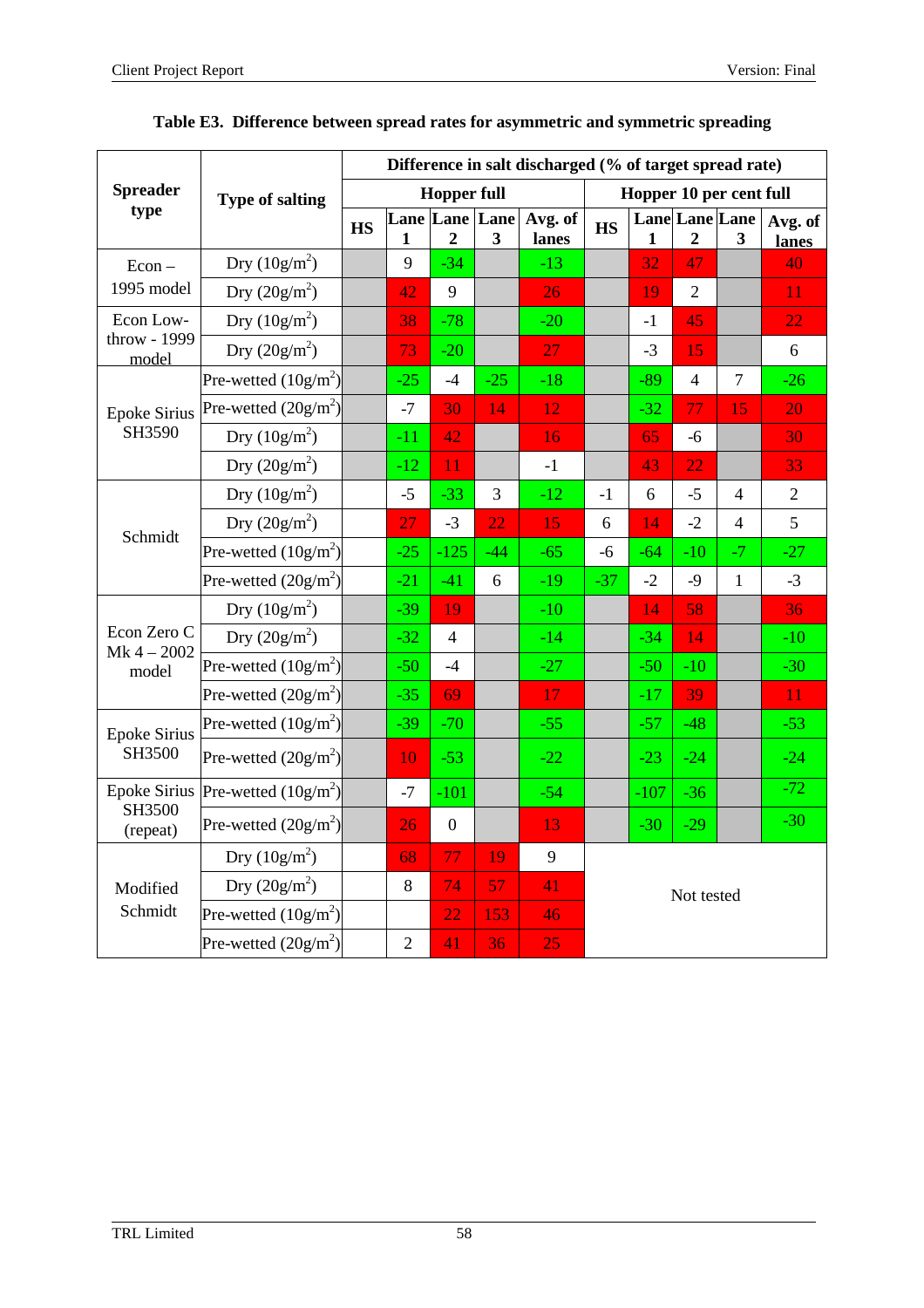**Table E3. Difference between spread rates for asymmetric and symmetric spreading**

| Spreader type | Type of salting | Difference in salt discharged (% of target spread rate) | | | | | | | | | |
|---|---|---|---|---|---|---|---|---|---|---|---|
| | | Hopper full | | | | | Hopper 10 per cent full | | | | |
| | | HS | Lane 1 | Lane 2 | Lane 3 | Avg. of lanes | HS | Lane 1 | Lane 2 | Lane 3 | Avg. of lanes |
| Econ – 1995 model | Dry (10g/m$^2$) | | 9 | -34 | | -13 | | 32 | 47 | | 40 |
| | Dry (20g/m$^2$) | | 42 | 9 | | 26 | | 19 | 2 | | 11 |
| Econ Low-throw - 1999 model | Dry (10g/m$^2$) | | 38 | -78 | | -20 | | -1 | 45 | | 22 |
| | Dry (20g/m$^2$) | | 73 | -20 | | 27 | | -3 | 15 | | 6 |
| Epoke Sirius SH3590 | Pre-wetted (10g/m$^2$) | | -25 | -4 | -25 | -18 | | -89 | 4 | 7 | -26 |
| | Pre-wetted (20g/m$^2$) | | -7 | 30 | 14 | 12 | | -32 | 77 | 15 | 20 |
| | Dry (10g/m$^2$) | | -11 | 42 | | 16 | | 65 | -6 | | 30 |
| | Dry (20g/m$^2$) | | -12 | 11 | | -1 | | 43 | 22 | | 33 |
| Schmidt | Dry (10g/m$^2$) | | -5 | -33 | 3 | -12 | -1 | 6 | -5 | 4 | 2 |
| | Dry (20g/m$^2$) | | 27 | -3 | 22 | 15 | 6 | 14 | -2 | 4 | 5 |
| | Pre-wetted (10g/m$^2$) | | -25 | -125 | -44 | -65 | -6 | -64 | -10 | -7 | -27 |
| | Pre-wetted (20g/m$^2$) | | -21 | -41 | 6 | -19 | -37 | -2 | -9 | 1 | -3 |
| Econ Zero C Mk 4 – 2002 model | Dry (10g/m$^2$) | | -39 | 19 | | -10 | | 14 | 58 | | 36 |
| | Dry (20g/m$^2$) | | -32 | 4 | | -14 | | -34 | 14 | | -10 |
| | Pre-wetted (10g/m$^2$) | | -50 | -4 | | -27 | | -50 | -10 | | -30 |
| | Pre-wetted (20g/m$^2$) | | -35 | 69 | | 17 | | -17 | 39 | | 11 |
| Epoke Sirius SH3500 | Pre-wetted (10g/m$^2$) | | -39 | -70 | | -55 | | -57 | -48 | | -53 |
| | Pre-wetted (20g/m$^2$) | | 10 | -53 | | -22 | | -23 | -24 | | -24 |
| Epoke Sirius SH3500 (repeat) | Pre-wetted (10g/m$^2$) | | -7 | -101 | | -54 | | -107 | -36 | | -72 |
| | Pre-wetted (20g/m$^2$) | | 26 | 0 | | 13 | | -30 | -29 | | -30 |
| Modified Schmidt | Dry (10g/m$^2$) | | 68 | 77 | 19 | 9 | Not tested | | | | |
| | Dry (20g/m$^2$) | | 8 | 74 | 57 | 41 | | | | | |
| | Pre-wetted (10g/m$^2$) | | | 22 | 153 | 46 | | | | | |
| | Pre-wetted (20g/m$^2$) | | 2 | 41 | 36 | 25 | | | | | |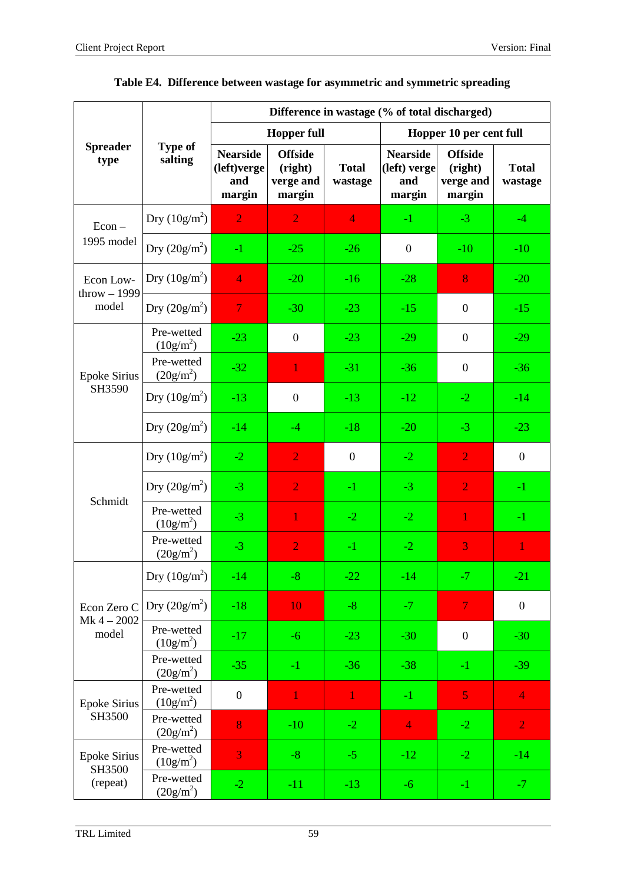**Table E4. Difference between wastage for asymmetric and symmetric spreading**

| Spreader type | Type of salting | Difference in wastage (% of total discharged) | | | | | |
|---|---|---|---|---|---|---|---|
| | | Hopper full | | | Hopper 10 per cent full | | |
| | | Nearside (left)verge and margin | Offside (right) verge and margin | Total wastage | Nearside (left) verge and margin | Offside (right) verge and margin | Total wastage |
| Econ – 1995 model | Dry ($10g/m^2$) | 2 | 2 | 4 | -1 | -3 | -4 |
| | Dry ($20g/m^2$) | -1 | -25 | -26 | 0 | -10 | -10 |
| Econ Low-throw – 1999 model | Dry ($10g/m^2$) | 4 | -20 | -16 | -28 | 8 | -20 |
| | Dry ($20g/m^2$) | 7 | -30 | -23 | -15 | 0 | -15 |
| Epoke Sirius SH3590 | Pre-wetted ($10g/m^2$) | -23 | 0 | -23 | -29 | 0 | -29 |
| | Pre-wetted ($20g/m^2$) | -32 | 1 | -31 | -36 | 0 | -36 |
| | Dry ($10g/m^2$) | -13 | 0 | -13 | -12 | -2 | -14 |
| | Dry ($20g/m^2$) | -14 | -4 | -18 | -20 | -3 | -23 |
| Schmidt | Dry ($10g/m^2$) | -2 | 2 | 0 | -2 | 2 | 0 |
| | Dry ($20g/m^2$) | -3 | 2 | -1 | -3 | 2 | -1 |
| | Pre-wetted ($10g/m^2$) | -3 | 1 | -2 | -2 | 1 | -1 |
| | Pre-wetted ($20g/m^2$) | -3 | 2 | -1 | -2 | 3 | 1 |
| Econ Zero C Mk 4 – 2002 model | Dry ($10g/m^2$) | -14 | -8 | -22 | -14 | -7 | -21 |
| | Dry ($20g/m^2$) | -18 | 10 | -8 | -7 | 7 | 0 |
| | Pre-wetted ($10g/m^2$) | -17 | -6 | -23 | -30 | 0 | -30 |
| | Pre-wetted ($20g/m^2$) | -35 | -1 | -36 | -38 | -1 | -39 |
| Epoke Sirius SH3500 | Pre-wetted ($10g/m^2$) | 0 | 1 | 1 | -1 | 5 | 4 |
| | Pre-wetted ($20g/m^2$) | 8 | -10 | -2 | 4 | -2 | 2 |
| Epoke Sirius SH3500 (repeat) | Pre-wetted ($10g/m^2$) | 3 | -8 | -5 | -12 | -2 | -14 |
| | Pre-wetted ($20g/m^2$) | -2 | -11 | -13 | -6 | -1 | -7 |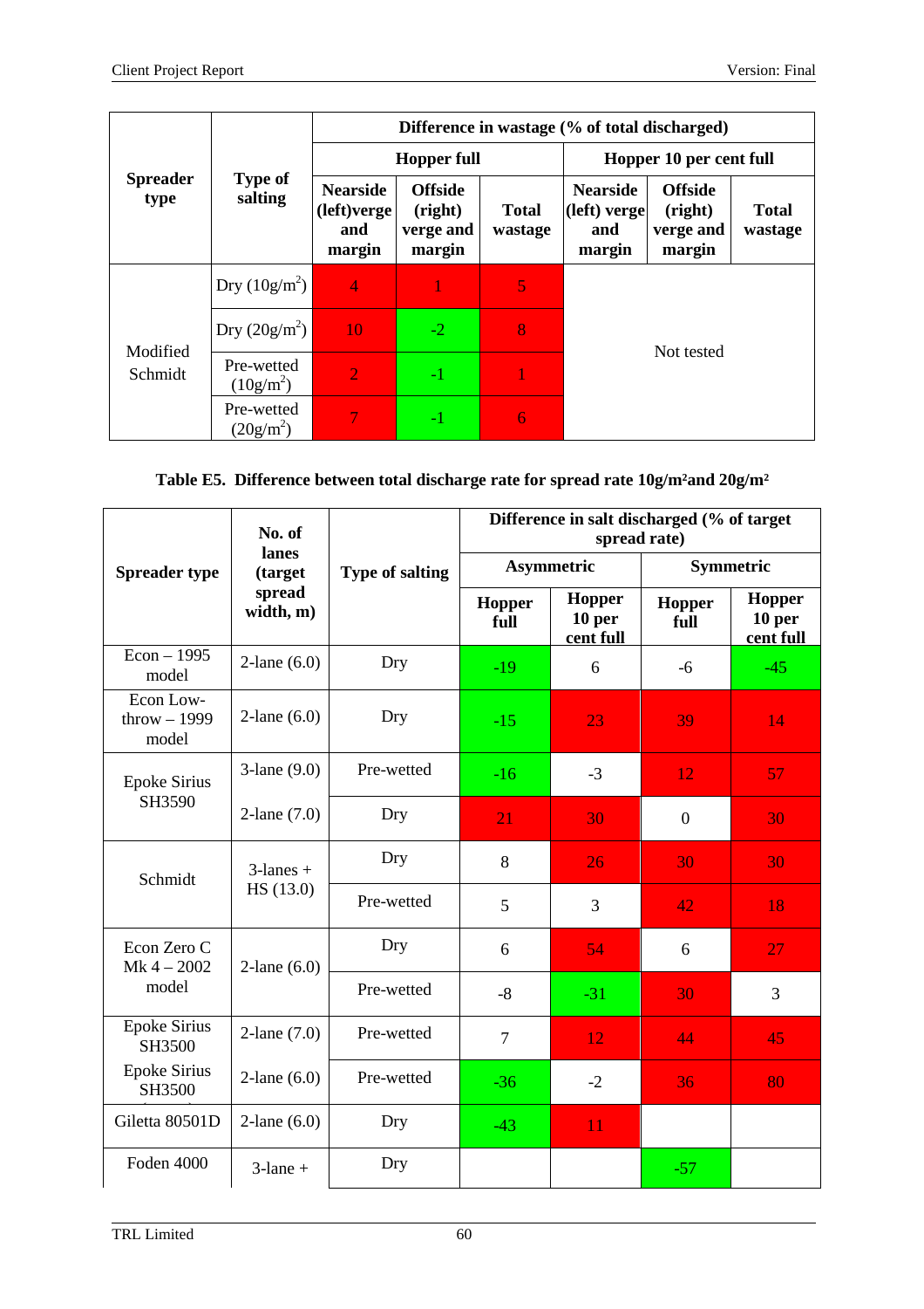| Spreader type | Type of salting | Difference in wastage (% of total discharged) | | | | | |
|---|---|---|---|---|---|---|---|
| | | Hopper full | | | Hopper 10 per cent full | | |
| | | Nearside (left)verge and margin | Offside (right) verge and margin | Total wastage | Nearside (left) verge and margin | Offside (right) verge and margin | Total wastage |
| Modified Schmidt | Dry (10g/m$^2$) | 4 | 1 | 5 | Not tested | | |
| | Dry (20g/m$^2$) | 10 | -2 | 8 | | | |
| | Pre-wetted (10g/m$^2$) | 2 | -1 | 1 | | | |
| | Pre-wetted (20g/m$^2$) | 7 | -1 | 6 | | | |

**Table E5. Difference between total discharge rate for spread rate 10g/m²and 20g/m²**

| Spreader type | No. of lanes (target spread width, m) | Type of salting | Difference in salt discharged (% of target spread rate) | | | |
|---|---|---|---|---|---|---|
| | | | Asymmetric | | Symmetric | |
| | | | Hopper full | Hopper 10 per cent full | Hopper full | Hopper 10 per cent full |
| Econ – 1995 model | 2-lane (6.0) | Dry | -19 | 6 | -6 | -45 |
| Econ Low-throw – 1999 model | 2-lane (6.0) | Dry | -15 | 23 | 39 | 14 |
| Epoke Sirius SH3590 | 3-lane (9.0) | Pre-wetted | -16 | -3 | 12 | 57 |
| | 2-lane (7.0) | Dry | 21 | 30 | 0 | 30 |
| Schmidt | 3-lanes + HS (13.0) | Dry | 8 | 26 | 30 | 30 |
| | | Pre-wetted | 5 | 3 | 42 | 18 |
| Econ Zero C Mk 4 – 2002 model | 2-lane (6.0) | Dry | 6 | 54 | 6 | 27 |
| | | Pre-wetted | -8 | -31 | 30 | 3 |
| Epoke Sirius SH3500 | 2-lane (7.0) | Pre-wetted | 7 | 12 | 44 | 45 |
| Epoke Sirius SH3500 | 2-lane (6.0) | Pre-wetted | -36 | -2 | 36 | 80 |
| Giletta 80501D | 2-lane (6.0) | Dry | -43 | 11 | | |
| Foden 4000 | 3-lane + | Dry | | | -57 | |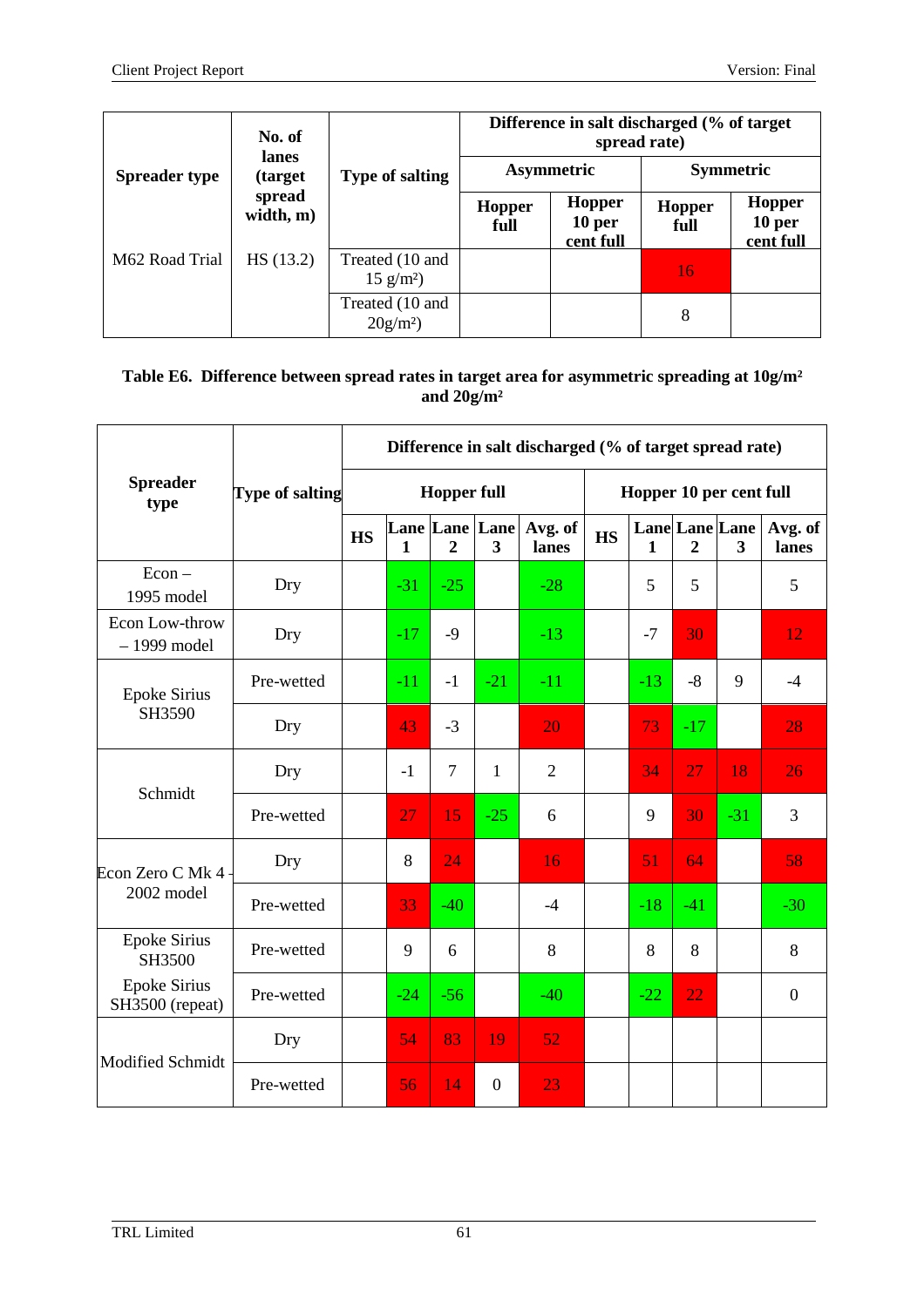| Spreader type | No. of lanes (target spread width, m) | Type of salting | Difference in salt discharged (% of target spread rate) | | | |
|---|---|---|---|---|---|---|
| | | | Asymmetric | | Symmetric | |
| | | | Hopper full | Hopper 10 per cent full | Hopper full | Hopper 10 per cent full |
| M62 Road Trial | HS (13.2) | Treated (10 and 15 g/m²) | | | 16 | |
| | | Treated (10 and 20g/m²) | | | 8 | |

**Table E6. Difference between spread rates in target area for asymmetric spreading at 10g/m² and 20g/m²**

| Spreader type | Type of salting | Difference in salt discharged (% of target spread rate) | | | | | | | | | |
|---|---|---|---|---|---|---|---|---|---|---|---|
| | | Hopper full | | | | | Hopper 10 per cent full | | | | |
| | | HS | Lane 1 | Lane 2 | Lane 3 | Avg. of lanes | HS | Lane 1 | Lane 2 | Lane 3 | Avg. of lanes |
| Econ – 1995 model | Dry | | -31 | -25 | | -28 | | 5 | 5 | | 5 |
| Econ Low-throw – 1999 model | Dry | | -17 | -9 | | -13 | | -7 | 30 | | 12 |
| Epoke Sirius SH3590 | Pre-wetted | | -11 | -1 | -21 | -11 | | -13 | -8 | 9 | -4 |
| | Dry | | 43 | -3 | | 20 | | 73 | -17 | | 28 |
| Schmidt | Dry | | -1 | 7 | 1 | 2 | | 34 | 27 | 18 | 26 |
| | Pre-wetted | | 27 | 15 | -25 | 6 | | 9 | 30 | -31 | 3 |
| Econ Zero C Mk 4 - 2002 model | Dry | | 8 | 24 | | 16 | | 51 | 64 | | 58 |
| | Pre-wetted | | 33 | -40 | | -4 | | -18 | -41 | | -30 |
| Epoke Sirius SH3500 | Pre-wetted | | 9 | 6 | | 8 | | 8 | 8 | | 8 |
| Epoke Sirius SH3500 (repeat) | Pre-wetted | | -24 | -56 | | -40 | | -22 | 22 | | 0 |
| Modified Schmidt | Dry | | 54 | 83 | 19 | 52 | | | | | |
| | Pre-wetted | | 56 | 14 | 0 | 23 | | | | | |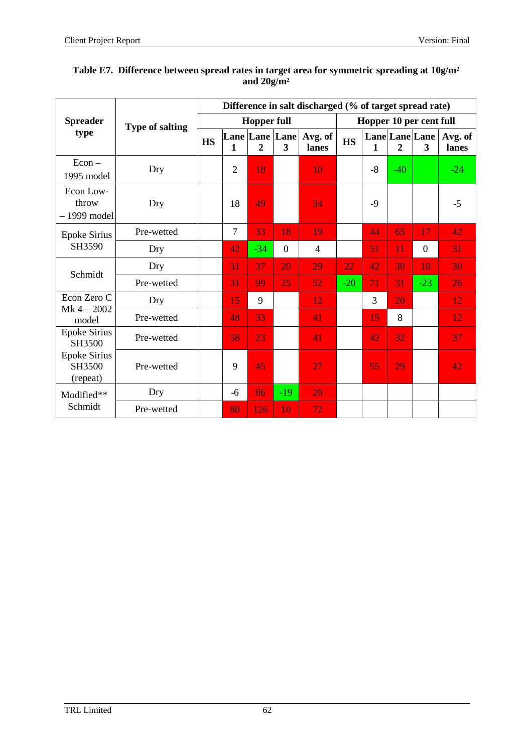**Table E7. Difference between spread rates in target area for symmetric spreading at 10g/m² and 20g/m²**

| Spreader type | Type of salting | Difference in salt discharged (% of target spread rate) | | | | | | | | | |
|---|---|---|---|---|---|---|---|---|---|---|---|
| | | Hopper full | | | | | Hopper 10 per cent full | | | | |
| | | HS | Lane 1 | Lane 2 | Lane 3 | Avg. of lanes | HS | Lane 1 | Lane 2 | Lane 3 | Avg. of lanes |
| Econ – 1995 model | Dry | | 2 | 18 | | 10 | | -8 | -40 | | -24 |
| Econ Low-throw – 1999 model | Dry | | 18 | 49 | | 34 | | -9 | | | -5 |
| Epoke Sirius SH3590 | Pre-wetted | | 7 | 33 | 18 | 19 | | 44 | 65 | 17 | 42 |
| | Dry | | 42 | -34 | 0 | 4 | | 51 | 11 | 0 | 31 |
| Schmidt | Dry | | 31 | 37 | 20 | 29 | 22 | 42 | 30 | 18 | 30 |
| | Pre-wetted | | 31 | 99 | 25 | 52 | -20 | 71 | 31 | -23 | 26 |
| Econ Zero C Mk 4 – 2002 model | Dry | | 15 | 9 | | 12 | | 3 | 20 | | 12 |
| | Pre-wetted | | 48 | 33 | | 41 | | 15 | 8 | | 12 |
| Epoke Sirius SH3500 | Pre-wetted | | 58 | 23 | | 41 | | 42 | 32 | | 37 |
| Epoke Sirius SH3500 (repeat) | Pre-wetted | | 9 | 45 | | 27 | | 55 | 29 | | 42 |
| Modified** Schmidt | Dry | | -6 | 86 | -19 | 20 | | | | | |
| | Pre-wetted | | 80 | 126 | 10 | 72 | | | | | |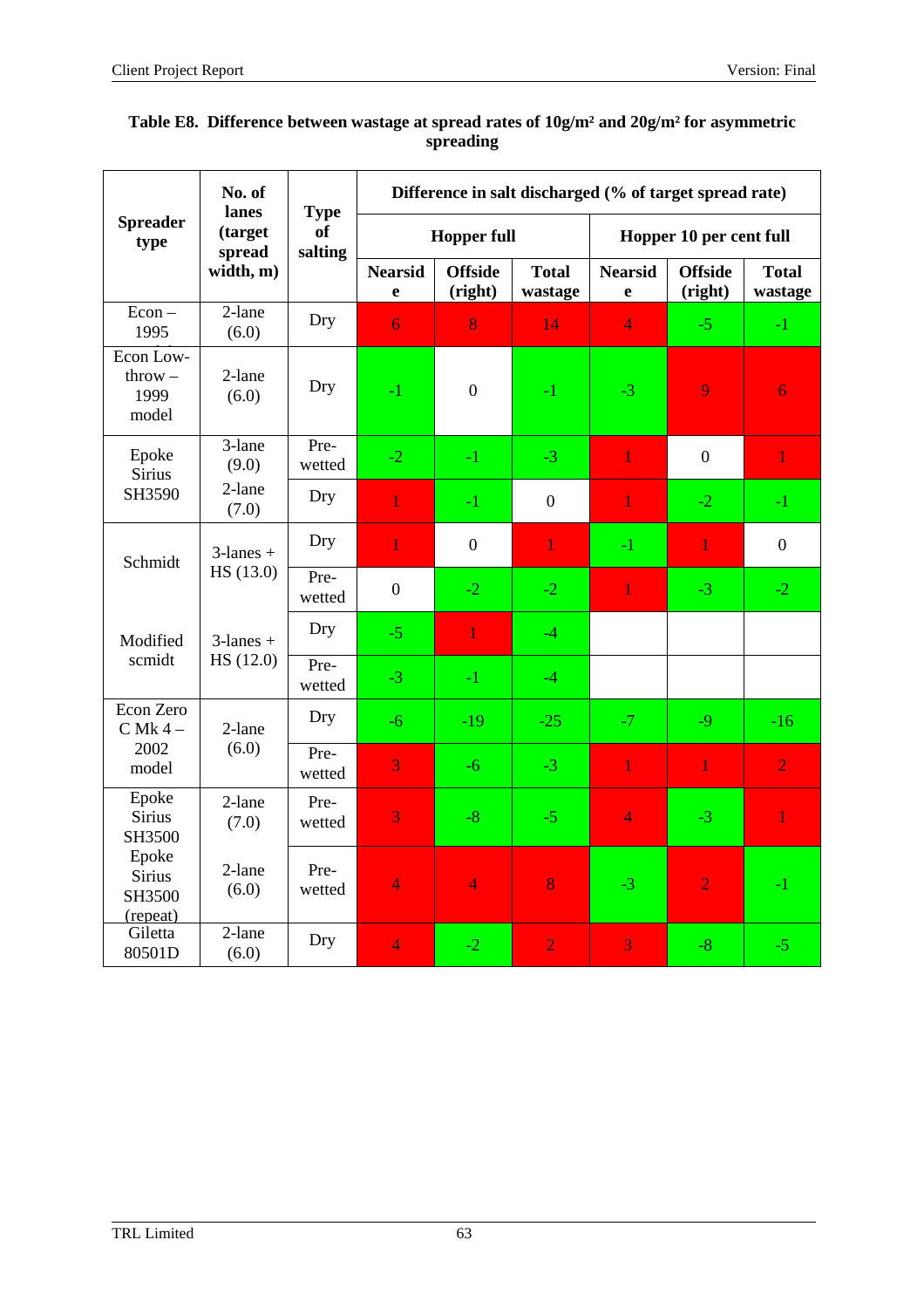**Table E8. Difference between wastage at spread rates of 10g/m² and 20g/m² for asymmetric spreading**

| Spreader type | No. of lanes (target spread width, m) | Type of salting | Difference in salt discharged (% of target spread rate) | | | | | |
|---|---|---|---|---|---|---|---|---|
| | | | Hopper full | | | Hopper 10 per cent full | | |
| | | | Nearside | Offside (right) | Total wastage | Nearside | Offside (right) | Total wastage |
| Econ – 1995 | 2-lane (6.0) | Dry | 6 | 8 | 14 | 4 | -5 | -1 |
| Econ Low-throw – 1999 model | 2-lane (6.0) | Dry | -1 | 0 | -1 | -3 | 9 | 6 |
| Epoke Sirius SH3590 | 3-lane (9.0) | Pre-wetted | -2 | -1 | -3 | 1 | 0 | 1 |
| | 2-lane (7.0) | Dry | 1 | -1 | 0 | 1 | -2 | -1 |
| Schmidt | 3-lanes + HS (13.0) | Dry | 1 | 0 | 1 | -1 | 1 | 0 |
| | | Pre-wetted | 0 | -2 | -2 | 1 | -3 | -2 |
| Modified scmidt | 3-lanes + HS (12.0) | Dry | -5 | 1 | -4 | | | |
| | | Pre-wetted | -3 | -1 | -4 | | | |
| Econ Zero C Mk 4 – 2002 model | 2-lane (6.0) | Dry | -6 | -19 | -25 | -7 | -9 | -16 |
| | | Pre-wetted | 3 | -6 | -3 | 1 | 1 | 2 |
| Epoke Sirius SH3500 | 2-lane (7.0) | Pre-wetted | 3 | -8 | -5 | 4 | -3 | 1 |
| Epoke Sirius SH3500 (repeat) | 2-lane (6.0) | Pre-wetted | 4 | 4 | 8 | -3 | 2 | -1 |
| Giletta 80501D | 2-lane (6.0) | Dry | 4 | -2 | 2 | 3 | -8 | -5 |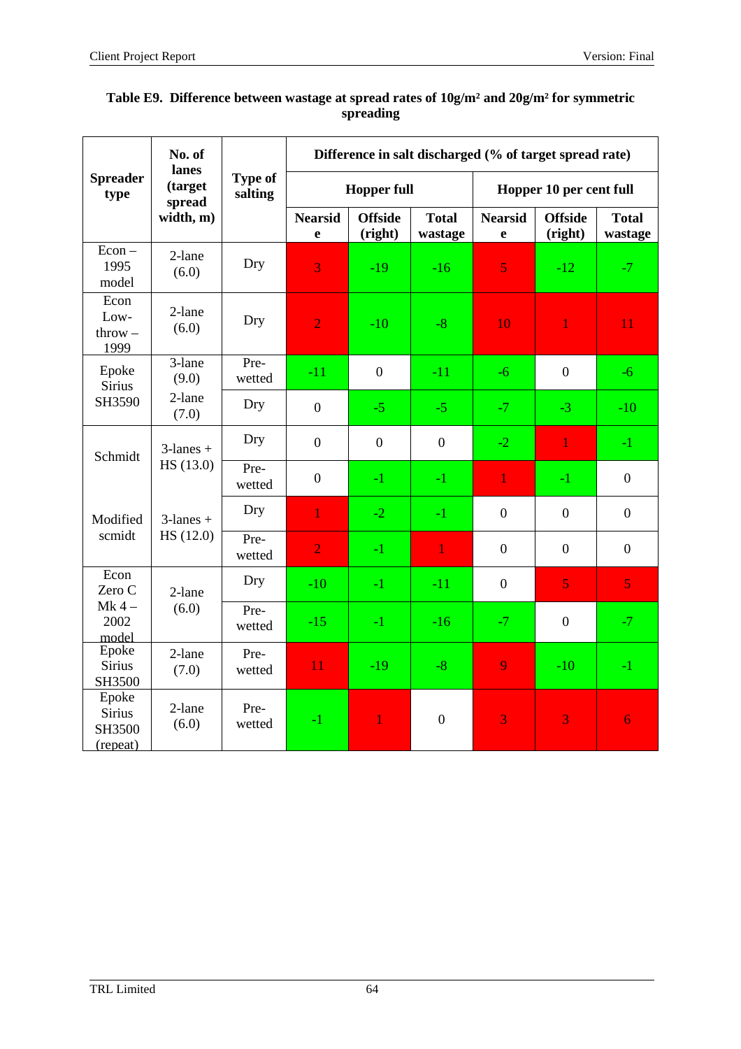**Table E9. Difference between wastage at spread rates of 10g/m² and 20g/m² for symmetric spreading**

| Spreader type | No. of lanes (target spread width, m) | Type of salting | Difference in salt discharged (% of target spread rate) | | | | | |
|---|---|---|---|---|---|---|---|---|
| | | | Hopper full | | | Hopper 10 per cent full | | |
| | | | Nearside | Offside (right) | Total wastage | Nearside | Offside (right) | Total wastage |
| Econ – 1995 model | 2-lane (6.0) | Dry | 3 | -19 | -16 | 5 | -12 | -7 |
| Econ Low-throw – 1999 | 2-lane (6.0) | Dry | 2 | -10 | -8 | 10 | 1 | 11 |
| Epoke Sirius SH3590 | 3-lane (9.0) | Pre-wetted | -11 | 0 | -11 | -6 | 0 | -6 |
| | 2-lane (7.0) | Dry | 0 | -5 | -5 | -7 | -3 | -10 |
| Schmidt | 3-lanes + HS (13.0) | Dry | 0 | 0 | 0 | -2 | 1 | -1 |
| | | Pre-wetted | 0 | -1 | -1 | 1 | -1 | 0 |
| Modified scmidt | 3-lanes + HS (12.0) | Dry | 1 | -2 | -1 | 0 | 0 | 0 |
| | | Pre-wetted | 2 | -1 | 1 | 0 | 0 | 0 |
| Econ Zero C Mk 4 – 2002 model | 2-lane (6.0) | Dry | -10 | -1 | -11 | 0 | 5 | 5 |
| | | Pre-wetted | -15 | -1 | -16 | -7 | 0 | -7 |
| Epoke Sirius SH3500 | 2-lane (7.0) | Pre-wetted | 11 | -19 | -8 | 9 | -10 | -1 |
| Epoke Sirius SH3500 (repeat) | 2-lane (6.0) | Pre-wetted | -1 | 1 | 0 | 3 | 3 | 6 |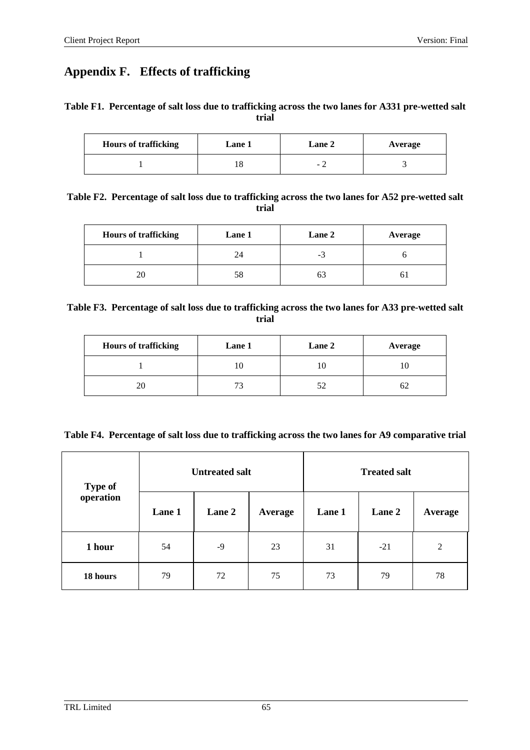# Appendix F. Effects of trafficking

**Table F1. Percentage of salt loss due to trafficking across the two lanes for A331 pre-wetted salt trial**

| Hours of trafficking | Lane 1 | Lane 2 | Average |
|---|---|---|---|
| 1 | 18 | - 2 | 3 |

**Table F2. Percentage of salt loss due to trafficking across the two lanes for A52 pre-wetted salt trial**

| Hours of trafficking | Lane 1 | Lane 2 | Average |
|---|---|---|---|
| 1 | 24 | -3 | 6 |
| 20 | 58 | 63 | 61 |

**Table F3. Percentage of salt loss due to trafficking across the two lanes for A33 pre-wetted salt trial**

| Hours of trafficking | Lane 1 | Lane 2 | Average |
|---|---|---|---|
| 1 | 10 | 10 | 10 |
| 20 | 73 | 52 | 62 |

**Table F4. Percentage of salt loss due to trafficking across the two lanes for A9 comparative trial**

| Type of operation | Untreated salt | | | Treated salt | | |
|---|---|---|---|---|---|---|
| | Lane 1 | Lane 2 | Average | Lane 1 | Lane 2 | Average |
| **1 hour** | 54 | -9 | 23 | 31 | -21 | 2 |
| **18 hours** | 79 | 72 | 75 | 73 | 79 | 78 |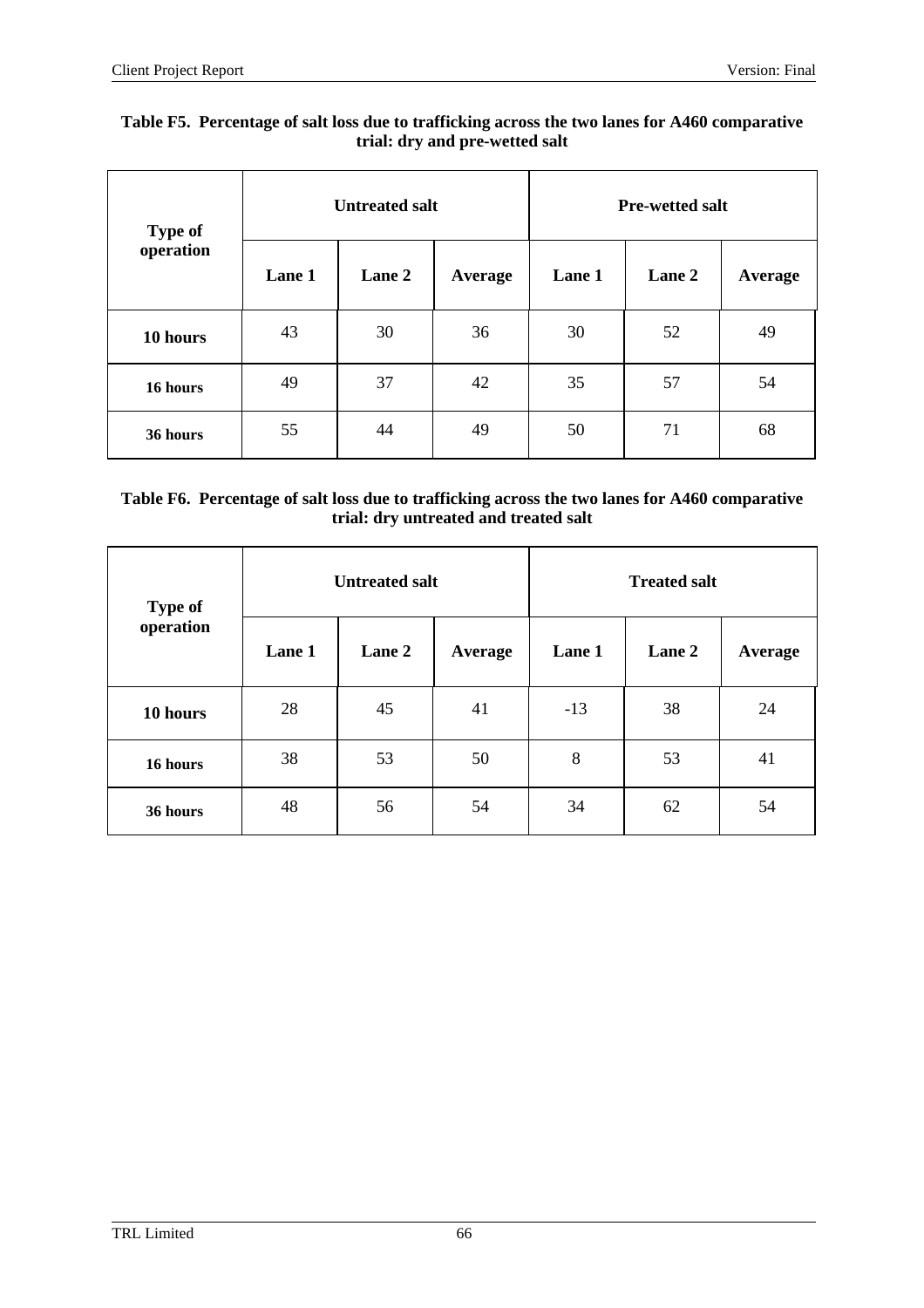**Table F5. Percentage of salt loss due to trafficking across the two lanes for A460 comparative trial: dry and pre-wetted salt**

| Type of operation | Untreated salt | | | Pre-wetted salt | | |
|---|---|---|---|---|---|---|
| | Lane 1 | Lane 2 | Average | Lane 1 | Lane 2 | Average |
| 10 hours | 43 | 30 | 36 | 30 | 52 | 49 |
| 16 hours | 49 | 37 | 42 | 35 | 57 | 54 |
| 36 hours | 55 | 44 | 49 | 50 | 71 | 68 |

**Table F6. Percentage of salt loss due to trafficking across the two lanes for A460 comparative trial: dry untreated and treated salt**

| Type of operation | Untreated salt | | | Treated salt | | |
|---|---|---|---|---|---|---|
| | Lane 1 | Lane 2 | Average | Lane 1 | Lane 2 | Average |
| 10 hours | 28 | 45 | 41 | -13 | 38 | 24 |
| 16 hours | 38 | 53 | 50 | 8 | 53 | 41 |
| 36 hours | 48 | 56 | 54 | 34 | 62 | 54 |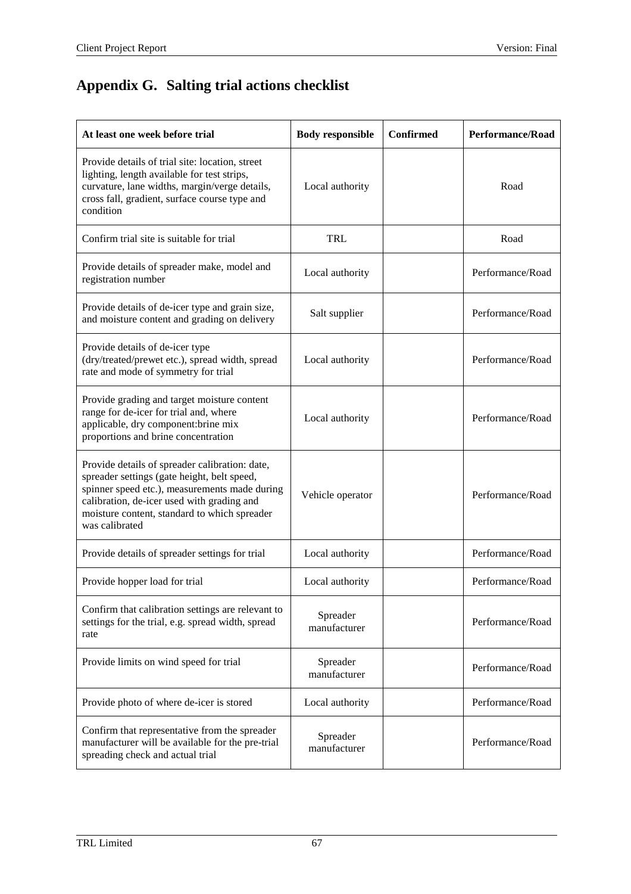# Appendix G. Salting trial actions checklist

| At least one week before trial | Body responsible | Confirmed | Performance/Road |
|---|---|---|---|
| Provide details of trial site: location, street lighting, length available for test strips, curvature, lane widths, margin/verge details, cross fall, gradient, surface course type and condition | Local authority | | Road |
| Confirm trial site is suitable for trial | TRL | | Road |
| Provide details of spreader make, model and registration number | Local authority | | Performance/Road |
| Provide details of de-icer type and grain size, and moisture content and grading on delivery | Salt supplier | | Performance/Road |
| Provide details of de-icer type (dry/treated/prewet etc.), spread width, spread rate and mode of symmetry for trial | Local authority | | Performance/Road |
| Provide grading and target moisture content range for de-icer for trial and, where applicable, dry component:brine mix proportions and brine concentration | Local authority | | Performance/Road |
| Provide details of spreader calibration: date, spreader settings (gate height, belt speed, spinner speed etc.), measurements made during calibration, de-icer used with grading and moisture content, standard to which spreader was calibrated | Vehicle operator | | Performance/Road |
| Provide details of spreader settings for trial | Local authority | | Performance/Road |
| Provide hopper load for trial | Local authority | | Performance/Road |
| Confirm that calibration settings are relevant to settings for the trial, e.g. spread width, spread rate | Spreader manufacturer | | Performance/Road |
| Provide limits on wind speed for trial | Spreader manufacturer | | Performance/Road |
| Provide photo of where de-icer is stored | Local authority | | Performance/Road |
| Confirm that representative from the spreader manufacturer will be available for the pre-trial spreading check and actual trial | Spreader manufacturer | | Performance/Road |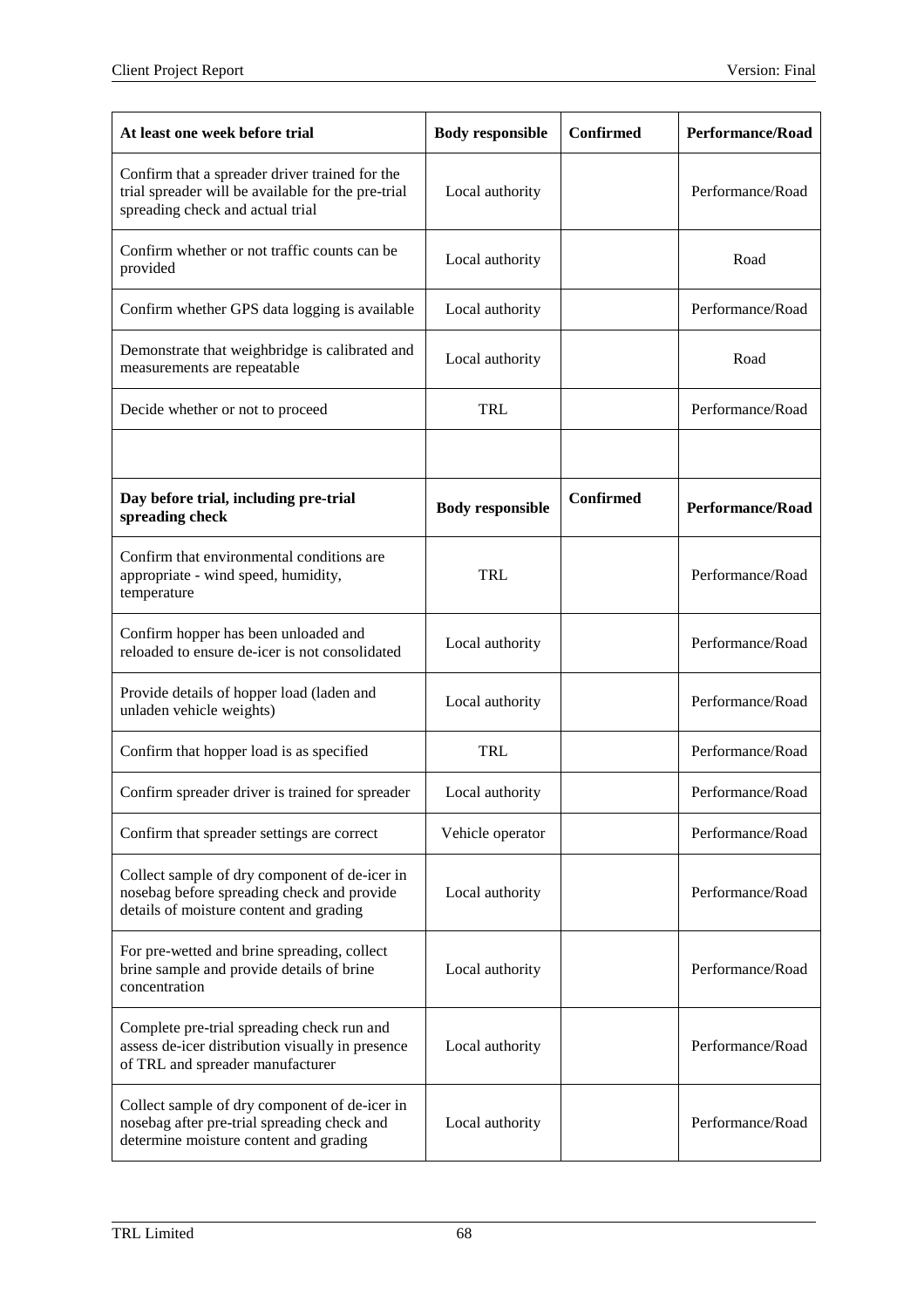| At least one week before trial | Body responsible | Confirmed | Performance/Road |
|---|---|---|---|
| Confirm that a spreader driver trained for the trial spreader will be available for the pre-trial spreading check and actual trial | Local authority | | Performance/Road |
| Confirm whether or not traffic counts can be provided | Local authority | | Road |
| Confirm whether GPS data logging is available | Local authority | | Performance/Road |
| Demonstrate that weighbridge is calibrated and measurements are repeatable | Local authority | | Road |
| Decide whether or not to proceed | TRL | | Performance/Road |
| | | | |
| **Day before trial, including pre-trial spreading check** | **Body responsible** | **Confirmed** | **Performance/Road** |
| Confirm that environmental conditions are appropriate - wind speed, humidity, temperature | TRL | | Performance/Road |
| Confirm hopper has been unloaded and reloaded to ensure de-icer is not consolidated | Local authority | | Performance/Road |
| Provide details of hopper load (laden and unladen vehicle weights) | Local authority | | Performance/Road |
| Confirm that hopper load is as specified | TRL | | Performance/Road |
| Confirm spreader driver is trained for spreader | Local authority | | Performance/Road |
| Confirm that spreader settings are correct | Vehicle operator | | Performance/Road |
| Collect sample of dry component of de-icer in nosebag before spreading check and provide details of moisture content and grading | Local authority | | Performance/Road |
| For pre-wetted and brine spreading, collect brine sample and provide details of brine concentration | Local authority | | Performance/Road |
| Complete pre-trial spreading check run and assess de-icer distribution visually in presence of TRL and spreader manufacturer | Local authority | | Performance/Road |
| Collect sample of dry component of de-icer in nosebag after pre-trial spreading check and determine moisture content and grading | Local authority | | Performance/Road |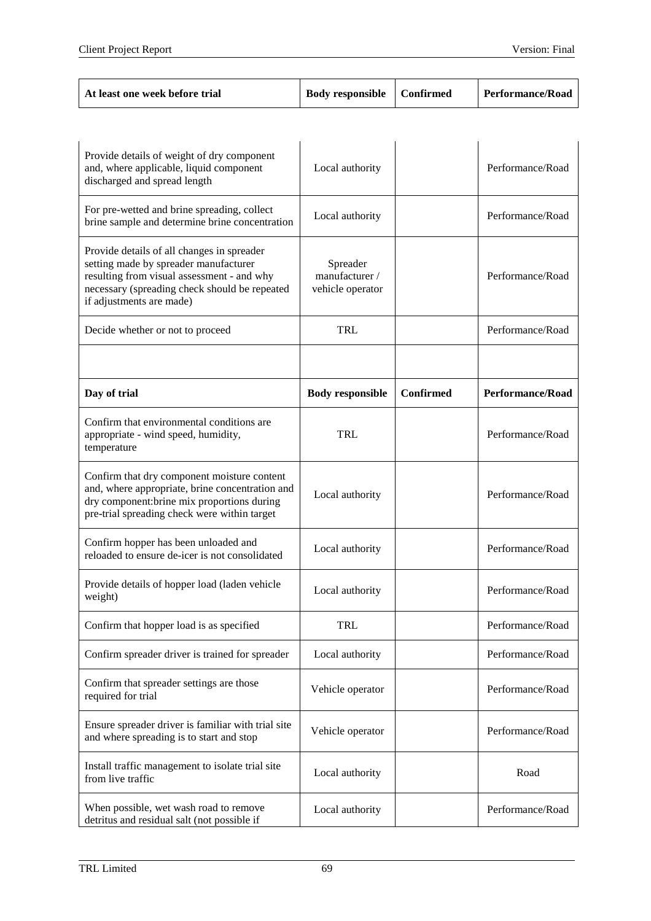| At least one week before trial | Body responsible | Confirmed | Performance/Road |
|---|---|---|---|
| Provide details of weight of dry component and, where applicable, liquid component discharged and spread length | Local authority | | Performance/Road |
| For pre-wetted and brine spreading, collect brine sample and determine brine concentration | Local authority | | Performance/Road |
| Provide details of all changes in spreader setting made by spreader manufacturer resulting from visual assessment - and why necessary (spreading check should be repeated if adjustments are made) | Spreader manufacturer / vehicle operator | | Performance/Road |
| Decide whether or not to proceed | TRL | | Performance/Road |
| | | | |
| **Day of trial** | **Body responsible** | **Confirmed** | **Performance/Road** |
| Confirm that environmental conditions are appropriate - wind speed, humidity, temperature | TRL | | Performance/Road |
| Confirm that dry component moisture content and, where appropriate, brine concentration and dry component:brine mix proportions during pre-trial spreading check were within target | Local authority | | Performance/Road |
| Confirm hopper has been unloaded and reloaded to ensure de-icer is not consolidated | Local authority | | Performance/Road |
| Provide details of hopper load (laden vehicle weight) | Local authority | | Performance/Road |
| Confirm that hopper load is as specified | TRL | | Performance/Road |
| Confirm spreader driver is trained for spreader | Local authority | | Performance/Road |
| Confirm that spreader settings are those required for trial | Vehicle operator | | Performance/Road |
| Ensure spreader driver is familiar with trial site and where spreading is to start and stop | Vehicle operator | | Performance/Road |
| Install traffic management to isolate trial site from live traffic | Local authority | | Road |
| When possible, wet wash road to remove detritus and residual salt (not possible if | Local authority | | Performance/Road |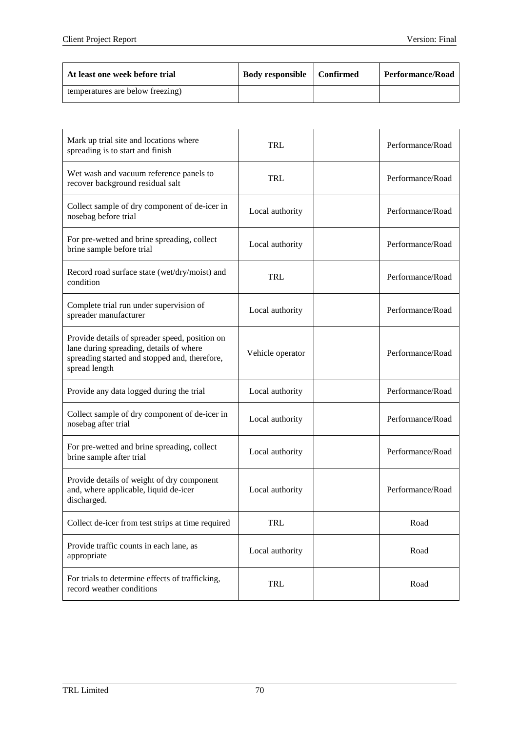| At least one week before trial | Body responsible | Confirmed | Performance/Road |
|---|---|---|---|
| temperatures are below freezing) | | | |
| Mark up trial site and locations where spreading is to start and finish | TRL | | Performance/Road |
| Wet wash and vacuum reference panels to recover background residual salt | TRL | | Performance/Road |
| Collect sample of dry component of de-icer in nosebag before trial | Local authority | | Performance/Road |
| For pre-wetted and brine spreading, collect brine sample before trial | Local authority | | Performance/Road |
| Record road surface state (wet/dry/moist) and condition | TRL | | Performance/Road |
| Complete trial run under supervision of spreader manufacturer | Local authority | | Performance/Road |
| Provide details of spreader speed, position on lane during spreading, details of where spreading started and stopped and, therefore, spread length | Vehicle operator | | Performance/Road |
| Provide any data logged during the trial | Local authority | | Performance/Road |
| Collect sample of dry component of de-icer in nosebag after trial | Local authority | | Performance/Road |
| For pre-wetted and brine spreading, collect brine sample after trial | Local authority | | Performance/Road |
| Provide details of weight of dry component and, where applicable, liquid de-icer discharged. | Local authority | | Performance/Road |
| Collect de-icer from test strips at time required | TRL | | Road |
| Provide traffic counts in each lane, as appropriate | Local authority | | Road |
| For trials to determine effects of trafficking, record weather conditions | TRL | | Road |